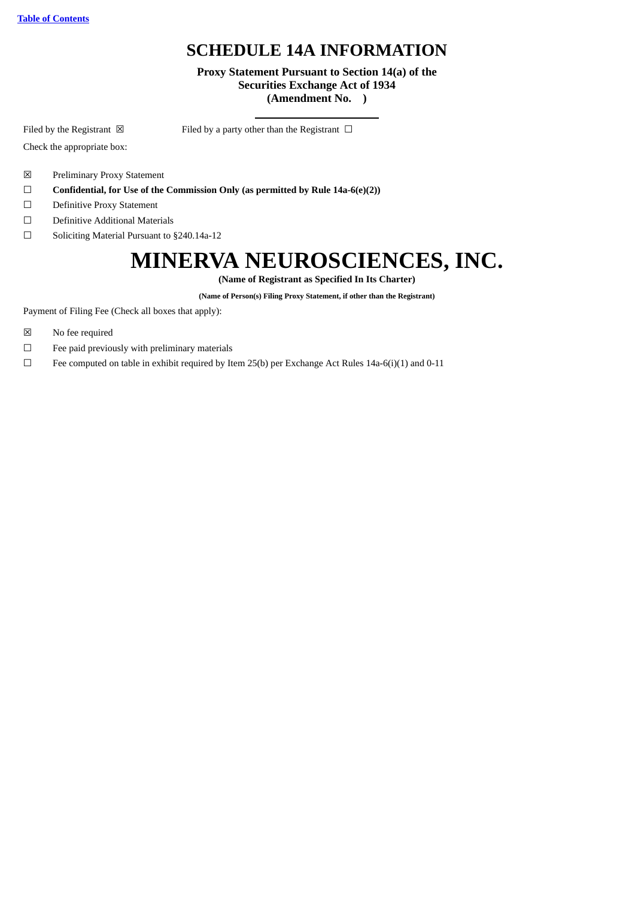[Table of Contents]

# SCHEDULE 14A INFORMATION

**Proxy Statement Pursuant to Section 14(a) of the Securities Exchange Act of 1934 (Amendment No. )**

Filed by the Registrant ☒ Filed by a party other than the Registrant ☐

Check the appropriate box:

☒ Preliminary Proxy Statement

☐ **Confidential, for Use of the Commission Only (as permitted by Rule 14a-6(e)(2))**

☐ Definitive Proxy Statement

☐ Definitive Additional Materials

☐ Soliciting Material Pursuant to §240.14a-12

# MINERVA NEUROSCIENCES, INC.

**(Name of Registrant as Specified In Its Charter)**

**(Name of Person(s) Filing Proxy Statement, if other than the Registrant)**

Payment of Filing Fee (Check all boxes that apply):

☒ No fee required

☐ Fee paid previously with preliminary materials

☐ Fee computed on table in exhibit required by Item 25(b) per Exchange Act Rules 14a-6(i)(1) and 0-11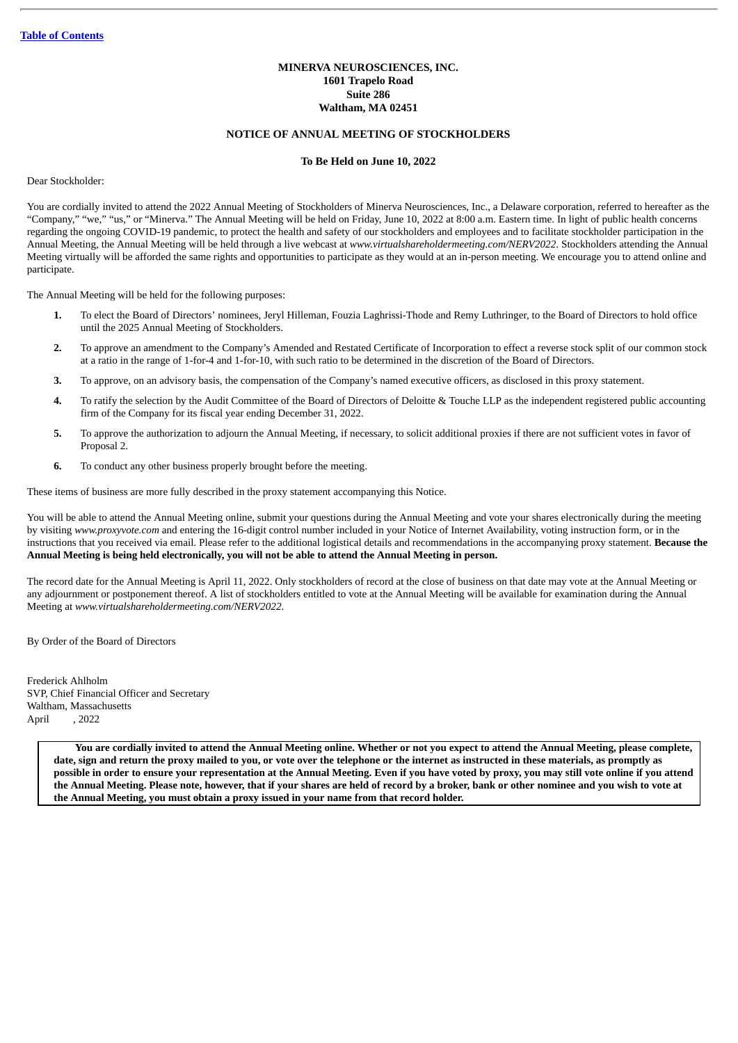[Table of Contents](#)

**MINERVA NEUROSCIENCES, INC.**
**1601 Trapelo Road**
**Suite 286**
**Waltham, MA 02451**

**NOTICE OF ANNUAL MEETING OF STOCKHOLDERS**

**To Be Held on June 10, 2022**

Dear Stockholder:

You are cordially invited to attend the 2022 Annual Meeting of Stockholders of Minerva Neurosciences, Inc., a Delaware corporation, referred to hereafter as the "Company," "we," "us," or "Minerva." The Annual Meeting will be held on Friday, June 10, 2022 at 8:00 a.m. Eastern time. In light of public health concerns regarding the ongoing COVID-19 pandemic, to protect the health and safety of our stockholders and employees and to facilitate stockholder participation in the Annual Meeting, the Annual Meeting will be held through a live webcast at *www.virtualshareholdermeeting.com/NERV2022*. Stockholders attending the Annual Meeting virtually will be afforded the same rights and opportunities to participate as they would at an in-person meeting. We encourage you to attend online and participate.

The Annual Meeting will be held for the following purposes:

1. To elect the Board of Directors' nominees, Jeryl Hilleman, Fouzia Laghrissi-Thode and Remy Luthringer, to the Board of Directors to hold office until the 2025 Annual Meeting of Stockholders.
2. To approve an amendment to the Company's Amended and Restated Certificate of Incorporation to effect a reverse stock split of our common stock at a ratio in the range of 1-for-4 and 1-for-10, with such ratio to be determined in the discretion of the Board of Directors.
3. To approve, on an advisory basis, the compensation of the Company's named executive officers, as disclosed in this proxy statement.
4. To ratify the selection by the Audit Committee of the Board of Directors of Deloitte & Touche LLP as the independent registered public accounting firm of the Company for its fiscal year ending December 31, 2022.
5. To approve the authorization to adjourn the Annual Meeting, if necessary, to solicit additional proxies if there are not sufficient votes in favor of Proposal 2.
6. To conduct any other business properly brought before the meeting.

These items of business are more fully described in the proxy statement accompanying this Notice.

You will be able to attend the Annual Meeting online, submit your questions during the Annual Meeting and vote your shares electronically during the meeting by visiting *www.proxyvote.com* and entering the 16-digit control number included in your Notice of Internet Availability, voting instruction form, or in the instructions that you received via email. Please refer to the additional logistical details and recommendations in the accompanying proxy statement. **Because the Annual Meeting is being held electronically, you will not be able to attend the Annual Meeting in person.**

The record date for the Annual Meeting is April 11, 2022. Only stockholders of record at the close of business on that date may vote at the Annual Meeting or any adjournment or postponement thereof. A list of stockholders entitled to vote at the Annual Meeting will be available for examination during the Annual Meeting at *www.virtualshareholdermeeting.com/NERV2022*.

By Order of the Board of Directors

Frederick Ahlholm
SVP, Chief Financial Officer and Secretary
Waltham, Massachusetts
April , 2022

**You are cordially invited to attend the Annual Meeting online. Whether or not you expect to attend the Annual Meeting, please complete, date, sign and return the proxy mailed to you, or vote over the telephone or the internet as instructed in these materials, as promptly as possible in order to ensure your representation at the Annual Meeting. Even if you have voted by proxy, you may still vote online if you attend the Annual Meeting. Please note, however, that if your shares are held of record by a broker, bank or other nominee and you wish to vote at the Annual Meeting, you must obtain a proxy issued in your name from that record holder.**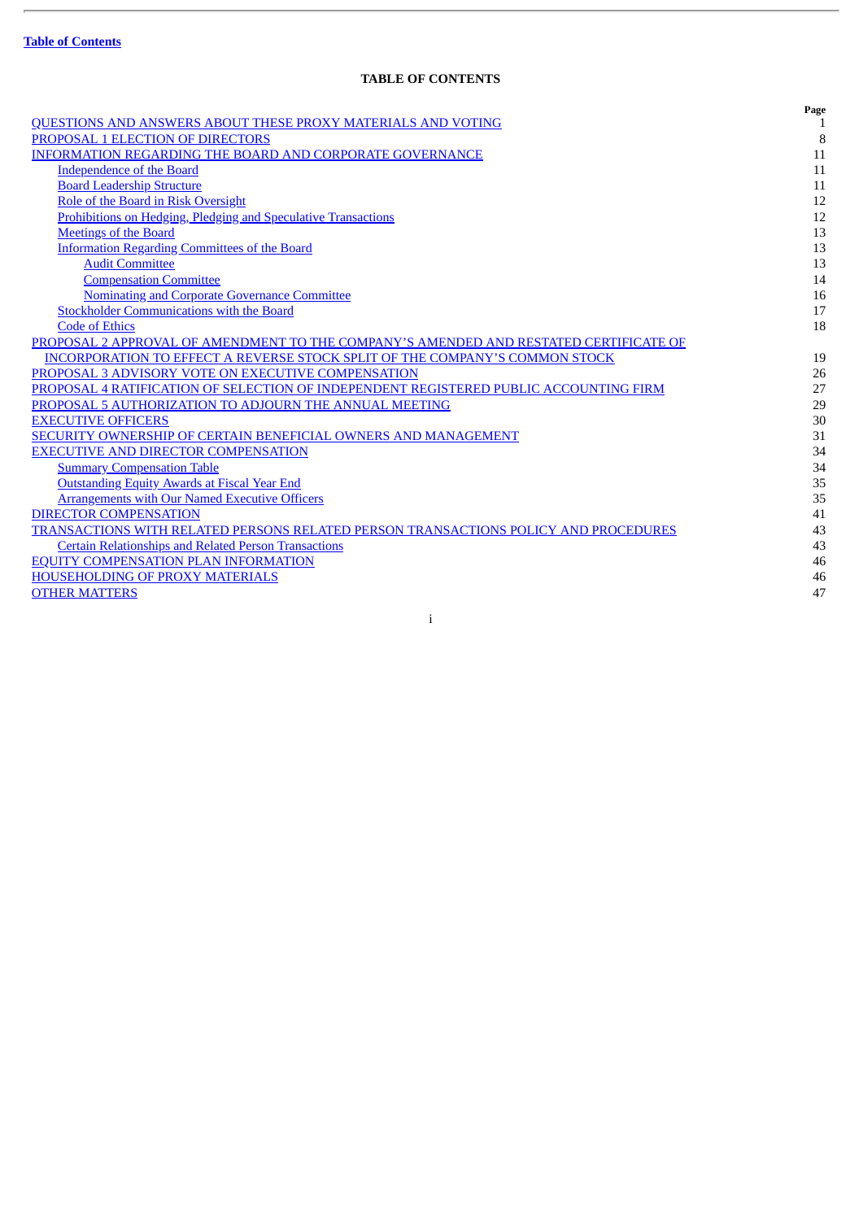[Table of Contents](#)

## TABLE OF CONTENTS

| | Page |
|---|---|
| QUESTIONS AND ANSWERS ABOUT THESE PROXY MATERIALS AND VOTING | 1 |
| PROPOSAL 1 ELECTION OF DIRECTORS | 8 |
| INFORMATION REGARDING THE BOARD AND CORPORATE GOVERNANCE | 11 |
| Independence of the Board | 11 |
| Board Leadership Structure | 11 |
| Role of the Board in Risk Oversight | 12 |
| Prohibitions on Hedging, Pledging and Speculative Transactions | 12 |
| Meetings of the Board | 13 |
| Information Regarding Committees of the Board | 13 |
| Audit Committee | 13 |
| Compensation Committee | 14 |
| Nominating and Corporate Governance Committee | 16 |
| Stockholder Communications with the Board | 17 |
| Code of Ethics | 18 |
| PROPOSAL 2 APPROVAL OF AMENDMENT TO THE COMPANY'S AMENDED AND RESTATED CERTIFICATE OF INCORPORATION TO EFFECT A REVERSE STOCK SPLIT OF THE COMPANY'S COMMON STOCK | 19 |
| PROPOSAL 3 ADVISORY VOTE ON EXECUTIVE COMPENSATION | 26 |
| PROPOSAL 4 RATIFICATION OF SELECTION OF INDEPENDENT REGISTERED PUBLIC ACCOUNTING FIRM | 27 |
| PROPOSAL 5 AUTHORIZATION TO ADJOURN THE ANNUAL MEETING | 29 |
| EXECUTIVE OFFICERS | 30 |
| SECURITY OWNERSHIP OF CERTAIN BENEFICIAL OWNERS AND MANAGEMENT | 31 |
| EXECUTIVE AND DIRECTOR COMPENSATION | 34 |
| Summary Compensation Table | 34 |
| Outstanding Equity Awards at Fiscal Year End | 35 |
| Arrangements with Our Named Executive Officers | 35 |
| DIRECTOR COMPENSATION | 41 |
| TRANSACTIONS WITH RELATED PERSONS RELATED PERSON TRANSACTIONS POLICY AND PROCEDURES | 43 |
| Certain Relationships and Related Person Transactions | 43 |
| EQUITY COMPENSATION PLAN INFORMATION | 46 |
| HOUSEHOLDING OF PROXY MATERIALS | 46 |
| OTHER MATTERS | 47 |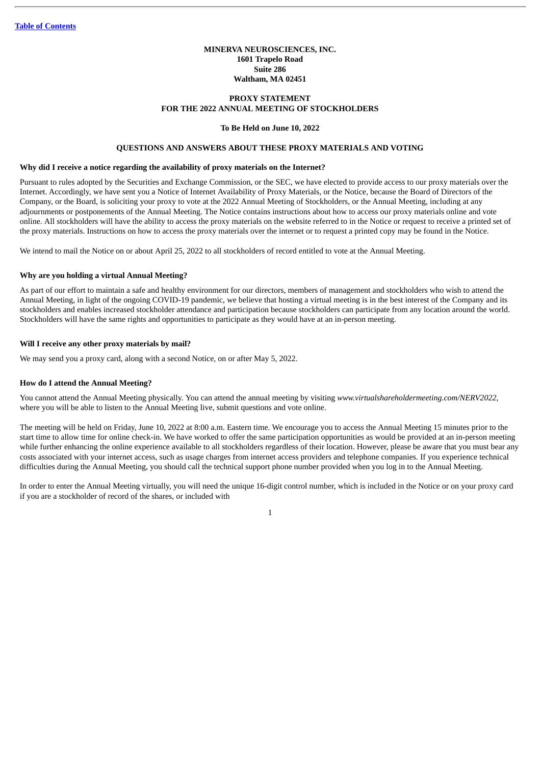**MINERVA NEUROSCIENCES, INC.**
**1601 Trapelo Road**
**Suite 286**
**Waltham, MA 02451**

**PROXY STATEMENT**
**FOR THE 2022 ANNUAL MEETING OF STOCKHOLDERS**

**To Be Held on June 10, 2022**

## QUESTIONS AND ANSWERS ABOUT THESE PROXY MATERIALS AND VOTING

### Why did I receive a notice regarding the availability of proxy materials on the Internet?

Pursuant to rules adopted by the Securities and Exchange Commission, or the SEC, we have elected to provide access to our proxy materials over the Internet. Accordingly, we have sent you a Notice of Internet Availability of Proxy Materials, or the Notice, because the Board of Directors of the Company, or the Board, is soliciting your proxy to vote at the 2022 Annual Meeting of Stockholders, or the Annual Meeting, including at any adjournments or postponements of the Annual Meeting. The Notice contains instructions about how to access our proxy materials online and vote online. All stockholders will have the ability to access the proxy materials on the website referred to in the Notice or request to receive a printed set of the proxy materials. Instructions on how to access the proxy materials over the internet or to request a printed copy may be found in the Notice.

We intend to mail the Notice on or about April 25, 2022 to all stockholders of record entitled to vote at the Annual Meeting.

### Why are you holding a virtual Annual Meeting?

As part of our effort to maintain a safe and healthy environment for our directors, members of management and stockholders who wish to attend the Annual Meeting, in light of the ongoing COVID-19 pandemic, we believe that hosting a virtual meeting is in the best interest of the Company and its stockholders and enables increased stockholder attendance and participation because stockholders can participate from any location around the world. Stockholders will have the same rights and opportunities to participate as they would have at an in-person meeting.

### Will I receive any other proxy materials by mail?

We may send you a proxy card, along with a second Notice, on or after May 5, 2022.

### How do I attend the Annual Meeting?

You cannot attend the Annual Meeting physically. You can attend the annual meeting by visiting *www.virtualshareholdermeeting.com/NERV2022*, where you will be able to listen to the Annual Meeting live, submit questions and vote online.

The meeting will be held on Friday, June 10, 2022 at 8:00 a.m. Eastern time. We encourage you to access the Annual Meeting 15 minutes prior to the start time to allow time for online check-in. We have worked to offer the same participation opportunities as would be provided at an in-person meeting while further enhancing the online experience available to all stockholders regardless of their location. However, please be aware that you must bear any costs associated with your internet access, such as usage charges from internet access providers and telephone companies. If you experience technical difficulties during the Annual Meeting, you should call the technical support phone number provided when you log in to the Annual Meeting.

In order to enter the Annual Meeting virtually, you will need the unique 16-digit control number, which is included in the Notice or on your proxy card if you are a stockholder of record of the shares, or included with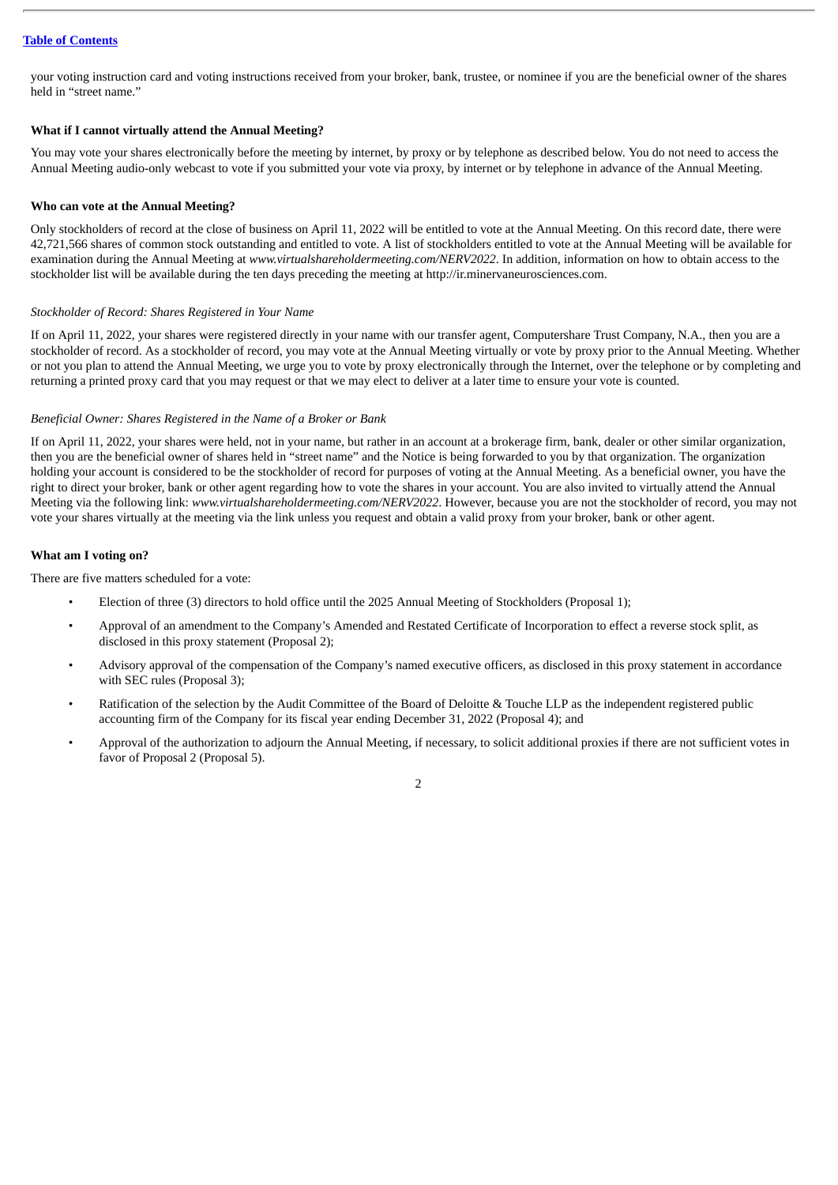your voting instruction card and voting instructions received from your broker, bank, trustee, or nominee if you are the beneficial owner of the shares held in "street name."

**What if I cannot virtually attend the Annual Meeting?**

You may vote your shares electronically before the meeting by internet, by proxy or by telephone as described below. You do not need to access the Annual Meeting audio-only webcast to vote if you submitted your vote via proxy, by internet or by telephone in advance of the Annual Meeting.

**Who can vote at the Annual Meeting?**

Only stockholders of record at the close of business on April 11, 2022 will be entitled to vote at the Annual Meeting. On this record date, there were 42,721,566 shares of common stock outstanding and entitled to vote. A list of stockholders entitled to vote at the Annual Meeting will be available for examination during the Annual Meeting at *www.virtualshareholdermeeting.com/NERV2022*. In addition, information on how to obtain access to the stockholder list will be available during the ten days preceding the meeting at http://ir.minervaneurosciences.com.

*Stockholder of Record: Shares Registered in Your Name*

If on April 11, 2022, your shares were registered directly in your name with our transfer agent, Computershare Trust Company, N.A., then you are a stockholder of record. As a stockholder of record, you may vote at the Annual Meeting virtually or vote by proxy prior to the Annual Meeting. Whether or not you plan to attend the Annual Meeting, we urge you to vote by proxy electronically through the Internet, over the telephone or by completing and returning a printed proxy card that you may request or that we may elect to deliver at a later time to ensure your vote is counted.

*Beneficial Owner: Shares Registered in the Name of a Broker or Bank*

If on April 11, 2022, your shares were held, not in your name, but rather in an account at a brokerage firm, bank, dealer or other similar organization, then you are the beneficial owner of shares held in "street name" and the Notice is being forwarded to you by that organization. The organization holding your account is considered to be the stockholder of record for purposes of voting at the Annual Meeting. As a beneficial owner, you have the right to direct your broker, bank or other agent regarding how to vote the shares in your account. You are also invited to virtually attend the Annual Meeting via the following link: *www.virtualshareholdermeeting.com/NERV2022*. However, because you are not the stockholder of record, you may not vote your shares virtually at the meeting via the link unless you request and obtain a valid proxy from your broker, bank or other agent.

**What am I voting on?**

There are five matters scheduled for a vote:

- Election of three (3) directors to hold office until the 2025 Annual Meeting of Stockholders (Proposal 1);
- Approval of an amendment to the Company's Amended and Restated Certificate of Incorporation to effect a reverse stock split, as disclosed in this proxy statement (Proposal 2);
- Advisory approval of the compensation of the Company's named executive officers, as disclosed in this proxy statement in accordance with SEC rules (Proposal 3);
- Ratification of the selection by the Audit Committee of the Board of Deloitte & Touche LLP as the independent registered public accounting firm of the Company for its fiscal year ending December 31, 2022 (Proposal 4); and
- Approval of the authorization to adjourn the Annual Meeting, if necessary, to solicit additional proxies if there are not sufficient votes in favor of Proposal 2 (Proposal 5).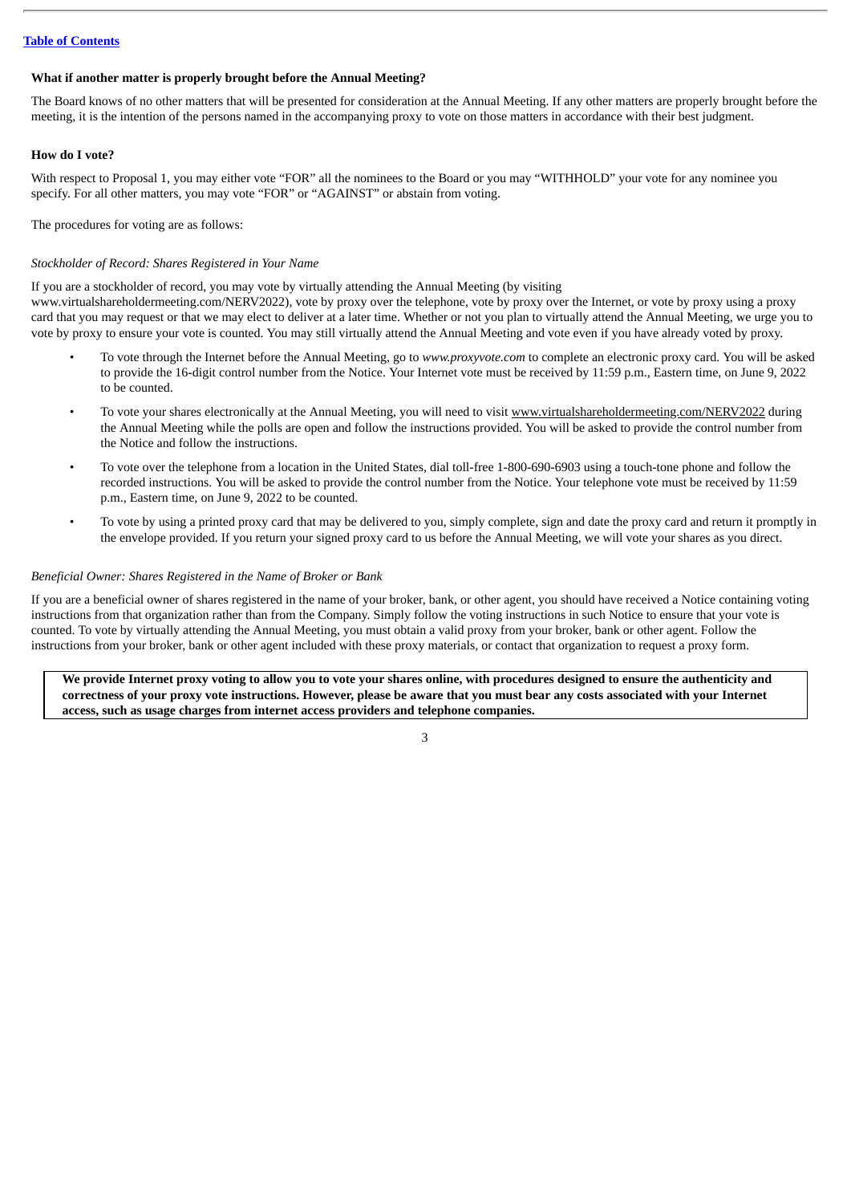[Table of Contents](#)

**What if another matter is properly brought before the Annual Meeting?**

The Board knows of no other matters that will be presented for consideration at the Annual Meeting. If any other matters are properly brought before the meeting, it is the intention of the persons named in the accompanying proxy to vote on those matters in accordance with their best judgment.

**How do I vote?**

With respect to Proposal 1, you may either vote "FOR" all the nominees to the Board or you may "WITHHOLD" your vote for any nominee you specify. For all other matters, you may vote "FOR" or "AGAINST" or abstain from voting.

The procedures for voting are as follows:

*Stockholder of Record: Shares Registered in Your Name*

If you are a stockholder of record, you may vote by virtually attending the Annual Meeting (by visiting www.virtualshareholdermeeting.com/NERV2022), vote by proxy over the telephone, vote by proxy over the Internet, or vote by proxy using a proxy card that you may request or that we may elect to deliver at a later time. Whether or not you plan to virtually attend the Annual Meeting, we urge you to vote by proxy to ensure your vote is counted. You may still virtually attend the Annual Meeting and vote even if you have already voted by proxy.

- To vote through the Internet before the Annual Meeting, go to *www.proxyvote.com* to complete an electronic proxy card. You will be asked to provide the 16-digit control number from the Notice. Your Internet vote must be received by 11:59 p.m., Eastern time, on June 9, 2022 to be counted.
- To vote your shares electronically at the Annual Meeting, you will need to visit www.virtualshareholdermeeting.com/NERV2022 during the Annual Meeting while the polls are open and follow the instructions provided. You will be asked to provide the control number from the Notice and follow the instructions.
- To vote over the telephone from a location in the United States, dial toll-free 1-800-690-6903 using a touch-tone phone and follow the recorded instructions. You will be asked to provide the control number from the Notice. Your telephone vote must be received by 11:59 p.m., Eastern time, on June 9, 2022 to be counted.
- To vote by using a printed proxy card that may be delivered to you, simply complete, sign and date the proxy card and return it promptly in the envelope provided. If you return your signed proxy card to us before the Annual Meeting, we will vote your shares as you direct.

*Beneficial Owner: Shares Registered in the Name of Broker or Bank*

If you are a beneficial owner of shares registered in the name of your broker, bank, or other agent, you should have received a Notice containing voting instructions from that organization rather than from the Company. Simply follow the voting instructions in such Notice to ensure that your vote is counted. To vote by virtually attending the Annual Meeting, you must obtain a valid proxy from your broker, bank or other agent. Follow the instructions from your broker, bank or other agent included with these proxy materials, or contact that organization to request a proxy form.

**We provide Internet proxy voting to allow you to vote your shares online, with procedures designed to ensure the authenticity and correctness of your proxy vote instructions. However, please be aware that you must bear any costs associated with your Internet access, such as usage charges from internet access providers and telephone companies.**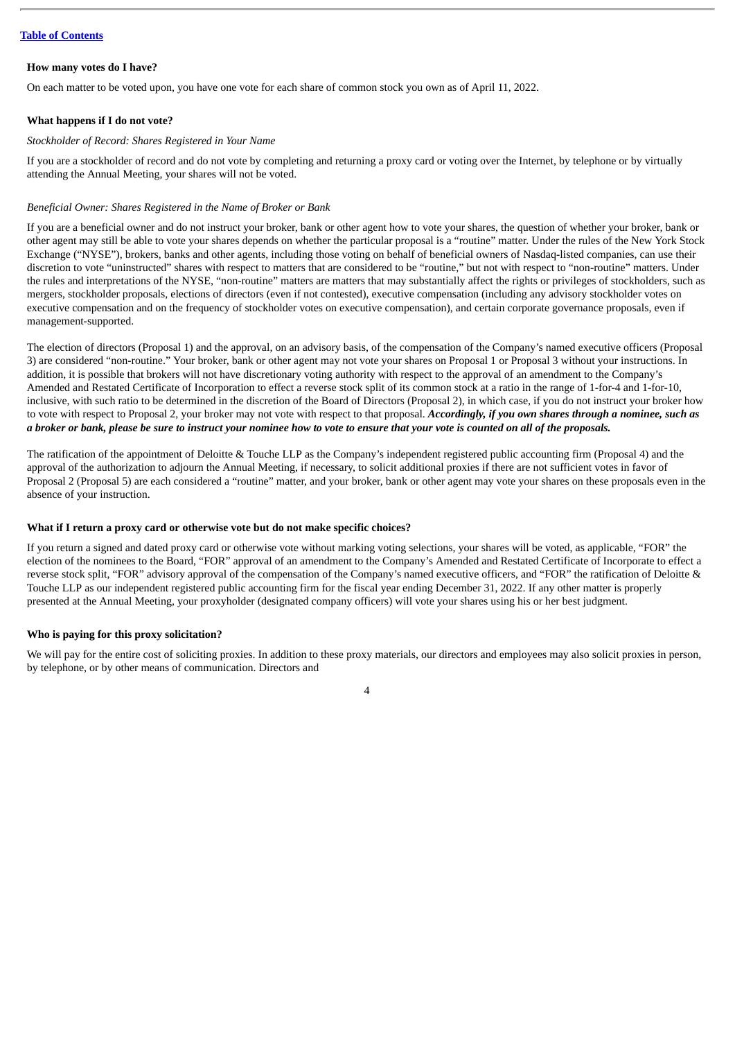**How many votes do I have?**

On each matter to be voted upon, you have one vote for each share of common stock you own as of April 11, 2022.

**What happens if I do not vote?**

*Stockholder of Record: Shares Registered in Your Name*

If you are a stockholder of record and do not vote by completing and returning a proxy card or voting over the Internet, by telephone or by virtually attending the Annual Meeting, your shares will not be voted.

*Beneficial Owner: Shares Registered in the Name of Broker or Bank*

If you are a beneficial owner and do not instruct your broker, bank or other agent how to vote your shares, the question of whether your broker, bank or other agent may still be able to vote your shares depends on whether the particular proposal is a "routine" matter. Under the rules of the New York Stock Exchange ("NYSE"), brokers, banks and other agents, including those voting on behalf of beneficial owners of Nasdaq-listed companies, can use their discretion to vote "uninstructed" shares with respect to matters that are considered to be "routine," but not with respect to "non-routine" matters. Under the rules and interpretations of the NYSE, "non-routine" matters are matters that may substantially affect the rights or privileges of stockholders, such as mergers, stockholder proposals, elections of directors (even if not contested), executive compensation (including any advisory stockholder votes on executive compensation and on the frequency of stockholder votes on executive compensation), and certain corporate governance proposals, even if management-supported.

The election of directors (Proposal 1) and the approval, on an advisory basis, of the compensation of the Company's named executive officers (Proposal 3) are considered "non-routine." Your broker, bank or other agent may not vote your shares on Proposal 1 or Proposal 3 without your instructions. In addition, it is possible that brokers will not have discretionary voting authority with respect to the approval of an amendment to the Company's Amended and Restated Certificate of Incorporation to effect a reverse stock split of its common stock at a ratio in the range of 1-for-4 and 1-for-10, inclusive, with such ratio to be determined in the discretion of the Board of Directors (Proposal 2), in which case, if you do not instruct your broker how to vote with respect to Proposal 2, your broker may not vote with respect to that proposal. ***Accordingly, if you own shares through a nominee, such as a broker or bank, please be sure to instruct your nominee how to vote to ensure that your vote is counted on all of the proposals.***

The ratification of the appointment of Deloitte & Touche LLP as the Company's independent registered public accounting firm (Proposal 4) and the approval of the authorization to adjourn the Annual Meeting, if necessary, to solicit additional proxies if there are not sufficient votes in favor of Proposal 2 (Proposal 5) are each considered a "routine" matter, and your broker, bank or other agent may vote your shares on these proposals even in the absence of your instruction.

**What if I return a proxy card or otherwise vote but do not make specific choices?**

If you return a signed and dated proxy card or otherwise vote without marking voting selections, your shares will be voted, as applicable, "FOR" the election of the nominees to the Board, "FOR" approval of an amendment to the Company's Amended and Restated Certificate of Incorporate to effect a reverse stock split, "FOR" advisory approval of the compensation of the Company's named executive officers, and "FOR" the ratification of Deloitte & Touche LLP as our independent registered public accounting firm for the fiscal year ending December 31, 2022. If any other matter is properly presented at the Annual Meeting, your proxyholder (designated company officers) will vote your shares using his or her best judgment.

**Who is paying for this proxy solicitation?**

We will pay for the entire cost of soliciting proxies. In addition to these proxy materials, our directors and employees may also solicit proxies in person, by telephone, or by other means of communication. Directors and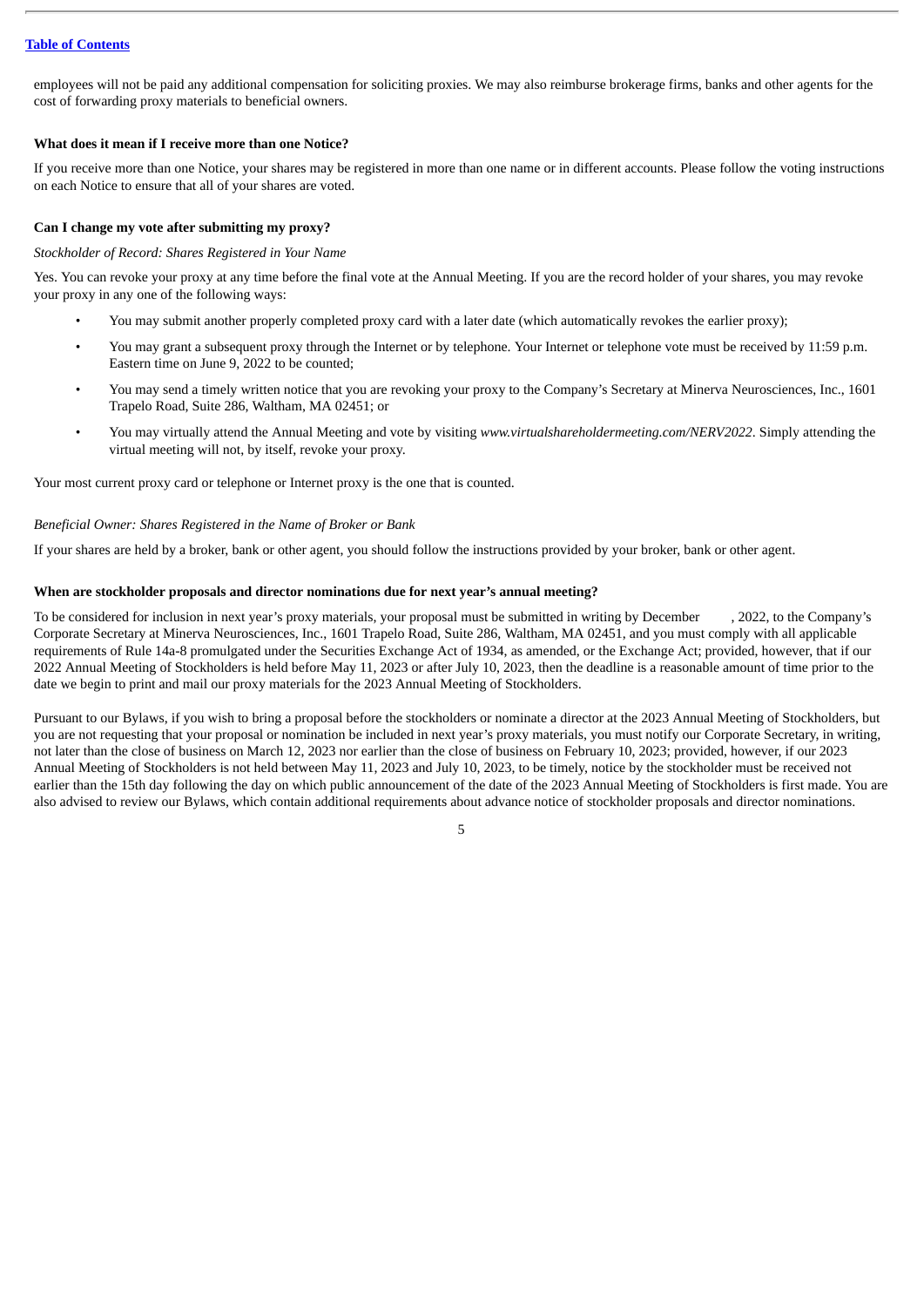employees will not be paid any additional compensation for soliciting proxies. We may also reimburse brokerage firms, banks and other agents for the cost of forwarding proxy materials to beneficial owners.

**What does it mean if I receive more than one Notice?**

If you receive more than one Notice, your shares may be registered in more than one name or in different accounts. Please follow the voting instructions on each Notice to ensure that all of your shares are voted.

**Can I change my vote after submitting my proxy?**

*Stockholder of Record: Shares Registered in Your Name*

Yes. You can revoke your proxy at any time before the final vote at the Annual Meeting. If you are the record holder of your shares, you may revoke your proxy in any one of the following ways:

- You may submit another properly completed proxy card with a later date (which automatically revokes the earlier proxy);
- You may grant a subsequent proxy through the Internet or by telephone. Your Internet or telephone vote must be received by 11:59 p.m. Eastern time on June 9, 2022 to be counted;
- You may send a timely written notice that you are revoking your proxy to the Company's Secretary at Minerva Neurosciences, Inc., 1601 Trapelo Road, Suite 286, Waltham, MA 02451; or
- You may virtually attend the Annual Meeting and vote by visiting *www.virtualshareholdermeeting.com/NERV2022*. Simply attending the virtual meeting will not, by itself, revoke your proxy.

Your most current proxy card or telephone or Internet proxy is the one that is counted.

*Beneficial Owner: Shares Registered in the Name of Broker or Bank*

If your shares are held by a broker, bank or other agent, you should follow the instructions provided by your broker, bank or other agent.

**When are stockholder proposals and director nominations due for next year's annual meeting?**

To be considered for inclusion in next year's proxy materials, your proposal must be submitted in writing by December , 2022, to the Company's Corporate Secretary at Minerva Neurosciences, Inc., 1601 Trapelo Road, Suite 286, Waltham, MA 02451, and you must comply with all applicable requirements of Rule 14a-8 promulgated under the Securities Exchange Act of 1934, as amended, or the Exchange Act; provided, however, that if our 2022 Annual Meeting of Stockholders is held before May 11, 2023 or after July 10, 2023, then the deadline is a reasonable amount of time prior to the date we begin to print and mail our proxy materials for the 2023 Annual Meeting of Stockholders.

Pursuant to our Bylaws, if you wish to bring a proposal before the stockholders or nominate a director at the 2023 Annual Meeting of Stockholders, but you are not requesting that your proposal or nomination be included in next year's proxy materials, you must notify our Corporate Secretary, in writing, not later than the close of business on March 12, 2023 nor earlier than the close of business on February 10, 2023; provided, however, if our 2023 Annual Meeting of Stockholders is not held between May 11, 2023 and July 10, 2023, to be timely, notice by the stockholder must be received not earlier than the 15th day following the day on which public announcement of the date of the 2023 Annual Meeting of Stockholders is first made. You are also advised to review our Bylaws, which contain additional requirements about advance notice of stockholder proposals and director nominations.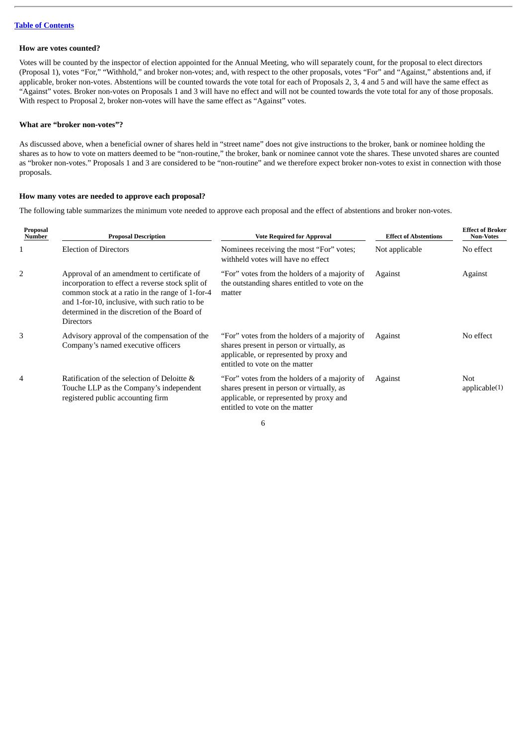[Table of Contents](#)

**How are votes counted?**

Votes will be counted by the inspector of election appointed for the Annual Meeting, who will separately count, for the proposal to elect directors (Proposal 1), votes "For," "Withhold," and broker non-votes; and, with respect to the other proposals, votes "For" and "Against," abstentions and, if applicable, broker non-votes. Abstentions will be counted towards the vote total for each of Proposals 2, 3, 4 and 5 and will have the same effect as "Against" votes. Broker non-votes on Proposals 1 and 3 will have no effect and will not be counted towards the vote total for any of those proposals. With respect to Proposal 2, broker non-votes will have the same effect as "Against" votes.

**What are "broker non-votes"?**

As discussed above, when a beneficial owner of shares held in "street name" does not give instructions to the broker, bank or nominee holding the shares as to how to vote on matters deemed to be "non-routine," the broker, bank or nominee cannot vote the shares. These unvoted shares are counted as "broker non-votes." Proposals 1 and 3 are considered to be "non-routine" and we therefore expect broker non-votes to exist in connection with those proposals.

**How many votes are needed to approve each proposal?**

The following table summarizes the minimum vote needed to approve each proposal and the effect of abstentions and broker non-votes.

| Proposal Number | Proposal Description | Vote Required for Approval | Effect of Abstentions | Effect of Broker Non-Votes |
|---|---|---|---|---|
| 1 | Election of Directors | Nominees receiving the most "For" votes; withheld votes will have no effect | Not applicable | No effect |
| 2 | Approval of an amendment to certificate of incorporation to effect a reverse stock split of common stock at a ratio in the range of 1-for-4 and 1-for-10, inclusive, with such ratio to be determined in the discretion of the Board of Directors | "For" votes from the holders of a majority of the outstanding shares entitled to vote on the matter | Against | Against |
| 3 | Advisory approval of the compensation of the Company's named executive officers | "For" votes from the holders of a majority of shares present in person or virtually, as applicable, or represented by proxy and entitled to vote on the matter | Against | No effect |
| 4 | Ratification of the selection of Deloitte & Touche LLP as the Company's independent registered public accounting firm | "For" votes from the holders of a majority of shares present in person or virtually, as applicable, or represented by proxy and entitled to vote on the matter | Against | Not applicable(1) |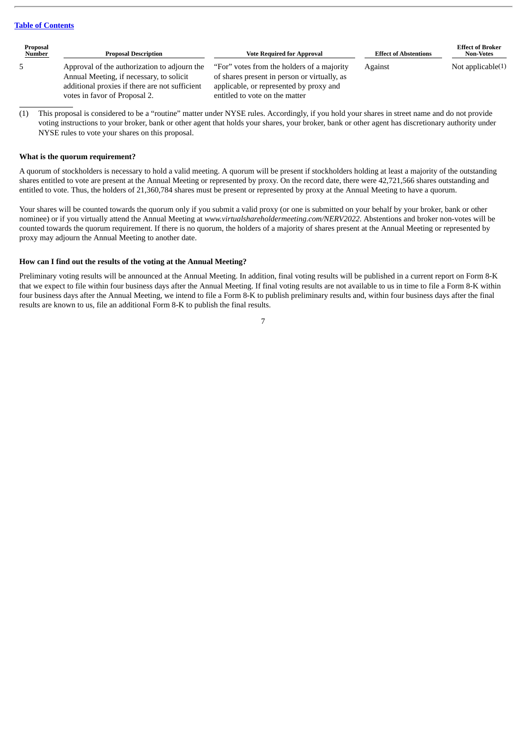| Proposal Number | Proposal Description | Vote Required for Approval | Effect of Abstentions | Effect of Broker Non-Votes |
|---|---|---|---|---|
| 5 | Approval of the authorization to adjourn the Annual Meeting, if necessary, to solicit additional proxies if there are not sufficient votes in favor of Proposal 2. | "For" votes from the holders of a majority of shares present in person or virtually, as applicable, or represented by proxy and entitled to vote on the matter | Against | Not applicable(1) |

(1) This proposal is considered to be a "routine" matter under NYSE rules. Accordingly, if you hold your shares in street name and do not provide voting instructions to your broker, bank or other agent that holds your shares, your broker, bank or other agent has discretionary authority under NYSE rules to vote your shares on this proposal.

**What is the quorum requirement?**

A quorum of stockholders is necessary to hold a valid meeting. A quorum will be present if stockholders holding at least a majority of the outstanding shares entitled to vote are present at the Annual Meeting or represented by proxy. On the record date, there were 42,721,566 shares outstanding and entitled to vote. Thus, the holders of 21,360,784 shares must be present or represented by proxy at the Annual Meeting to have a quorum.

Your shares will be counted towards the quorum only if you submit a valid proxy (or one is submitted on your behalf by your broker, bank or other nominee) or if you virtually attend the Annual Meeting at *www.virtualshareholdermeeting.com/NERV2022*. Abstentions and broker non-votes will be counted towards the quorum requirement. If there is no quorum, the holders of a majority of shares present at the Annual Meeting or represented by proxy may adjourn the Annual Meeting to another date.

**How can I find out the results of the voting at the Annual Meeting?**

Preliminary voting results will be announced at the Annual Meeting. In addition, final voting results will be published in a current report on Form 8-K that we expect to file within four business days after the Annual Meeting. If final voting results are not available to us in time to file a Form 8-K within four business days after the Annual Meeting, we intend to file a Form 8-K to publish preliminary results and, within four business days after the final results are known to us, file an additional Form 8-K to publish the final results.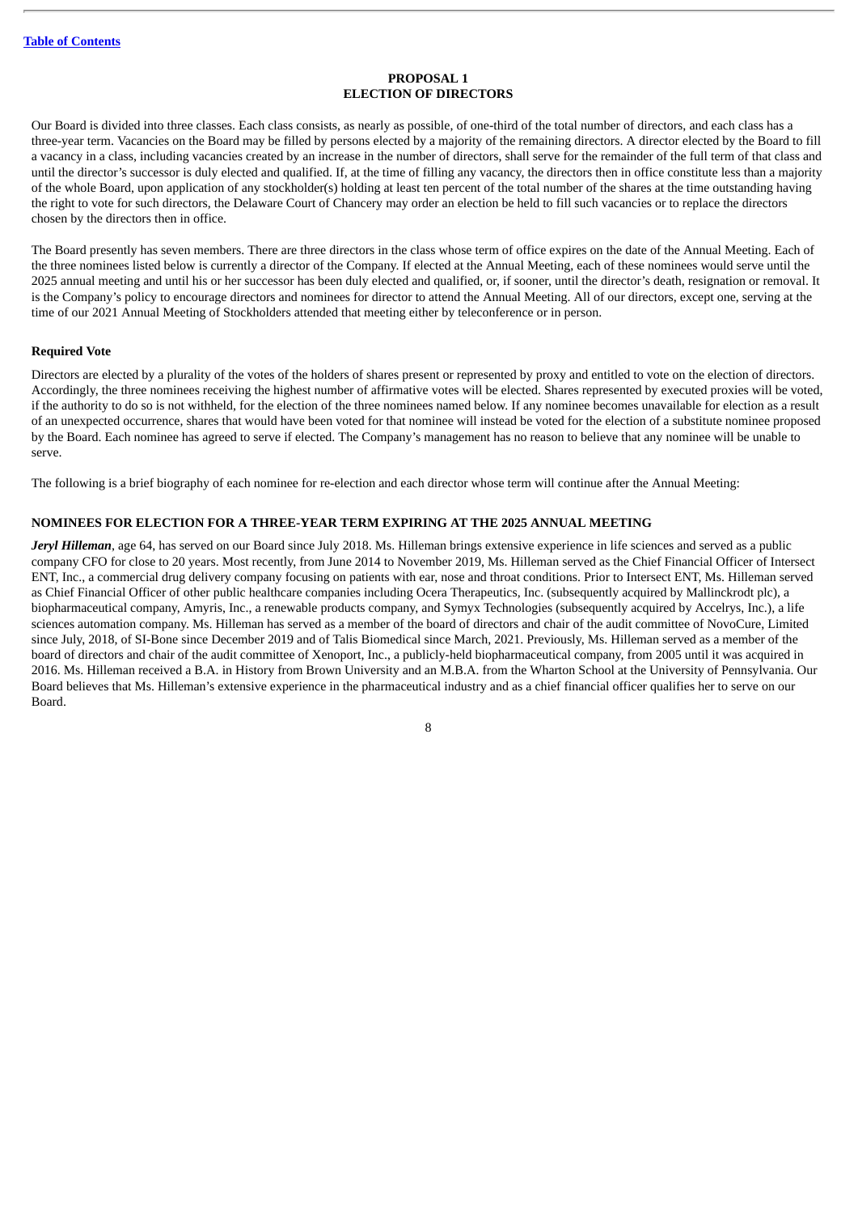[Table of Contents](#)

## PROPOSAL 1
## ELECTION OF DIRECTORS

Our Board is divided into three classes. Each class consists, as nearly as possible, of one-third of the total number of directors, and each class has a three-year term. Vacancies on the Board may be filled by persons elected by a majority of the remaining directors. A director elected by the Board to fill a vacancy in a class, including vacancies created by an increase in the number of directors, shall serve for the remainder of the full term of that class and until the director's successor is duly elected and qualified. If, at the time of filling any vacancy, the directors then in office constitute less than a majority of the whole Board, upon application of any stockholder(s) holding at least ten percent of the total number of the shares at the time outstanding having the right to vote for such directors, the Delaware Court of Chancery may order an election be held to fill such vacancies or to replace the directors chosen by the directors then in office.

The Board presently has seven members. There are three directors in the class whose term of office expires on the date of the Annual Meeting. Each of the three nominees listed below is currently a director of the Company. If elected at the Annual Meeting, each of these nominees would serve until the 2025 annual meeting and until his or her successor has been duly elected and qualified, or, if sooner, until the director's death, resignation or removal. It is the Company's policy to encourage directors and nominees for director to attend the Annual Meeting. All of our directors, except one, serving at the time of our 2021 Annual Meeting of Stockholders attended that meeting either by teleconference or in person.

### Required Vote

Directors are elected by a plurality of the votes of the holders of shares present or represented by proxy and entitled to vote on the election of directors. Accordingly, the three nominees receiving the highest number of affirmative votes will be elected. Shares represented by executed proxies will be voted, if the authority to do so is not withheld, for the election of the three nominees named below. If any nominee becomes unavailable for election as a result of an unexpected occurrence, shares that would have been voted for that nominee will instead be voted for the election of a substitute nominee proposed by the Board. Each nominee has agreed to serve if elected. The Company's management has no reason to believe that any nominee will be unable to serve.

The following is a brief biography of each nominee for re-election and each director whose term will continue after the Annual Meeting:

### NOMINEES FOR ELECTION FOR A THREE-YEAR TERM EXPIRING AT THE 2025 ANNUAL MEETING

***Jeryl Hilleman***, age 64, has served on our Board since July 2018. Ms. Hilleman brings extensive experience in life sciences and served as a public company CFO for close to 20 years. Most recently, from June 2014 to November 2019, Ms. Hilleman served as the Chief Financial Officer of Intersect ENT, Inc., a commercial drug delivery company focusing on patients with ear, nose and throat conditions. Prior to Intersect ENT, Ms. Hilleman served as Chief Financial Officer of other public healthcare companies including Ocera Therapeutics, Inc. (subsequently acquired by Mallinckrodt plc), a biopharmaceutical company, Amyris, Inc., a renewable products company, and Symyx Technologies (subsequently acquired by Accelrys, Inc.), a life sciences automation company. Ms. Hilleman has served as a member of the board of directors and chair of the audit committee of NovoCure, Limited since July, 2018, of SI-Bone since December 2019 and of Talis Biomedical since March, 2021. Previously, Ms. Hilleman served as a member of the board of directors and chair of the audit committee of Xenoport, Inc., a publicly-held biopharmaceutical company, from 2005 until it was acquired in 2016. Ms. Hilleman received a B.A. in History from Brown University and an M.B.A. from the Wharton School at the University of Pennsylvania. Our Board believes that Ms. Hilleman's extensive experience in the pharmaceutical industry and as a chief financial officer qualifies her to serve on our Board.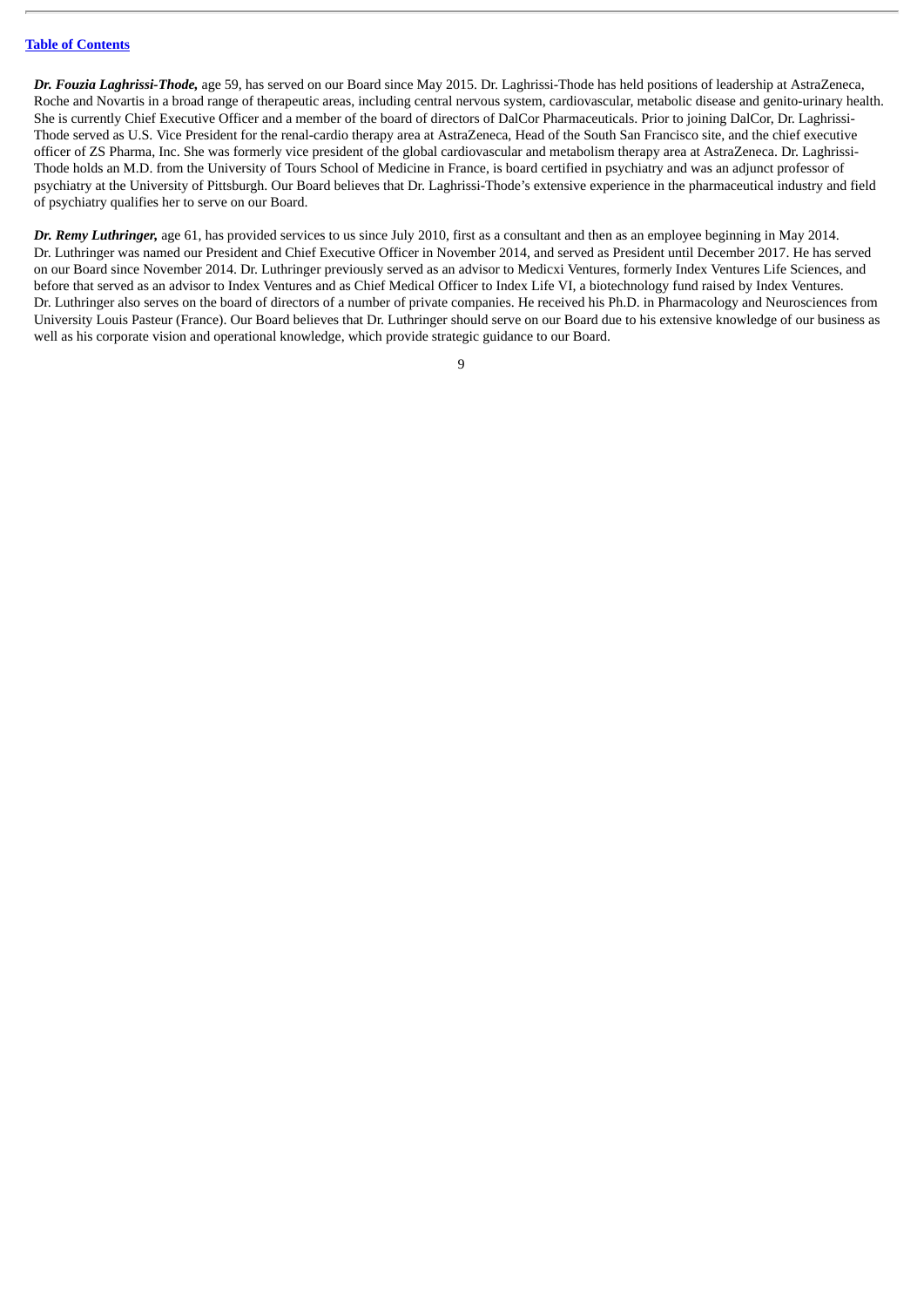***Dr. Fouzia Laghrissi-Thode,*** age 59, has served on our Board since May 2015. Dr. Laghrissi-Thode has held positions of leadership at AstraZeneca, Roche and Novartis in a broad range of therapeutic areas, including central nervous system, cardiovascular, metabolic disease and genito-urinary health. She is currently Chief Executive Officer and a member of the board of directors of DalCor Pharmaceuticals. Prior to joining DalCor, Dr. Laghrissi-Thode served as U.S. Vice President for the renal-cardio therapy area at AstraZeneca, Head of the South San Francisco site, and the chief executive officer of ZS Pharma, Inc. She was formerly vice president of the global cardiovascular and metabolism therapy area at AstraZeneca. Dr. Laghrissi-Thode holds an M.D. from the University of Tours School of Medicine in France, is board certified in psychiatry and was an adjunct professor of psychiatry at the University of Pittsburgh. Our Board believes that Dr. Laghrissi-Thode's extensive experience in the pharmaceutical industry and field of psychiatry qualifies her to serve on our Board.

***Dr. Remy Luthringer,*** age 61, has provided services to us since July 2010, first as a consultant and then as an employee beginning in May 2014. Dr. Luthringer was named our President and Chief Executive Officer in November 2014, and served as President until December 2017. He has served on our Board since November 2014. Dr. Luthringer previously served as an advisor to Medicxi Ventures, formerly Index Ventures Life Sciences, and before that served as an advisor to Index Ventures and as Chief Medical Officer to Index Life VI, a biotechnology fund raised by Index Ventures. Dr. Luthringer also serves on the board of directors of a number of private companies. He received his Ph.D. in Pharmacology and Neurosciences from University Louis Pasteur (France). Our Board believes that Dr. Luthringer should serve on our Board due to his extensive knowledge of our business as well as his corporate vision and operational knowledge, which provide strategic guidance to our Board.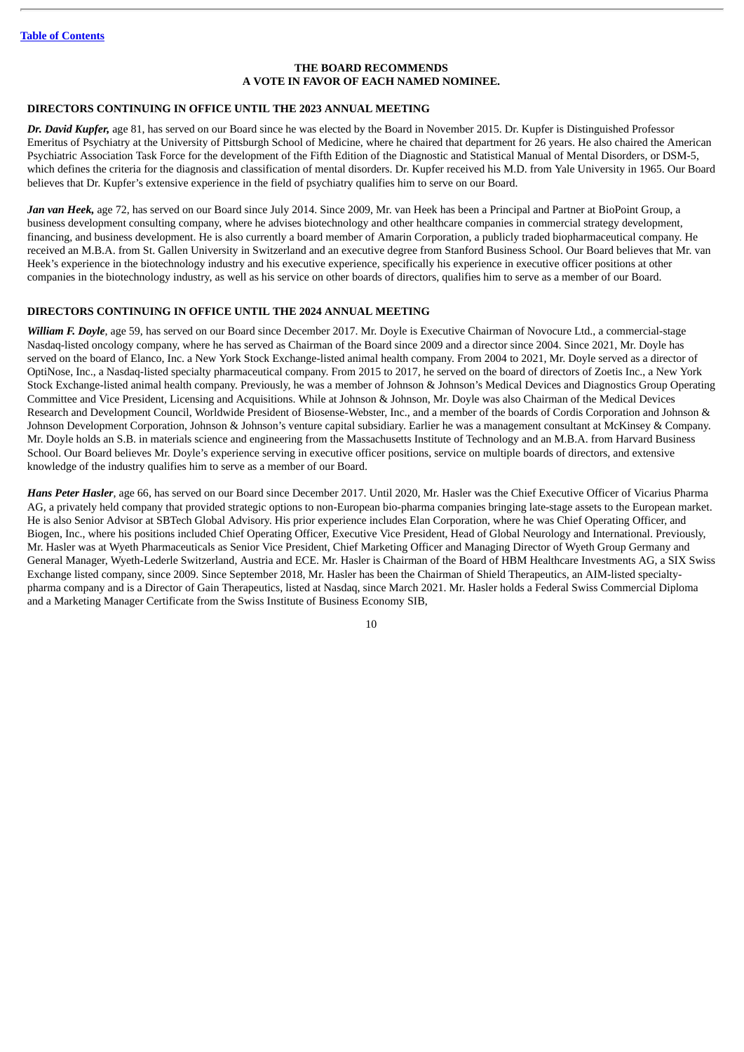**THE BOARD RECOMMENDS
A VOTE IN FAVOR OF EACH NAMED NOMINEE.**

**DIRECTORS CONTINUING IN OFFICE UNTIL THE 2023 ANNUAL MEETING**

***Dr. David Kupfer,*** age 81, has served on our Board since he was elected by the Board in November 2015. Dr. Kupfer is Distinguished Professor Emeritus of Psychiatry at the University of Pittsburgh School of Medicine, where he chaired that department for 26 years. He also chaired the American Psychiatric Association Task Force for the development of the Fifth Edition of the Diagnostic and Statistical Manual of Mental Disorders, or DSM-5, which defines the criteria for the diagnosis and classification of mental disorders. Dr. Kupfer received his M.D. from Yale University in 1965. Our Board believes that Dr. Kupfer's extensive experience in the field of psychiatry qualifies him to serve on our Board.

***Jan van Heek,*** age 72, has served on our Board since July 2014. Since 2009, Mr. van Heek has been a Principal and Partner at BioPoint Group, a business development consulting company, where he advises biotechnology and other healthcare companies in commercial strategy development, financing, and business development. He is also currently a board member of Amarin Corporation, a publicly traded biopharmaceutical company. He received an M.B.A. from St. Gallen University in Switzerland and an executive degree from Stanford Business School. Our Board believes that Mr. van Heek's experience in the biotechnology industry and his executive experience, specifically his experience in executive officer positions at other companies in the biotechnology industry, as well as his service on other boards of directors, qualifies him to serve as a member of our Board.

**DIRECTORS CONTINUING IN OFFICE UNTIL THE 2024 ANNUAL MEETING**

***William F. Doyle***, age 59, has served on our Board since December 2017. Mr. Doyle is Executive Chairman of Novocure Ltd., a commercial-stage Nasdaq-listed oncology company, where he has served as Chairman of the Board since 2009 and a director since 2004. Since 2021, Mr. Doyle has served on the board of Elanco, Inc. a New York Stock Exchange-listed animal health company. From 2004 to 2021, Mr. Doyle served as a director of OptiNose, Inc., a Nasdaq-listed specialty pharmaceutical company. From 2015 to 2017, he served on the board of directors of Zoetis Inc., a New York Stock Exchange-listed animal health company. Previously, he was a member of Johnson & Johnson's Medical Devices and Diagnostics Group Operating Committee and Vice President, Licensing and Acquisitions. While at Johnson & Johnson, Mr. Doyle was also Chairman of the Medical Devices Research and Development Council, Worldwide President of Biosense-Webster, Inc., and a member of the boards of Cordis Corporation and Johnson & Johnson Development Corporation, Johnson & Johnson's venture capital subsidiary. Earlier he was a management consultant at McKinsey & Company. Mr. Doyle holds an S.B. in materials science and engineering from the Massachusetts Institute of Technology and an M.B.A. from Harvard Business School. Our Board believes Mr. Doyle's experience serving in executive officer positions, service on multiple boards of directors, and extensive knowledge of the industry qualifies him to serve as a member of our Board.

***Hans Peter Hasler***, age 66, has served on our Board since December 2017. Until 2020, Mr. Hasler was the Chief Executive Officer of Vicarius Pharma AG, a privately held company that provided strategic options to non-European bio-pharma companies bringing late-stage assets to the European market. He is also Senior Advisor at SBTech Global Advisory. His prior experience includes Elan Corporation, where he was Chief Operating Officer, and Biogen, Inc., where his positions included Chief Operating Officer, Executive Vice President, Head of Global Neurology and International. Previously, Mr. Hasler was at Wyeth Pharmaceuticals as Senior Vice President, Chief Marketing Officer and Managing Director of Wyeth Group Germany and General Manager, Wyeth-Lederle Switzerland, Austria and ECE. Mr. Hasler is Chairman of the Board of HBM Healthcare Investments AG, a SIX Swiss Exchange listed company, since 2009. Since September 2018, Mr. Hasler has been the Chairman of Shield Therapeutics, an AIM-listed specialty-pharma company and is a Director of Gain Therapeutics, listed at Nasdaq, since March 2021. Mr. Hasler holds a Federal Swiss Commercial Diploma and a Marketing Manager Certificate from the Swiss Institute of Business Economy SIB,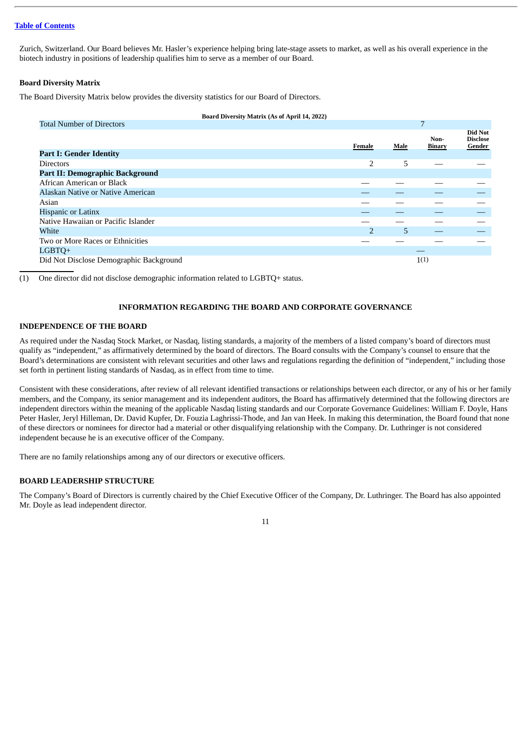Zurich, Switzerland. Our Board believes Mr. Hasler's experience helping bring late-stage assets to market, as well as his overall experience in the biotech industry in positions of leadership qualifies him to serve as a member of our Board.

**Board Diversity Matrix**

The Board Diversity Matrix below provides the diversity statistics for our Board of Directors.

**Board Diversity Matrix (As of April 14, 2022)**

| Total Number of Directors | 7 | | | |
|---|---|---|---|---|
| | **Female** | **Male** | **Non-Binary** | **Did Not Disclose Gender** |
| **Part I: Gender Identity** | | | | |
| Directors | 2 | 5 | — | — |
| **Part II: Demographic Background** | | | | |
| African American or Black | — | — | — | — |
| Alaskan Native or Native American | — | — | — | — |
| Asian | — | — | — | — |
| Hispanic or Latinx | — | — | — | — |
| Native Hawaiian or Pacific Islander | — | — | — | — |
| White | 2 | 5 | — | — |
| Two or More Races or Ethnicities | — | — | — | — |
| LGBTQ+ | — | | | |
| Did Not Disclose Demographic Background | 1(1) | | | |

(1) One director did not disclose demographic information related to LGBTQ+ status.

## INFORMATION REGARDING THE BOARD AND CORPORATE GOVERNANCE

### INDEPENDENCE OF THE BOARD

As required under the Nasdaq Stock Market, or Nasdaq, listing standards, a majority of the members of a listed company's board of directors must qualify as "independent," as affirmatively determined by the board of directors. The Board consults with the Company's counsel to ensure that the Board's determinations are consistent with relevant securities and other laws and regulations regarding the definition of "independent," including those set forth in pertinent listing standards of Nasdaq, as in effect from time to time.

Consistent with these considerations, after review of all relevant identified transactions or relationships between each director, or any of his or her family members, and the Company, its senior management and its independent auditors, the Board has affirmatively determined that the following directors are independent directors within the meaning of the applicable Nasdaq listing standards and our Corporate Governance Guidelines: William F. Doyle, Hans Peter Hasler, Jeryl Hilleman, Dr. David Kupfer, Dr. Fouzia Laghrissi-Thode, and Jan van Heek. In making this determination, the Board found that none of these directors or nominees for director had a material or other disqualifying relationship with the Company. Dr. Luthringer is not considered independent because he is an executive officer of the Company.

There are no family relationships among any of our directors or executive officers.

### BOARD LEADERSHIP STRUCTURE

The Company's Board of Directors is currently chaired by the Chief Executive Officer of the Company, Dr. Luthringer. The Board has also appointed Mr. Doyle as lead independent director.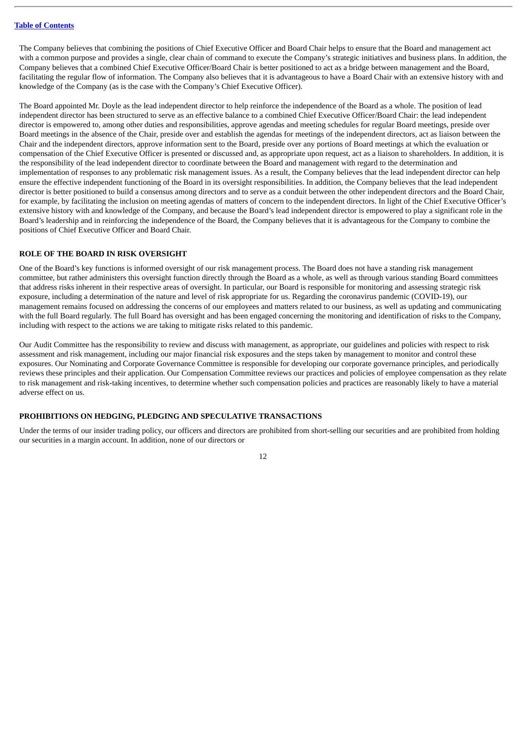The Company believes that combining the positions of Chief Executive Officer and Board Chair helps to ensure that the Board and management act with a common purpose and provides a single, clear chain of command to execute the Company's strategic initiatives and business plans. In addition, the Company believes that a combined Chief Executive Officer/Board Chair is better positioned to act as a bridge between management and the Board, facilitating the regular flow of information. The Company also believes that it is advantageous to have a Board Chair with an extensive history with and knowledge of the Company (as is the case with the Company's Chief Executive Officer).

The Board appointed Mr. Doyle as the lead independent director to help reinforce the independence of the Board as a whole. The position of lead independent director has been structured to serve as an effective balance to a combined Chief Executive Officer/Board Chair: the lead independent director is empowered to, among other duties and responsibilities, approve agendas and meeting schedules for regular Board meetings, preside over Board meetings in the absence of the Chair, preside over and establish the agendas for meetings of the independent directors, act as liaison between the Chair and the independent directors, approve information sent to the Board, preside over any portions of Board meetings at which the evaluation or compensation of the Chief Executive Officer is presented or discussed and, as appropriate upon request, act as a liaison to shareholders. In addition, it is the responsibility of the lead independent director to coordinate between the Board and management with regard to the determination and implementation of responses to any problematic risk management issues. As a result, the Company believes that the lead independent director can help ensure the effective independent functioning of the Board in its oversight responsibilities. In addition, the Company believes that the lead independent director is better positioned to build a consensus among directors and to serve as a conduit between the other independent directors and the Board Chair, for example, by facilitating the inclusion on meeting agendas of matters of concern to the independent directors. In light of the Chief Executive Officer's extensive history with and knowledge of the Company, and because the Board's lead independent director is empowered to play a significant role in the Board's leadership and in reinforcing the independence of the Board, the Company believes that it is advantageous for the Company to combine the positions of Chief Executive Officer and Board Chair.

## ROLE OF THE BOARD IN RISK OVERSIGHT

One of the Board's key functions is informed oversight of our risk management process. The Board does not have a standing risk management committee, but rather administers this oversight function directly through the Board as a whole, as well as through various standing Board committees that address risks inherent in their respective areas of oversight. In particular, our Board is responsible for monitoring and assessing strategic risk exposure, including a determination of the nature and level of risk appropriate for us. Regarding the coronavirus pandemic (COVID-19), our management remains focused on addressing the concerns of our employees and matters related to our business, as well as updating and communicating with the full Board regularly. The full Board has oversight and has been engaged concerning the monitoring and identification of risks to the Company, including with respect to the actions we are taking to mitigate risks related to this pandemic.

Our Audit Committee has the responsibility to review and discuss with management, as appropriate, our guidelines and policies with respect to risk assessment and risk management, including our major financial risk exposures and the steps taken by management to monitor and control these exposures. Our Nominating and Corporate Governance Committee is responsible for developing our corporate governance principles, and periodically reviews these principles and their application. Our Compensation Committee reviews our practices and policies of employee compensation as they relate to risk management and risk-taking incentives, to determine whether such compensation policies and practices are reasonably likely to have a material adverse effect on us.

## PROHIBITIONS ON HEDGING, PLEDGING AND SPECULATIVE TRANSACTIONS

Under the terms of our insider trading policy, our officers and directors are prohibited from short-selling our securities and are prohibited from holding our securities in a margin account. In addition, none of our directors or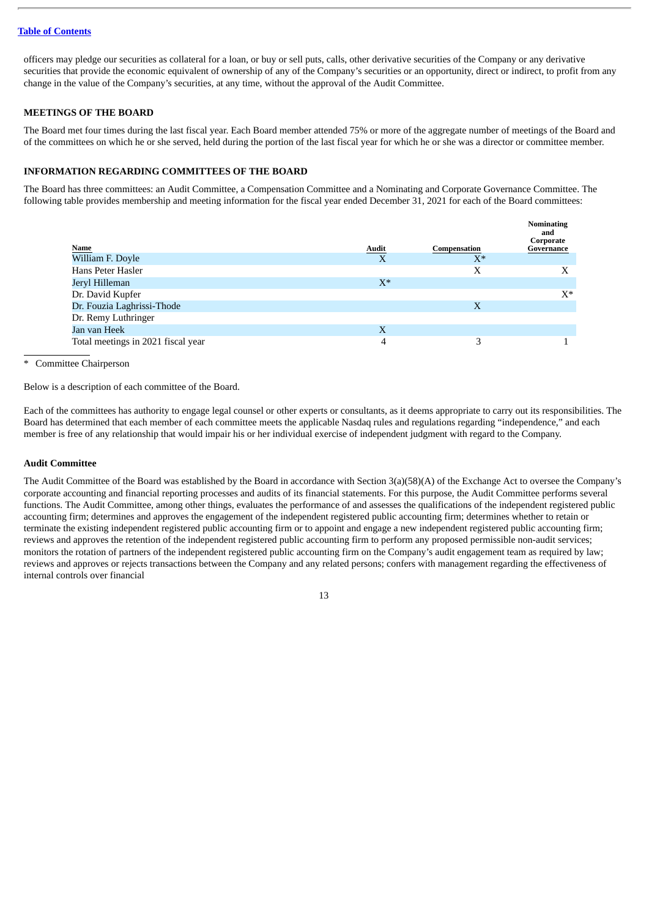officers may pledge our securities as collateral for a loan, or buy or sell puts, calls, other derivative securities of the Company or any derivative securities that provide the economic equivalent of ownership of any of the Company's securities or an opportunity, direct or indirect, to profit from any change in the value of the Company's securities, at any time, without the approval of the Audit Committee.

## MEETINGS OF THE BOARD

The Board met four times during the last fiscal year. Each Board member attended 75% or more of the aggregate number of meetings of the Board and of the committees on which he or she served, held during the portion of the last fiscal year for which he or she was a director or committee member.

## INFORMATION REGARDING COMMITTEES OF THE BOARD

The Board has three committees: an Audit Committee, a Compensation Committee and a Nominating and Corporate Governance Committee. The following table provides membership and meeting information for the fiscal year ended December 31, 2021 for each of the Board committees:

| Name | Audit | Compensation | Nominating and Corporate Governance |
|---|---|---|---|
| William F. Doyle | X | X* | |
| Hans Peter Hasler | | X | X |
| Jeryl Hilleman | X* | | |
| Dr. David Kupfer | | | X* |
| Dr. Fouzia Laghrissi-Thode | | X | |
| Dr. Remy Luthringer | | | |
| Jan van Heek | X | | |
| Total meetings in 2021 fiscal year | 4 | 3 | 1 |

\* Committee Chairperson

Below is a description of each committee of the Board.

Each of the committees has authority to engage legal counsel or other experts or consultants, as it deems appropriate to carry out its responsibilities. The Board has determined that each member of each committee meets the applicable Nasdaq rules and regulations regarding "independence," and each member is free of any relationship that would impair his or her individual exercise of independent judgment with regard to the Company.

### Audit Committee

The Audit Committee of the Board was established by the Board in accordance with Section 3(a)(58)(A) of the Exchange Act to oversee the Company's corporate accounting and financial reporting processes and audits of its financial statements. For this purpose, the Audit Committee performs several functions. The Audit Committee, among other things, evaluates the performance of and assesses the qualifications of the independent registered public accounting firm; determines and approves the engagement of the independent registered public accounting firm; determines whether to retain or terminate the existing independent registered public accounting firm or to appoint and engage a new independent registered public accounting firm; reviews and approves the retention of the independent registered public accounting firm to perform any proposed permissible non-audit services; monitors the rotation of partners of the independent registered public accounting firm on the Company's audit engagement team as required by law; reviews and approves or rejects transactions between the Company and any related persons; confers with management regarding the effectiveness of internal controls over financial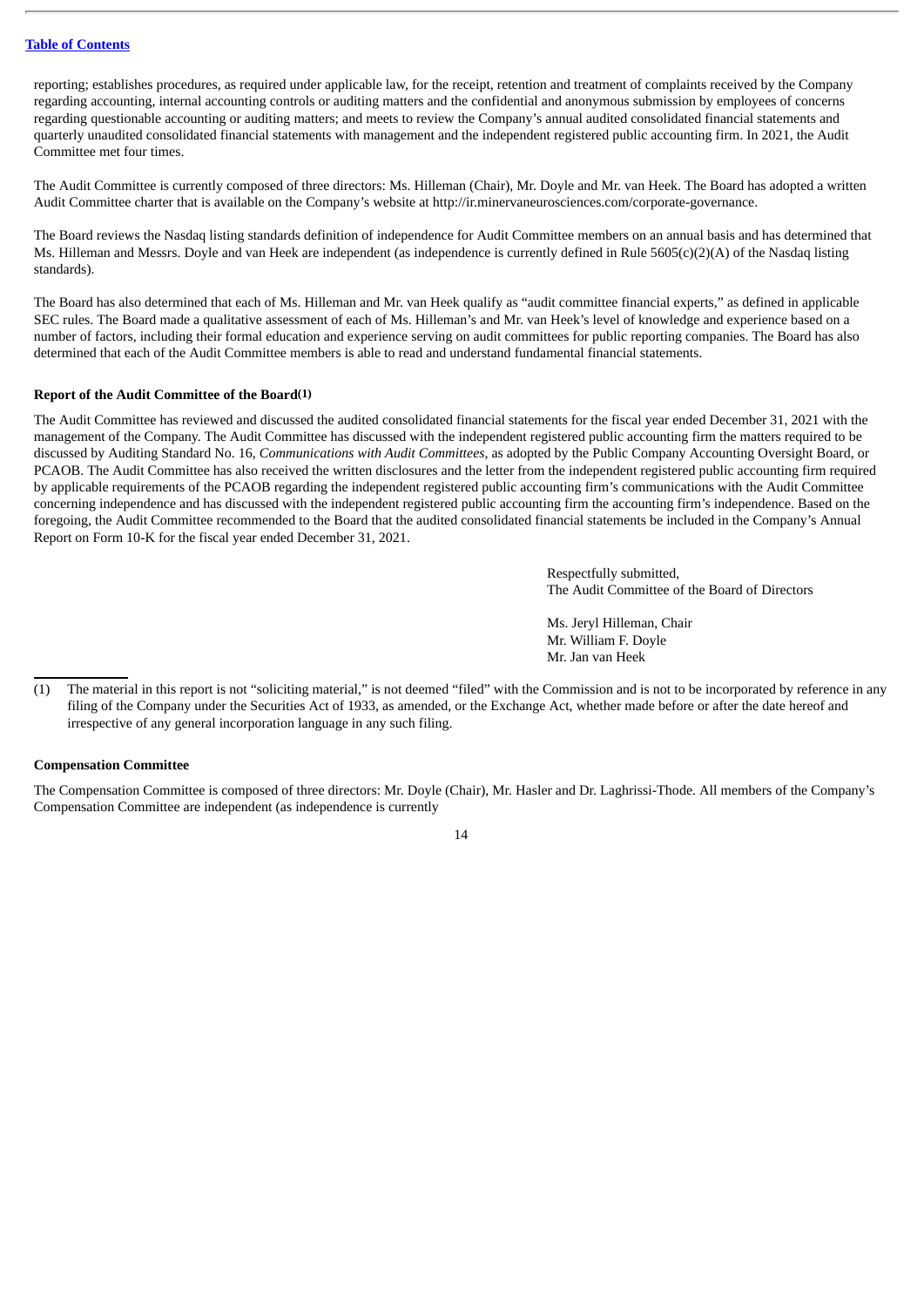reporting; establishes procedures, as required under applicable law, for the receipt, retention and treatment of complaints received by the Company regarding accounting, internal accounting controls or auditing matters and the confidential and anonymous submission by employees of concerns regarding questionable accounting or auditing matters; and meets to review the Company's annual audited consolidated financial statements and quarterly unaudited consolidated financial statements with management and the independent registered public accounting firm. In 2021, the Audit Committee met four times.

The Audit Committee is currently composed of three directors: Ms. Hilleman (Chair), Mr. Doyle and Mr. van Heek. The Board has adopted a written Audit Committee charter that is available on the Company's website at http://ir.minervaneurosciences.com/corporate-governance.

The Board reviews the Nasdaq listing standards definition of independence for Audit Committee members on an annual basis and has determined that Ms. Hilleman and Messrs. Doyle and van Heek are independent (as independence is currently defined in Rule 5605(c)(2)(A) of the Nasdaq listing standards).

The Board has also determined that each of Ms. Hilleman and Mr. van Heek qualify as "audit committee financial experts," as defined in applicable SEC rules. The Board made a qualitative assessment of each of Ms. Hilleman's and Mr. van Heek's level of knowledge and experience based on a number of factors, including their formal education and experience serving on audit committees for public reporting companies. The Board has also determined that each of the Audit Committee members is able to read and understand fundamental financial statements.

**Report of the Audit Committee of the Board[(1)]**

The Audit Committee has reviewed and discussed the audited consolidated financial statements for the fiscal year ended December 31, 2021 with the management of the Company. The Audit Committee has discussed with the independent registered public accounting firm the matters required to be discussed by Auditing Standard No. 16, *Communications with Audit Committees*, as adopted by the Public Company Accounting Oversight Board, or PCAOB. The Audit Committee has also received the written disclosures and the letter from the independent registered public accounting firm required by applicable requirements of the PCAOB regarding the independent registered public accounting firm's communications with the Audit Committee concerning independence and has discussed with the independent registered public accounting firm the accounting firm's independence. Based on the foregoing, the Audit Committee recommended to the Board that the audited consolidated financial statements be included in the Company's Annual Report on Form 10-K for the fiscal year ended December 31, 2021.

Respectfully submitted,
The Audit Committee of the Board of Directors

Ms. Jeryl Hilleman, Chair
Mr. William F. Doyle
Mr. Jan van Heek

(1) The material in this report is not "soliciting material," is not deemed "filed" with the Commission and is not to be incorporated by reference in any filing of the Company under the Securities Act of 1933, as amended, or the Exchange Act, whether made before or after the date hereof and irrespective of any general incorporation language in any such filing.

**Compensation Committee**

The Compensation Committee is composed of three directors: Mr. Doyle (Chair), Mr. Hasler and Dr. Laghrissi-Thode. All members of the Company's Compensation Committee are independent (as independence is currently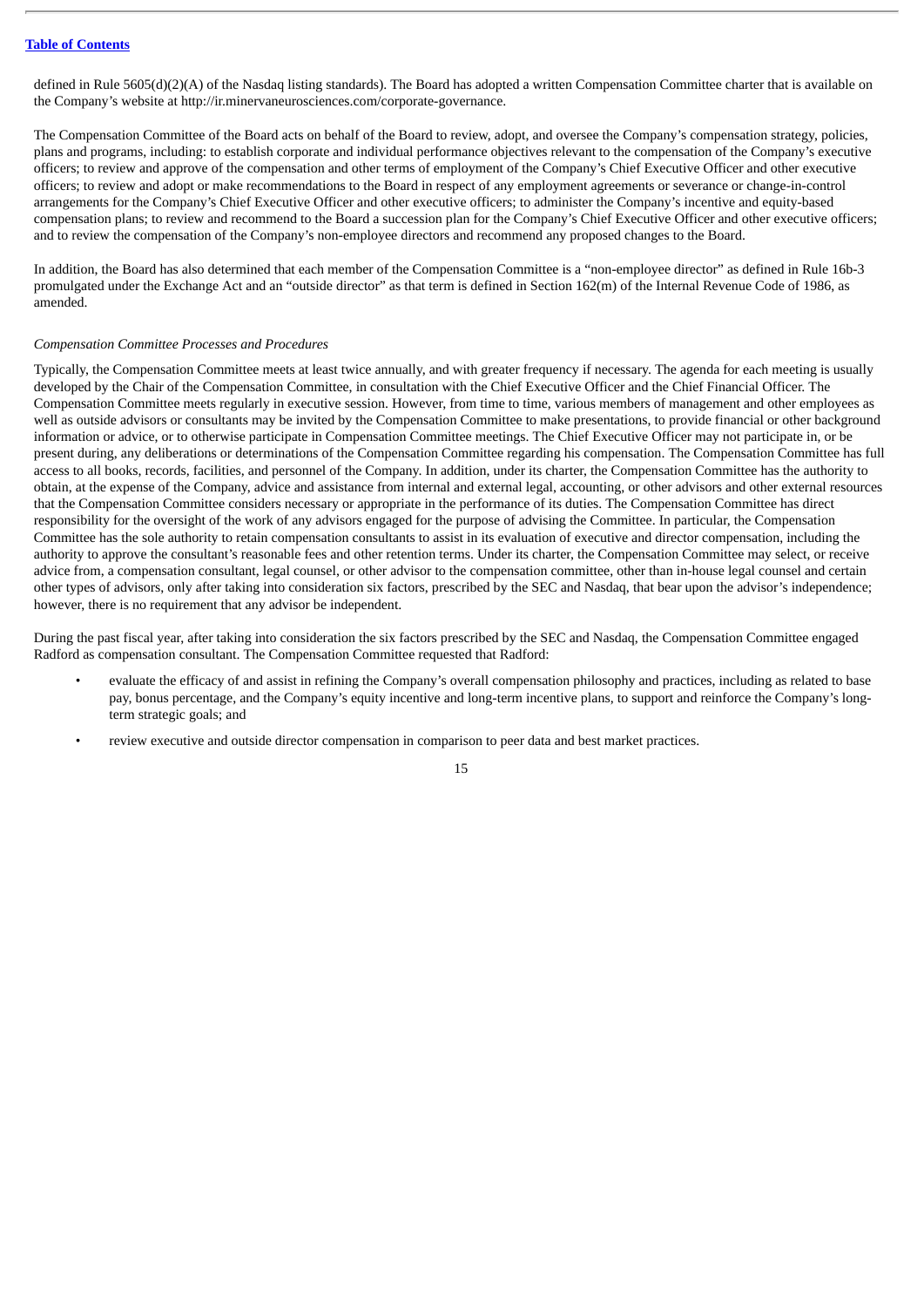defined in Rule 5605(d)(2)(A) of the Nasdaq listing standards). The Board has adopted a written Compensation Committee charter that is available on the Company's website at http://ir.minervaneurosciences.com/corporate-governance.

The Compensation Committee of the Board acts on behalf of the Board to review, adopt, and oversee the Company's compensation strategy, policies, plans and programs, including: to establish corporate and individual performance objectives relevant to the compensation of the Company's executive officers; to review and approve of the compensation and other terms of employment of the Company's Chief Executive Officer and other executive officers; to review and adopt or make recommendations to the Board in respect of any employment agreements or severance or change-in-control arrangements for the Company's Chief Executive Officer and other executive officers; to administer the Company's incentive and equity-based compensation plans; to review and recommend to the Board a succession plan for the Company's Chief Executive Officer and other executive officers; and to review the compensation of the Company's non-employee directors and recommend any proposed changes to the Board.

In addition, the Board has also determined that each member of the Compensation Committee is a "non-employee director" as defined in Rule 16b-3 promulgated under the Exchange Act and an "outside director" as that term is defined in Section 162(m) of the Internal Revenue Code of 1986, as amended.

*Compensation Committee Processes and Procedures*

Typically, the Compensation Committee meets at least twice annually, and with greater frequency if necessary. The agenda for each meeting is usually developed by the Chair of the Compensation Committee, in consultation with the Chief Executive Officer and the Chief Financial Officer. The Compensation Committee meets regularly in executive session. However, from time to time, various members of management and other employees as well as outside advisors or consultants may be invited by the Compensation Committee to make presentations, to provide financial or other background information or advice, or to otherwise participate in Compensation Committee meetings. The Chief Executive Officer may not participate in, or be present during, any deliberations or determinations of the Compensation Committee regarding his compensation. The Compensation Committee has full access to all books, records, facilities, and personnel of the Company. In addition, under its charter, the Compensation Committee has the authority to obtain, at the expense of the Company, advice and assistance from internal and external legal, accounting, or other advisors and other external resources that the Compensation Committee considers necessary or appropriate in the performance of its duties. The Compensation Committee has direct responsibility for the oversight of the work of any advisors engaged for the purpose of advising the Committee. In particular, the Compensation Committee has the sole authority to retain compensation consultants to assist in its evaluation of executive and director compensation, including the authority to approve the consultant's reasonable fees and other retention terms. Under its charter, the Compensation Committee may select, or receive advice from, a compensation consultant, legal counsel, or other advisor to the compensation committee, other than in-house legal counsel and certain other types of advisors, only after taking into consideration six factors, prescribed by the SEC and Nasdaq, that bear upon the advisor's independence; however, there is no requirement that any advisor be independent.

During the past fiscal year, after taking into consideration the six factors prescribed by the SEC and Nasdaq, the Compensation Committee engaged Radford as compensation consultant. The Compensation Committee requested that Radford:

- evaluate the efficacy of and assist in refining the Company's overall compensation philosophy and practices, including as related to base pay, bonus percentage, and the Company's equity incentive and long-term incentive plans, to support and reinforce the Company's long-term strategic goals; and
- review executive and outside director compensation in comparison to peer data and best market practices.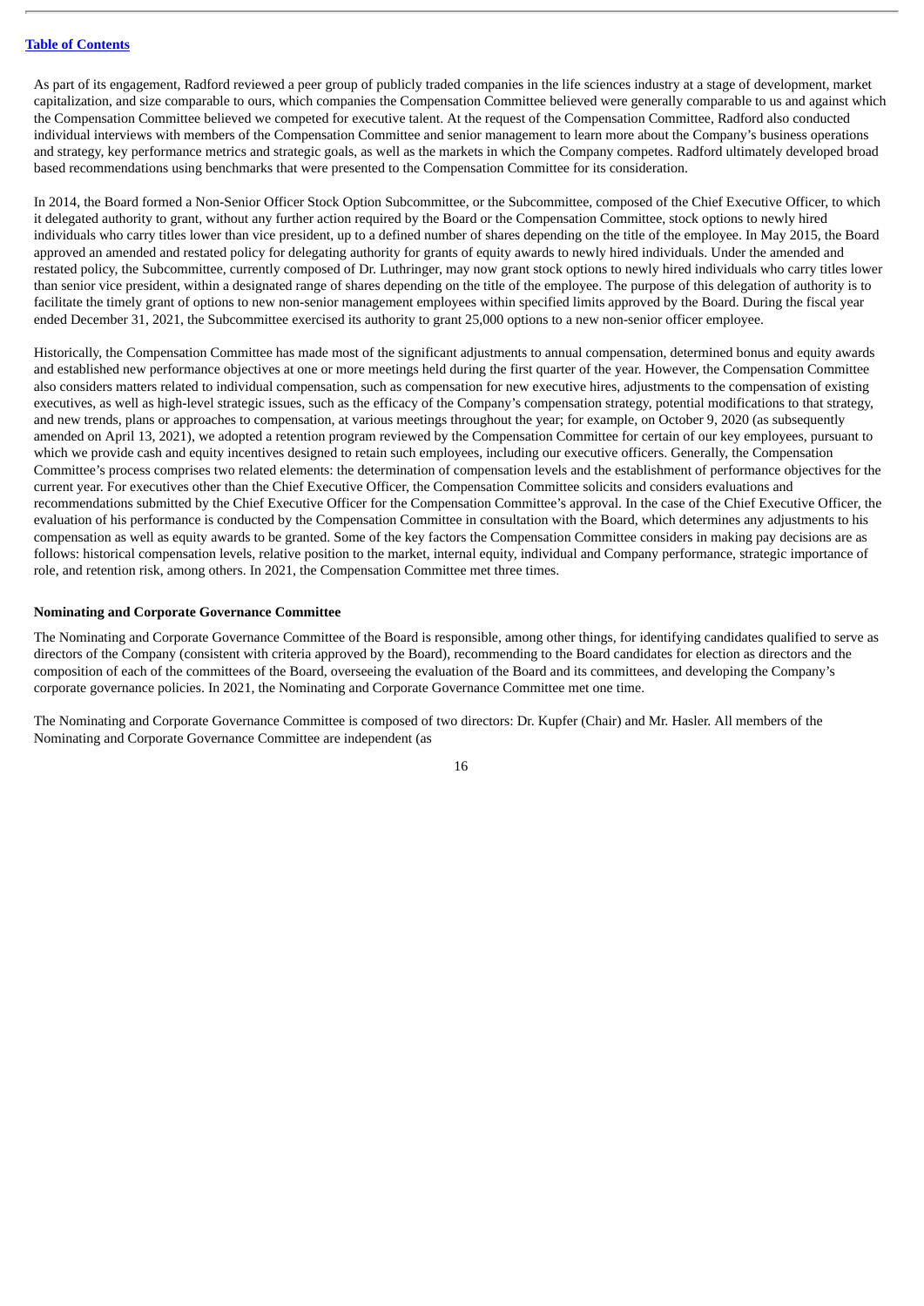As part of its engagement, Radford reviewed a peer group of publicly traded companies in the life sciences industry at a stage of development, market capitalization, and size comparable to ours, which companies the Compensation Committee believed were generally comparable to us and against which the Compensation Committee believed we competed for executive talent. At the request of the Compensation Committee, Radford also conducted individual interviews with members of the Compensation Committee and senior management to learn more about the Company's business operations and strategy, key performance metrics and strategic goals, as well as the markets in which the Company competes. Radford ultimately developed broad based recommendations using benchmarks that were presented to the Compensation Committee for its consideration.

In 2014, the Board formed a Non-Senior Officer Stock Option Subcommittee, or the Subcommittee, composed of the Chief Executive Officer, to which it delegated authority to grant, without any further action required by the Board or the Compensation Committee, stock options to newly hired individuals who carry titles lower than vice president, up to a defined number of shares depending on the title of the employee. In May 2015, the Board approved an amended and restated policy for delegating authority for grants of equity awards to newly hired individuals. Under the amended and restated policy, the Subcommittee, currently composed of Dr. Luthringer, may now grant stock options to newly hired individuals who carry titles lower than senior vice president, within a designated range of shares depending on the title of the employee. The purpose of this delegation of authority is to facilitate the timely grant of options to new non-senior management employees within specified limits approved by the Board. During the fiscal year ended December 31, 2021, the Subcommittee exercised its authority to grant 25,000 options to a new non-senior officer employee.

Historically, the Compensation Committee has made most of the significant adjustments to annual compensation, determined bonus and equity awards and established new performance objectives at one or more meetings held during the first quarter of the year. However, the Compensation Committee also considers matters related to individual compensation, such as compensation for new executive hires, adjustments to the compensation of existing executives, as well as high-level strategic issues, such as the efficacy of the Company's compensation strategy, potential modifications to that strategy, and new trends, plans or approaches to compensation, at various meetings throughout the year; for example, on October 9, 2020 (as subsequently amended on April 13, 2021), we adopted a retention program reviewed by the Compensation Committee for certain of our key employees, pursuant to which we provide cash and equity incentives designed to retain such employees, including our executive officers. Generally, the Compensation Committee's process comprises two related elements: the determination of compensation levels and the establishment of performance objectives for the current year. For executives other than the Chief Executive Officer, the Compensation Committee solicits and considers evaluations and recommendations submitted by the Chief Executive Officer for the Compensation Committee's approval. In the case of the Chief Executive Officer, the evaluation of his performance is conducted by the Compensation Committee in consultation with the Board, which determines any adjustments to his compensation as well as equity awards to be granted. Some of the key factors the Compensation Committee considers in making pay decisions are as follows: historical compensation levels, relative position to the market, internal equity, individual and Company performance, strategic importance of role, and retention risk, among others. In 2021, the Compensation Committee met three times.

**Nominating and Corporate Governance Committee**

The Nominating and Corporate Governance Committee of the Board is responsible, among other things, for identifying candidates qualified to serve as directors of the Company (consistent with criteria approved by the Board), recommending to the Board candidates for election as directors and the composition of each of the committees of the Board, overseeing the evaluation of the Board and its committees, and developing the Company's corporate governance policies. In 2021, the Nominating and Corporate Governance Committee met one time.

The Nominating and Corporate Governance Committee is composed of two directors: Dr. Kupfer (Chair) and Mr. Hasler. All members of the Nominating and Corporate Governance Committee are independent (as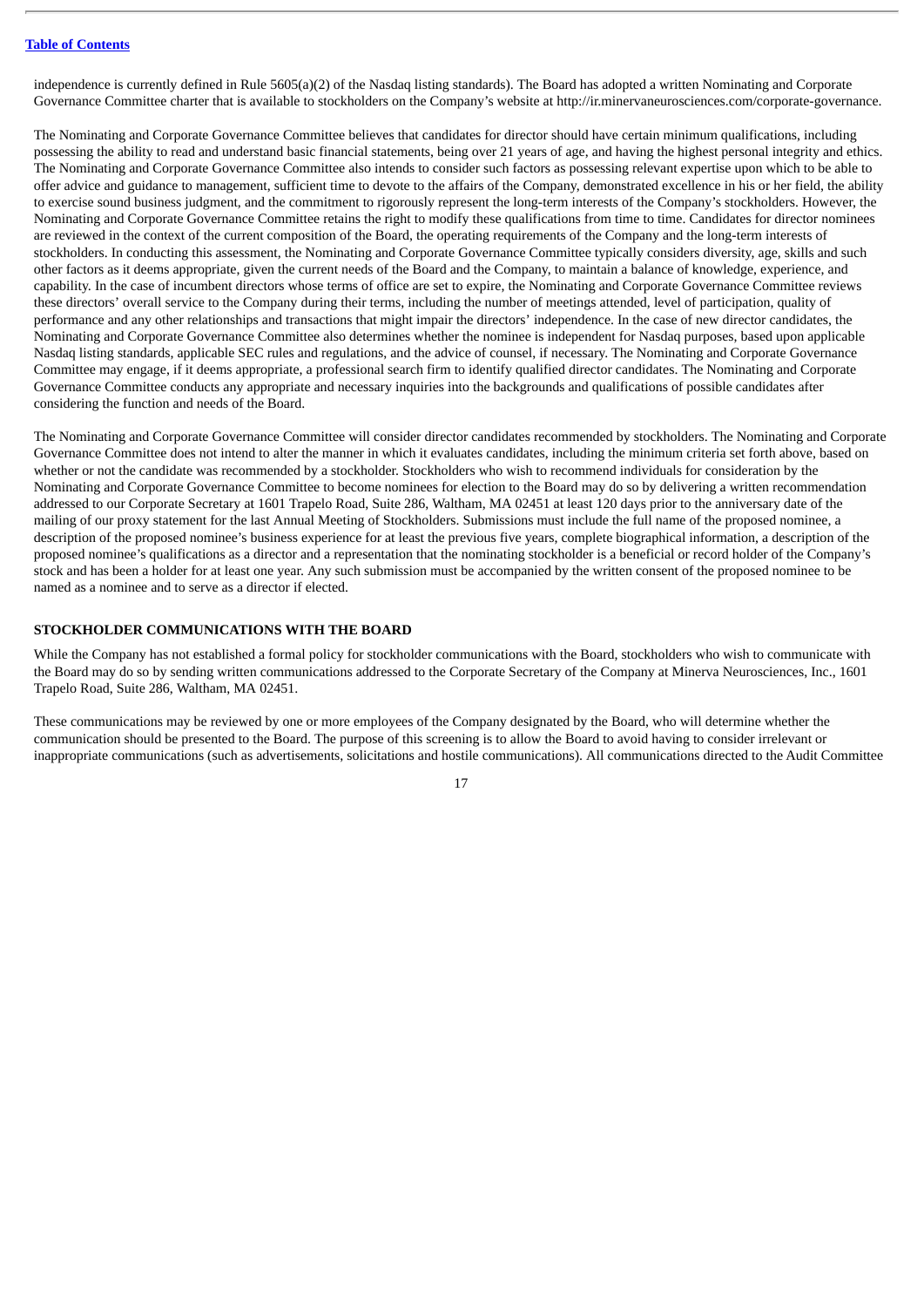independence is currently defined in Rule 5605(a)(2) of the Nasdaq listing standards). The Board has adopted a written Nominating and Corporate Governance Committee charter that is available to stockholders on the Company's website at http://ir.minervaneurosciences.com/corporate-governance.

The Nominating and Corporate Governance Committee believes that candidates for director should have certain minimum qualifications, including possessing the ability to read and understand basic financial statements, being over 21 years of age, and having the highest personal integrity and ethics. The Nominating and Corporate Governance Committee also intends to consider such factors as possessing relevant expertise upon which to be able to offer advice and guidance to management, sufficient time to devote to the affairs of the Company, demonstrated excellence in his or her field, the ability to exercise sound business judgment, and the commitment to rigorously represent the long-term interests of the Company's stockholders. However, the Nominating and Corporate Governance Committee retains the right to modify these qualifications from time to time. Candidates for director nominees are reviewed in the context of the current composition of the Board, the operating requirements of the Company and the long-term interests of stockholders. In conducting this assessment, the Nominating and Corporate Governance Committee typically considers diversity, age, skills and such other factors as it deems appropriate, given the current needs of the Board and the Company, to maintain a balance of knowledge, experience, and capability. In the case of incumbent directors whose terms of office are set to expire, the Nominating and Corporate Governance Committee reviews these directors' overall service to the Company during their terms, including the number of meetings attended, level of participation, quality of performance and any other relationships and transactions that might impair the directors' independence. In the case of new director candidates, the Nominating and Corporate Governance Committee also determines whether the nominee is independent for Nasdaq purposes, based upon applicable Nasdaq listing standards, applicable SEC rules and regulations, and the advice of counsel, if necessary. The Nominating and Corporate Governance Committee may engage, if it deems appropriate, a professional search firm to identify qualified director candidates. The Nominating and Corporate Governance Committee conducts any appropriate and necessary inquiries into the backgrounds and qualifications of possible candidates after considering the function and needs of the Board.

The Nominating and Corporate Governance Committee will consider director candidates recommended by stockholders. The Nominating and Corporate Governance Committee does not intend to alter the manner in which it evaluates candidates, including the minimum criteria set forth above, based on whether or not the candidate was recommended by a stockholder. Stockholders who wish to recommend individuals for consideration by the Nominating and Corporate Governance Committee to become nominees for election to the Board may do so by delivering a written recommendation addressed to our Corporate Secretary at 1601 Trapelo Road, Suite 286, Waltham, MA 02451 at least 120 days prior to the anniversary date of the mailing of our proxy statement for the last Annual Meeting of Stockholders. Submissions must include the full name of the proposed nominee, a description of the proposed nominee's business experience for at least the previous five years, complete biographical information, a description of the proposed nominee's qualifications as a director and a representation that the nominating stockholder is a beneficial or record holder of the Company's stock and has been a holder for at least one year. Any such submission must be accompanied by the written consent of the proposed nominee to be named as a nominee and to serve as a director if elected.

## STOCKHOLDER COMMUNICATIONS WITH THE BOARD

While the Company has not established a formal policy for stockholder communications with the Board, stockholders who wish to communicate with the Board may do so by sending written communications addressed to the Corporate Secretary of the Company at Minerva Neurosciences, Inc., 1601 Trapelo Road, Suite 286, Waltham, MA 02451.

These communications may be reviewed by one or more employees of the Company designated by the Board, who will determine whether the communication should be presented to the Board. The purpose of this screening is to allow the Board to avoid having to consider irrelevant or inappropriate communications (such as advertisements, solicitations and hostile communications). All communications directed to the Audit Committee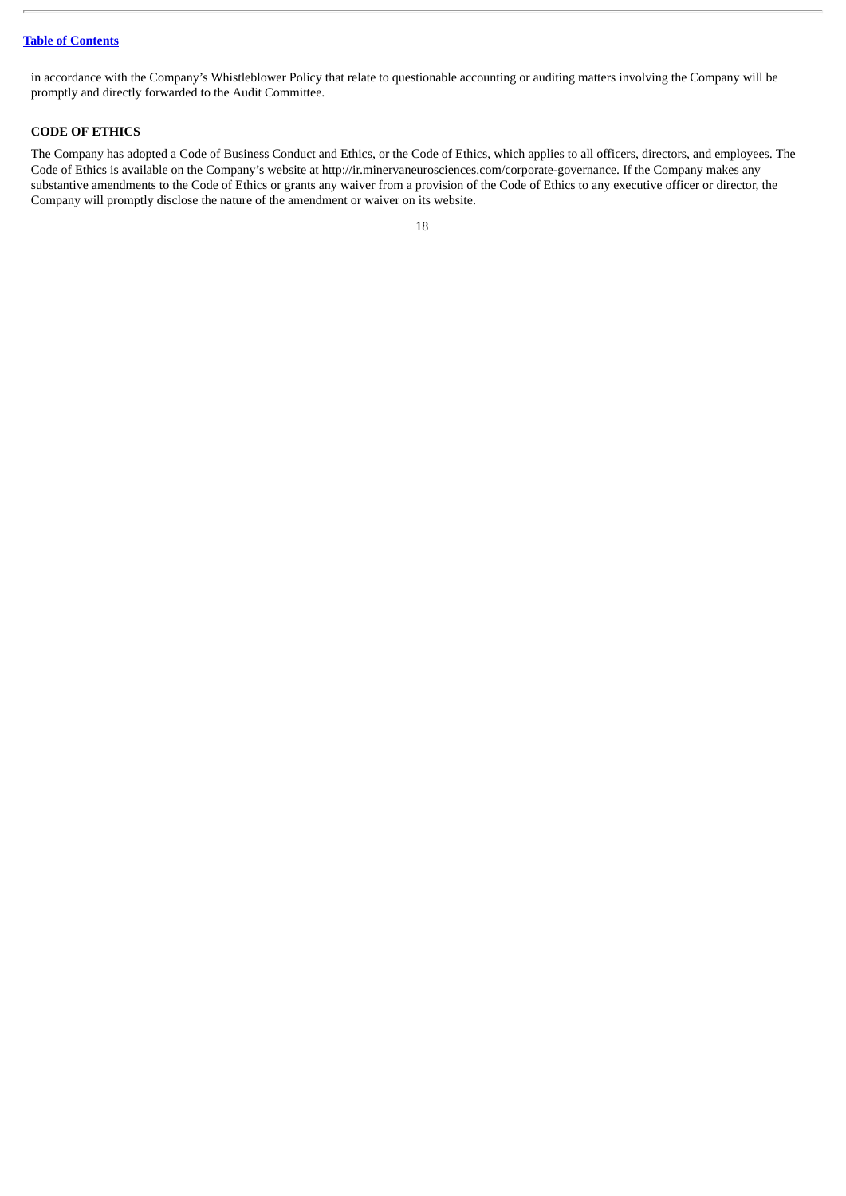in accordance with the Company's Whistleblower Policy that relate to questionable accounting or auditing matters involving the Company will be promptly and directly forwarded to the Audit Committee.

**CODE OF ETHICS**

The Company has adopted a Code of Business Conduct and Ethics, or the Code of Ethics, which applies to all officers, directors, and employees. The Code of Ethics is available on the Company's website at http://ir.minervaneurosciences.com/corporate-governance. If the Company makes any substantive amendments to the Code of Ethics or grants any waiver from a provision of the Code of Ethics to any executive officer or director, the Company will promptly disclose the nature of the amendment or waiver on its website.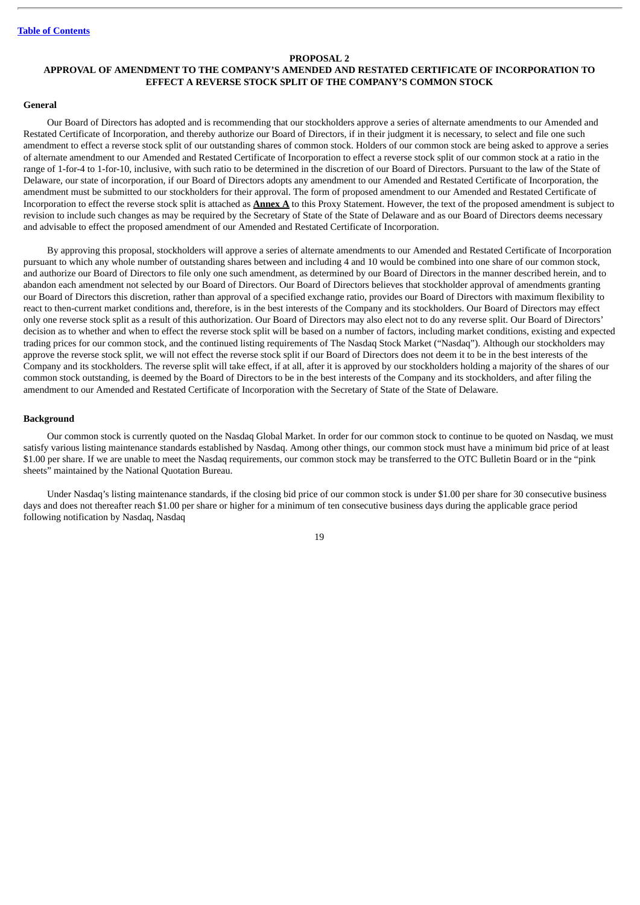## PROPOSAL 2

## APPROVAL OF AMENDMENT TO THE COMPANY'S AMENDED AND RESTATED CERTIFICATE OF INCORPORATION TO EFFECT A REVERSE STOCK SPLIT OF THE COMPANY'S COMMON STOCK

### General

Our Board of Directors has adopted and is recommending that our stockholders approve a series of alternate amendments to our Amended and Restated Certificate of Incorporation, and thereby authorize our Board of Directors, if in their judgment it is necessary, to select and file one such amendment to effect a reverse stock split of our outstanding shares of common stock. Holders of our common stock are being asked to approve a series of alternate amendment to our Amended and Restated Certificate of Incorporation to effect a reverse stock split of our common stock at a ratio in the range of 1-for-4 to 1-for-10, inclusive, with such ratio to be determined in the discretion of our Board of Directors. Pursuant to the law of the State of Delaware, our state of incorporation, if our Board of Directors adopts any amendment to our Amended and Restated Certificate of Incorporation, the amendment must be submitted to our stockholders for their approval. The form of proposed amendment to our Amended and Restated Certificate of Incorporation to effect the reverse stock split is attached as **Annex A** to this Proxy Statement. However, the text of the proposed amendment is subject to revision to include such changes as may be required by the Secretary of State of the State of Delaware and as our Board of Directors deems necessary and advisable to effect the proposed amendment of our Amended and Restated Certificate of Incorporation.

By approving this proposal, stockholders will approve a series of alternate amendments to our Amended and Restated Certificate of Incorporation pursuant to which any whole number of outstanding shares between and including 4 and 10 would be combined into one share of our common stock, and authorize our Board of Directors to file only one such amendment, as determined by our Board of Directors in the manner described herein, and to abandon each amendment not selected by our Board of Directors. Our Board of Directors believes that stockholder approval of amendments granting our Board of Directors this discretion, rather than approval of a specified exchange ratio, provides our Board of Directors with maximum flexibility to react to then-current market conditions and, therefore, is in the best interests of the Company and its stockholders. Our Board of Directors may effect only one reverse stock split as a result of this authorization. Our Board of Directors may also elect not to do any reverse split. Our Board of Directors' decision as to whether and when to effect the reverse stock split will be based on a number of factors, including market conditions, existing and expected trading prices for our common stock, and the continued listing requirements of The Nasdaq Stock Market ("Nasdaq"). Although our stockholders may approve the reverse stock split, we will not effect the reverse stock split if our Board of Directors does not deem it to be in the best interests of the Company and its stockholders. The reverse split will take effect, if at all, after it is approved by our stockholders holding a majority of the shares of our common stock outstanding, is deemed by the Board of Directors to be in the best interests of the Company and its stockholders, and after filing the amendment to our Amended and Restated Certificate of Incorporation with the Secretary of State of the State of Delaware.

### Background

Our common stock is currently quoted on the Nasdaq Global Market. In order for our common stock to continue to be quoted on Nasdaq, we must satisfy various listing maintenance standards established by Nasdaq. Among other things, our common stock must have a minimum bid price of at least $1.00 per share. If we are unable to meet the Nasdaq requirements, our common stock may be transferred to the OTC Bulletin Board or in the "pink sheets" maintained by the National Quotation Bureau.

Under Nasdaq's listing maintenance standards, if the closing bid price of our common stock is under $1.00 per share for 30 consecutive business days and does not thereafter reach $1.00 per share or higher for a minimum of ten consecutive business days during the applicable grace period following notification by Nasdaq, Nasdaq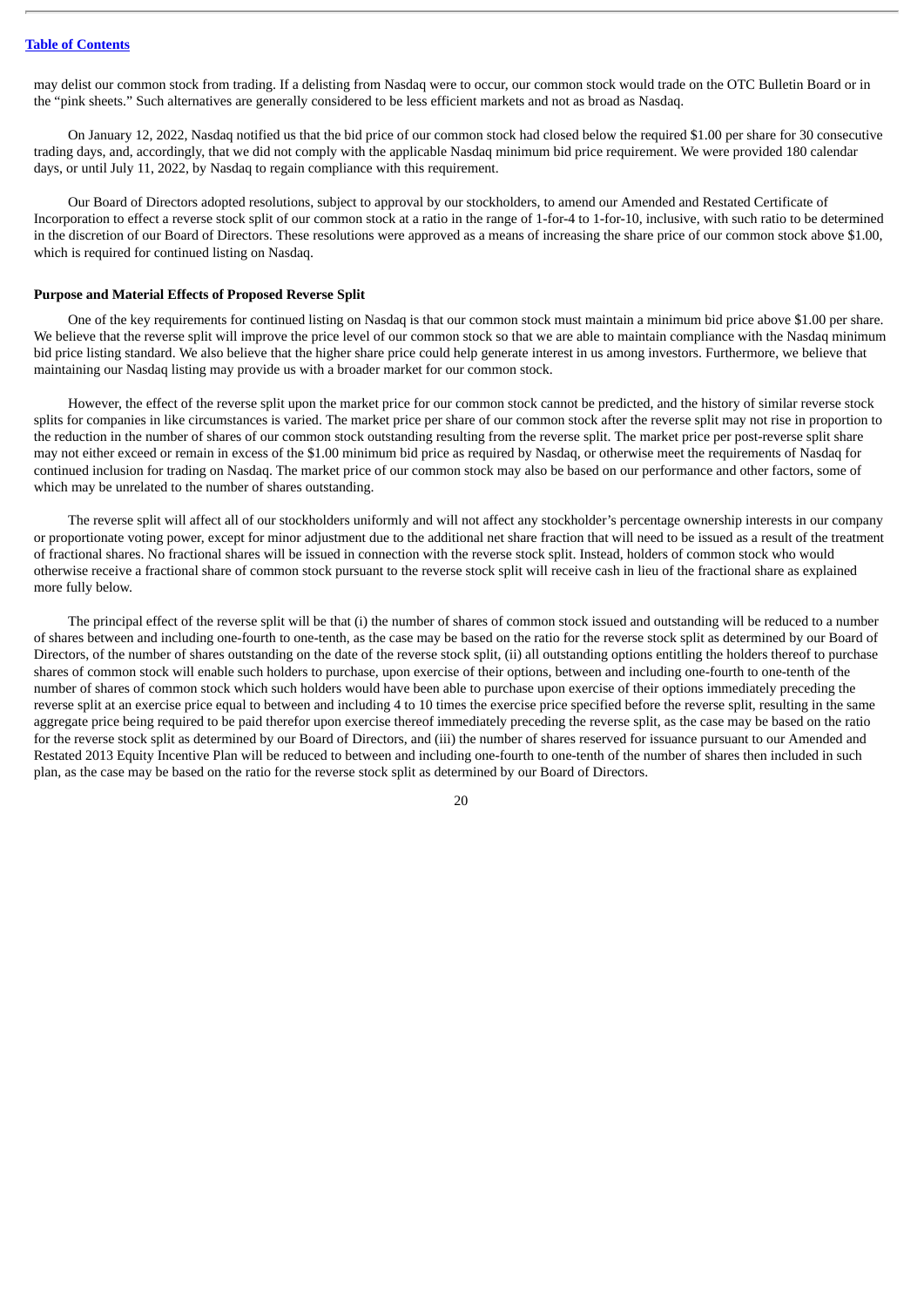may delist our common stock from trading. If a delisting from Nasdaq were to occur, our common stock would trade on the OTC Bulletin Board or in the "pink sheets." Such alternatives are generally considered to be less efficient markets and not as broad as Nasdaq.

On January 12, 2022, Nasdaq notified us that the bid price of our common stock had closed below the required $1.00 per share for 30 consecutive trading days, and, accordingly, that we did not comply with the applicable Nasdaq minimum bid price requirement. We were provided 180 calendar days, or until July 11, 2022, by Nasdaq to regain compliance with this requirement.

Our Board of Directors adopted resolutions, subject to approval by our stockholders, to amend our Amended and Restated Certificate of Incorporation to effect a reverse stock split of our common stock at a ratio in the range of 1-for-4 to 1-for-10, inclusive, with such ratio to be determined in the discretion of our Board of Directors. These resolutions were approved as a means of increasing the share price of our common stock above $1.00, which is required for continued listing on Nasdaq.

**Purpose and Material Effects of Proposed Reverse Split**

One of the key requirements for continued listing on Nasdaq is that our common stock must maintain a minimum bid price above $1.00 per share. We believe that the reverse split will improve the price level of our common stock so that we are able to maintain compliance with the Nasdaq minimum bid price listing standard. We also believe that the higher share price could help generate interest in us among investors. Furthermore, we believe that maintaining our Nasdaq listing may provide us with a broader market for our common stock.

However, the effect of the reverse split upon the market price for our common stock cannot be predicted, and the history of similar reverse stock splits for companies in like circumstances is varied. The market price per share of our common stock after the reverse split may not rise in proportion to the reduction in the number of shares of our common stock outstanding resulting from the reverse split. The market price per post-reverse split share may not either exceed or remain in excess of the $1.00 minimum bid price as required by Nasdaq, or otherwise meet the requirements of Nasdaq for continued inclusion for trading on Nasdaq. The market price of our common stock may also be based on our performance and other factors, some of which may be unrelated to the number of shares outstanding.

The reverse split will affect all of our stockholders uniformly and will not affect any stockholder's percentage ownership interests in our company or proportionate voting power, except for minor adjustment due to the additional net share fraction that will need to be issued as a result of the treatment of fractional shares. No fractional shares will be issued in connection with the reverse stock split. Instead, holders of common stock who would otherwise receive a fractional share of common stock pursuant to the reverse stock split will receive cash in lieu of the fractional share as explained more fully below.

The principal effect of the reverse split will be that (i) the number of shares of common stock issued and outstanding will be reduced to a number of shares between and including one-fourth to one-tenth, as the case may be based on the ratio for the reverse stock split as determined by our Board of Directors, of the number of shares outstanding on the date of the reverse stock split, (ii) all outstanding options entitling the holders thereof to purchase shares of common stock will enable such holders to purchase, upon exercise of their options, between and including one-fourth to one-tenth of the number of shares of common stock which such holders would have been able to purchase upon exercise of their options immediately preceding the reverse split at an exercise price equal to between and including 4 to 10 times the exercise price specified before the reverse split, resulting in the same aggregate price being required to be paid therefor upon exercise thereof immediately preceding the reverse split, as the case may be based on the ratio for the reverse stock split as determined by our Board of Directors, and (iii) the number of shares reserved for issuance pursuant to our Amended and Restated 2013 Equity Incentive Plan will be reduced to between and including one-fourth to one-tenth of the number of shares then included in such plan, as the case may be based on the ratio for the reverse stock split as determined by our Board of Directors.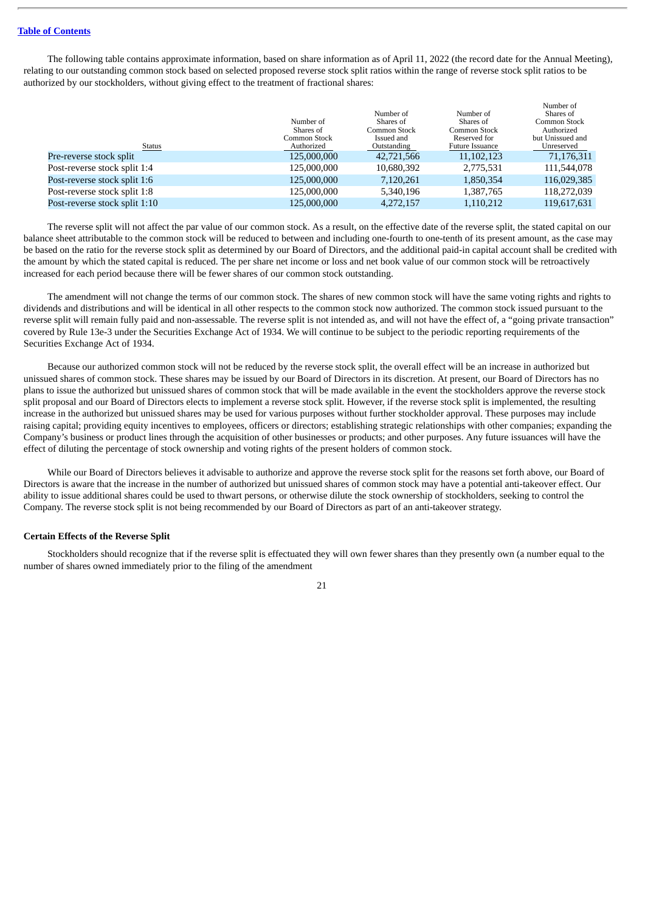The following table contains approximate information, based on share information as of April 11, 2022 (the record date for the Annual Meeting), relating to our outstanding common stock based on selected proposed reverse stock split ratios within the range of reverse stock split ratios to be authorized by our stockholders, without giving effect to the treatment of fractional shares:

| Status | Number of Shares of Common Stock Authorized | Number of Shares of Common Stock Issued and Outstanding | Number of Shares of Common Stock Reserved for Future Issuance | Number of Shares of Common Stock Authorized but Unissued and Unreserved |
|---|---|---|---|---|
| Pre-reverse stock split | 125,000,000 | 42,721,566 | 11,102,123 | 71,176,311 |
| Post-reverse stock split 1:4 | 125,000,000 | 10,680,392 | 2,775,531 | 111,544,078 |
| Post-reverse stock split 1:6 | 125,000,000 | 7,120,261 | 1,850,354 | 116,029,385 |
| Post-reverse stock split 1:8 | 125,000,000 | 5,340,196 | 1,387,765 | 118,272,039 |
| Post-reverse stock split 1:10 | 125,000,000 | 4,272,157 | 1,110,212 | 119,617,631 |

The reverse split will not affect the par value of our common stock. As a result, on the effective date of the reverse split, the stated capital on our balance sheet attributable to the common stock will be reduced to between and including one-fourth to one-tenth of its present amount, as the case may be based on the ratio for the reverse stock split as determined by our Board of Directors, and the additional paid-in capital account shall be credited with the amount by which the stated capital is reduced. The per share net income or loss and net book value of our common stock will be retroactively increased for each period because there will be fewer shares of our common stock outstanding.

The amendment will not change the terms of our common stock. The shares of new common stock will have the same voting rights and rights to dividends and distributions and will be identical in all other respects to the common stock now authorized. The common stock issued pursuant to the reverse split will remain fully paid and non-assessable. The reverse split is not intended as, and will not have the effect of, a "going private transaction" covered by Rule 13e-3 under the Securities Exchange Act of 1934. We will continue to be subject to the periodic reporting requirements of the Securities Exchange Act of 1934.

Because our authorized common stock will not be reduced by the reverse stock split, the overall effect will be an increase in authorized but unissued shares of common stock. These shares may be issued by our Board of Directors in its discretion. At present, our Board of Directors has no plans to issue the authorized but unissued shares of common stock that will be made available in the event the stockholders approve the reverse stock split proposal and our Board of Directors elects to implement a reverse stock split. However, if the reverse stock split is implemented, the resulting increase in the authorized but unissued shares may be used for various purposes without further stockholder approval. These purposes may include raising capital; providing equity incentives to employees, officers or directors; establishing strategic relationships with other companies; expanding the Company's business or product lines through the acquisition of other businesses or products; and other purposes. Any future issuances will have the effect of diluting the percentage of stock ownership and voting rights of the present holders of common stock.

While our Board of Directors believes it advisable to authorize and approve the reverse stock split for the reasons set forth above, our Board of Directors is aware that the increase in the number of authorized but unissued shares of common stock may have a potential anti-takeover effect. Our ability to issue additional shares could be used to thwart persons, or otherwise dilute the stock ownership of stockholders, seeking to control the Company. The reverse stock split is not being recommended by our Board of Directors as part of an anti-takeover strategy.

**Certain Effects of the Reverse Split**

Stockholders should recognize that if the reverse split is effectuated they will own fewer shares than they presently own (a number equal to the number of shares owned immediately prior to the filing of the amendment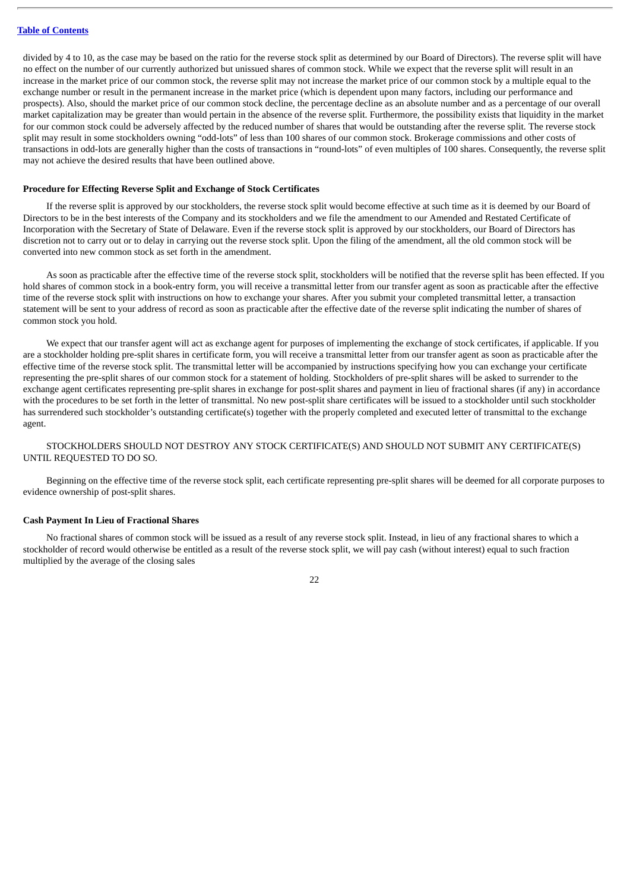divided by 4 to 10, as the case may be based on the ratio for the reverse stock split as determined by our Board of Directors). The reverse split will have no effect on the number of our currently authorized but unissued shares of common stock. While we expect that the reverse split will result in an increase in the market price of our common stock, the reverse split may not increase the market price of our common stock by a multiple equal to the exchange number or result in the permanent increase in the market price (which is dependent upon many factors, including our performance and prospects). Also, should the market price of our common stock decline, the percentage decline as an absolute number and as a percentage of our overall market capitalization may be greater than would pertain in the absence of the reverse split. Furthermore, the possibility exists that liquidity in the market for our common stock could be adversely affected by the reduced number of shares that would be outstanding after the reverse split. The reverse stock split may result in some stockholders owning "odd-lots" of less than 100 shares of our common stock. Brokerage commissions and other costs of transactions in odd-lots are generally higher than the costs of transactions in "round-lots" of even multiples of 100 shares. Consequently, the reverse split may not achieve the desired results that have been outlined above.

**Procedure for Effecting Reverse Split and Exchange of Stock Certificates**

If the reverse split is approved by our stockholders, the reverse stock split would become effective at such time as it is deemed by our Board of Directors to be in the best interests of the Company and its stockholders and we file the amendment to our Amended and Restated Certificate of Incorporation with the Secretary of State of Delaware. Even if the reverse stock split is approved by our stockholders, our Board of Directors has discretion not to carry out or to delay in carrying out the reverse stock split. Upon the filing of the amendment, all the old common stock will be converted into new common stock as set forth in the amendment.

As soon as practicable after the effective time of the reverse stock split, stockholders will be notified that the reverse split has been effected. If you hold shares of common stock in a book-entry form, you will receive a transmittal letter from our transfer agent as soon as practicable after the effective time of the reverse stock split with instructions on how to exchange your shares. After you submit your completed transmittal letter, a transaction statement will be sent to your address of record as soon as practicable after the effective date of the reverse split indicating the number of shares of common stock you hold.

We expect that our transfer agent will act as exchange agent for purposes of implementing the exchange of stock certificates, if applicable. If you are a stockholder holding pre-split shares in certificate form, you will receive a transmittal letter from our transfer agent as soon as practicable after the effective time of the reverse stock split. The transmittal letter will be accompanied by instructions specifying how you can exchange your certificate representing the pre-split shares of our common stock for a statement of holding. Stockholders of pre-split shares will be asked to surrender to the exchange agent certificates representing pre-split shares in exchange for post-split shares and payment in lieu of fractional shares (if any) in accordance with the procedures to be set forth in the letter of transmittal. No new post-split share certificates will be issued to a stockholder until such stockholder has surrendered such stockholder's outstanding certificate(s) together with the properly completed and executed letter of transmittal to the exchange agent.

STOCKHOLDERS SHOULD NOT DESTROY ANY STOCK CERTIFICATE(S) AND SHOULD NOT SUBMIT ANY CERTIFICATE(S) UNTIL REQUESTED TO DO SO.

Beginning on the effective time of the reverse stock split, each certificate representing pre-split shares will be deemed for all corporate purposes to evidence ownership of post-split shares.

**Cash Payment In Lieu of Fractional Shares**

No fractional shares of common stock will be issued as a result of any reverse stock split. Instead, in lieu of any fractional shares to which a stockholder of record would otherwise be entitled as a result of the reverse stock split, we will pay cash (without interest) equal to such fraction multiplied by the average of the closing sales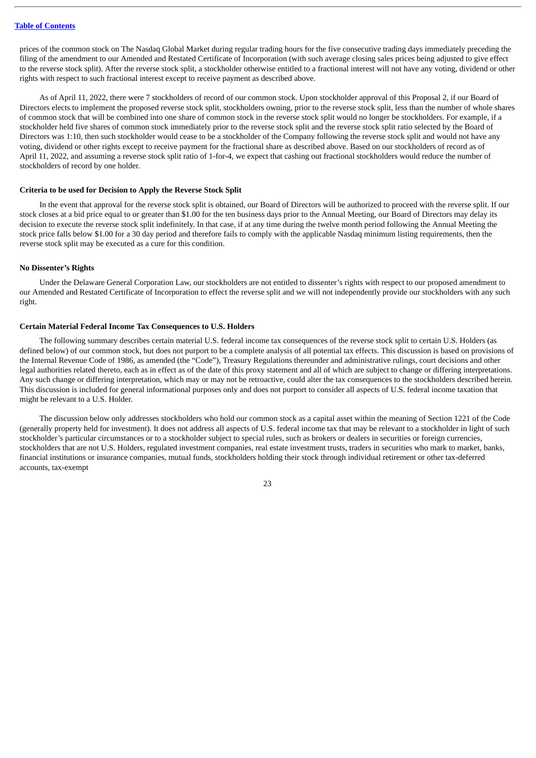prices of the common stock on The Nasdaq Global Market during regular trading hours for the five consecutive trading days immediately preceding the filing of the amendment to our Amended and Restated Certificate of Incorporation (with such average closing sales prices being adjusted to give effect to the reverse stock split). After the reverse stock split, a stockholder otherwise entitled to a fractional interest will not have any voting, dividend or other rights with respect to such fractional interest except to receive payment as described above.

As of April 11, 2022, there were 7 stockholders of record of our common stock. Upon stockholder approval of this Proposal 2, if our Board of Directors elects to implement the proposed reverse stock split, stockholders owning, prior to the reverse stock split, less than the number of whole shares of common stock that will be combined into one share of common stock in the reverse stock split would no longer be stockholders. For example, if a stockholder held five shares of common stock immediately prior to the reverse stock split and the reverse stock split ratio selected by the Board of Directors was 1:10, then such stockholder would cease to be a stockholder of the Company following the reverse stock split and would not have any voting, dividend or other rights except to receive payment for the fractional share as described above. Based on our stockholders of record as of April 11, 2022, and assuming a reverse stock split ratio of 1-for-4, we expect that cashing out fractional stockholders would reduce the number of stockholders of record by one holder.

**Criteria to be used for Decision to Apply the Reverse Stock Split**

In the event that approval for the reverse stock split is obtained, our Board of Directors will be authorized to proceed with the reverse split. If our stock closes at a bid price equal to or greater than $1.00 for the ten business days prior to the Annual Meeting, our Board of Directors may delay its decision to execute the reverse stock split indefinitely. In that case, if at any time during the twelve month period following the Annual Meeting the stock price falls below $1.00 for a 30 day period and therefore fails to comply with the applicable Nasdaq minimum listing requirements, then the reverse stock split may be executed as a cure for this condition.

**No Dissenter's Rights**

Under the Delaware General Corporation Law, our stockholders are not entitled to dissenter's rights with respect to our proposed amendment to our Amended and Restated Certificate of Incorporation to effect the reverse split and we will not independently provide our stockholders with any such right.

**Certain Material Federal Income Tax Consequences to U.S. Holders**

The following summary describes certain material U.S. federal income tax consequences of the reverse stock split to certain U.S. Holders (as defined below) of our common stock, but does not purport to be a complete analysis of all potential tax effects. This discussion is based on provisions of the Internal Revenue Code of 1986, as amended (the "Code"), Treasury Regulations thereunder and administrative rulings, court decisions and other legal authorities related thereto, each as in effect as of the date of this proxy statement and all of which are subject to change or differing interpretations. Any such change or differing interpretation, which may or may not be retroactive, could alter the tax consequences to the stockholders described herein. This discussion is included for general informational purposes only and does not purport to consider all aspects of U.S. federal income taxation that might be relevant to a U.S. Holder.

The discussion below only addresses stockholders who hold our common stock as a capital asset within the meaning of Section 1221 of the Code (generally property held for investment). It does not address all aspects of U.S. federal income tax that may be relevant to a stockholder in light of such stockholder's particular circumstances or to a stockholder subject to special rules, such as brokers or dealers in securities or foreign currencies, stockholders that are not U.S. Holders, regulated investment companies, real estate investment trusts, traders in securities who mark to market, banks, financial institutions or insurance companies, mutual funds, stockholders holding their stock through individual retirement or other tax-deferred accounts, tax-exempt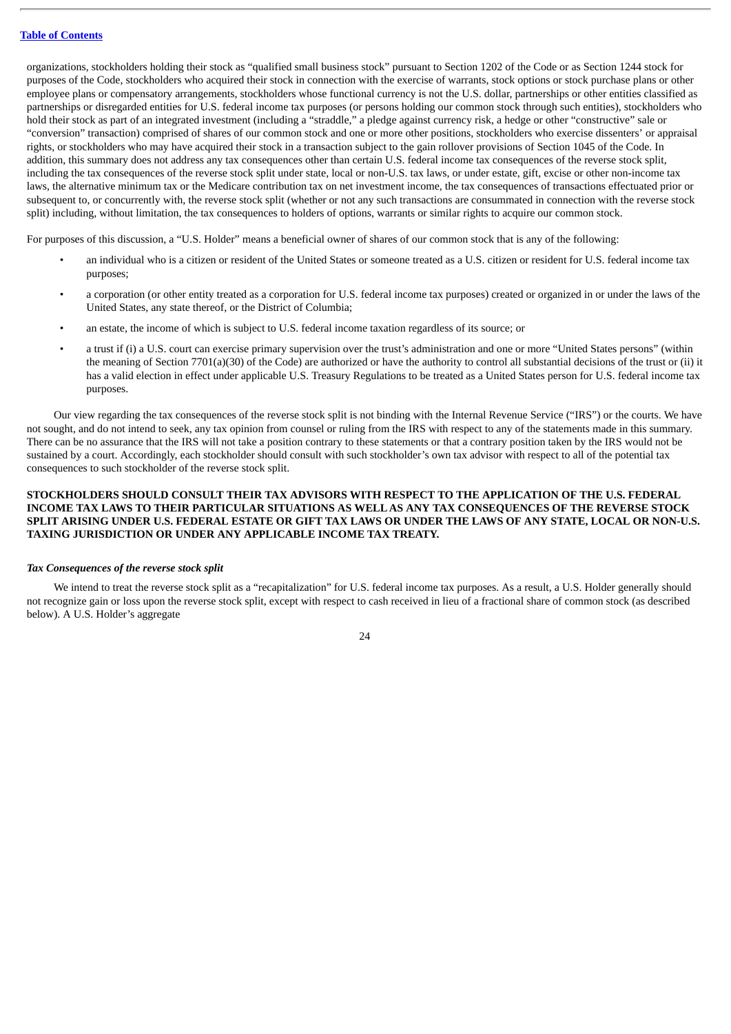organizations, stockholders holding their stock as "qualified small business stock" pursuant to Section 1202 of the Code or as Section 1244 stock for purposes of the Code, stockholders who acquired their stock in connection with the exercise of warrants, stock options or stock purchase plans or other employee plans or compensatory arrangements, stockholders whose functional currency is not the U.S. dollar, partnerships or other entities classified as partnerships or disregarded entities for U.S. federal income tax purposes (or persons holding our common stock through such entities), stockholders who hold their stock as part of an integrated investment (including a "straddle," a pledge against currency risk, a hedge or other "constructive" sale or "conversion" transaction) comprised of shares of our common stock and one or more other positions, stockholders who exercise dissenters' or appraisal rights, or stockholders who may have acquired their stock in a transaction subject to the gain rollover provisions of Section 1045 of the Code. In addition, this summary does not address any tax consequences other than certain U.S. federal income tax consequences of the reverse stock split, including the tax consequences of the reverse stock split under state, local or non-U.S. tax laws, or under estate, gift, excise or other non-income tax laws, the alternative minimum tax or the Medicare contribution tax on net investment income, the tax consequences of transactions effectuated prior or subsequent to, or concurrently with, the reverse stock split (whether or not any such transactions are consummated in connection with the reverse stock split) including, without limitation, the tax consequences to holders of options, warrants or similar rights to acquire our common stock.

For purposes of this discussion, a "U.S. Holder" means a beneficial owner of shares of our common stock that is any of the following:

- an individual who is a citizen or resident of the United States or someone treated as a U.S. citizen or resident for U.S. federal income tax purposes;
- a corporation (or other entity treated as a corporation for U.S. federal income tax purposes) created or organized in or under the laws of the United States, any state thereof, or the District of Columbia;
- an estate, the income of which is subject to U.S. federal income taxation regardless of its source; or
- a trust if (i) a U.S. court can exercise primary supervision over the trust's administration and one or more "United States persons" (within the meaning of Section 7701(a)(30) of the Code) are authorized or have the authority to control all substantial decisions of the trust or (ii) it has a valid election in effect under applicable U.S. Treasury Regulations to be treated as a United States person for U.S. federal income tax purposes.

Our view regarding the tax consequences of the reverse stock split is not binding with the Internal Revenue Service ("IRS") or the courts. We have not sought, and do not intend to seek, any tax opinion from counsel or ruling from the IRS with respect to any of the statements made in this summary. There can be no assurance that the IRS will not take a position contrary to these statements or that a contrary position taken by the IRS would not be sustained by a court. Accordingly, each stockholder should consult with such stockholder's own tax advisor with respect to all of the potential tax consequences to such stockholder of the reverse stock split.

**STOCKHOLDERS SHOULD CONSULT THEIR TAX ADVISORS WITH RESPECT TO THE APPLICATION OF THE U.S. FEDERAL INCOME TAX LAWS TO THEIR PARTICULAR SITUATIONS AS WELL AS ANY TAX CONSEQUENCES OF THE REVERSE STOCK SPLIT ARISING UNDER U.S. FEDERAL ESTATE OR GIFT TAX LAWS OR UNDER THE LAWS OF ANY STATE, LOCAL OR NON-U.S. TAXING JURISDICTION OR UNDER ANY APPLICABLE INCOME TAX TREATY.**

***Tax Consequences of the reverse stock split***

We intend to treat the reverse stock split as a "recapitalization" for U.S. federal income tax purposes. As a result, a U.S. Holder generally should not recognize gain or loss upon the reverse stock split, except with respect to cash received in lieu of a fractional share of common stock (as described below). A U.S. Holder's aggregate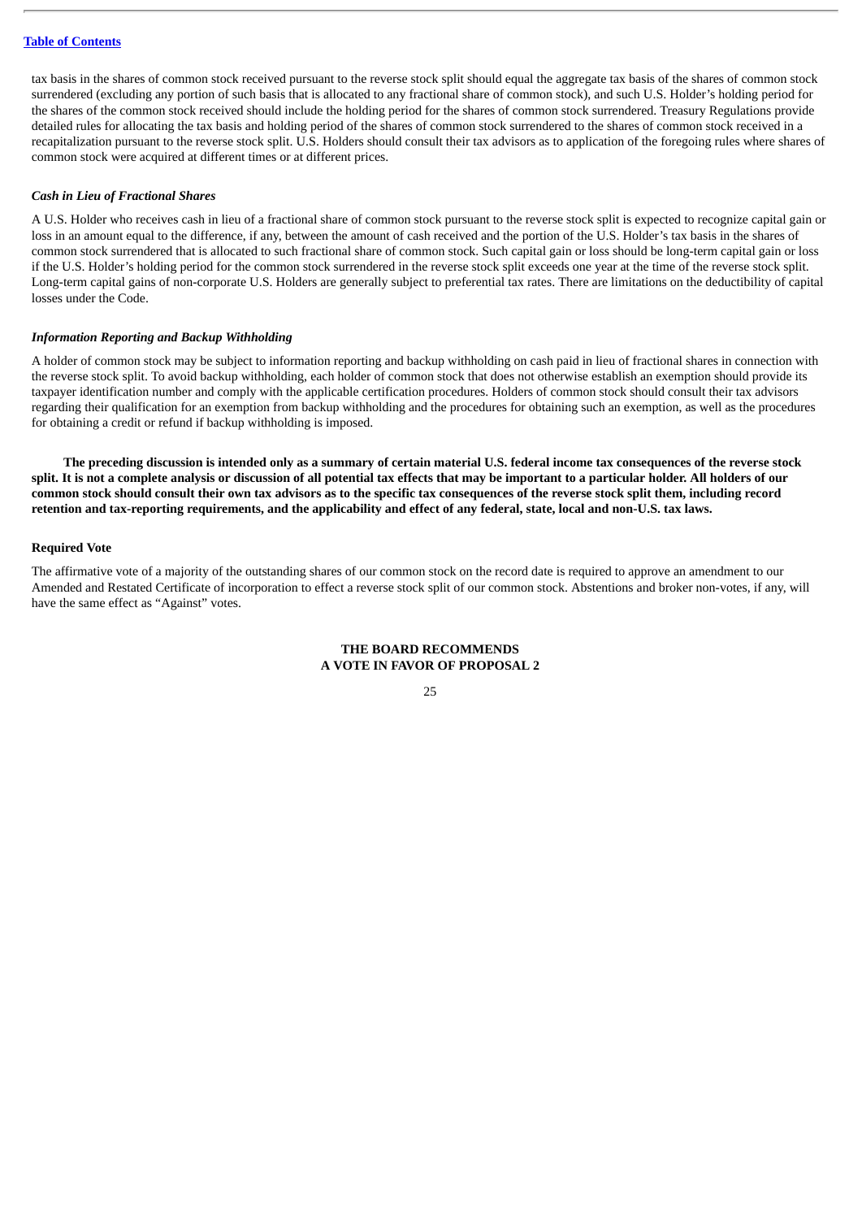tax basis in the shares of common stock received pursuant to the reverse stock split should equal the aggregate tax basis of the shares of common stock surrendered (excluding any portion of such basis that is allocated to any fractional share of common stock), and such U.S. Holder's holding period for the shares of the common stock received should include the holding period for the shares of common stock surrendered. Treasury Regulations provide detailed rules for allocating the tax basis and holding period of the shares of common stock surrendered to the shares of common stock received in a recapitalization pursuant to the reverse stock split. U.S. Holders should consult their tax advisors as to application of the foregoing rules where shares of common stock were acquired at different times or at different prices.

***Cash in Lieu of Fractional Shares***

A U.S. Holder who receives cash in lieu of a fractional share of common stock pursuant to the reverse stock split is expected to recognize capital gain or loss in an amount equal to the difference, if any, between the amount of cash received and the portion of the U.S. Holder's tax basis in the shares of common stock surrendered that is allocated to such fractional share of common stock. Such capital gain or loss should be long-term capital gain or loss if the U.S. Holder's holding period for the common stock surrendered in the reverse stock split exceeds one year at the time of the reverse stock split. Long-term capital gains of non-corporate U.S. Holders are generally subject to preferential tax rates. There are limitations on the deductibility of capital losses under the Code.

***Information Reporting and Backup Withholding***

A holder of common stock may be subject to information reporting and backup withholding on cash paid in lieu of fractional shares in connection with the reverse stock split. To avoid backup withholding, each holder of common stock that does not otherwise establish an exemption should provide its taxpayer identification number and comply with the applicable certification procedures. Holders of common stock should consult their tax advisors regarding their qualification for an exemption from backup withholding and the procedures for obtaining such an exemption, as well as the procedures for obtaining a credit or refund if backup withholding is imposed.

**The preceding discussion is intended only as a summary of certain material U.S. federal income tax consequences of the reverse stock split. It is not a complete analysis or discussion of all potential tax effects that may be important to a particular holder. All holders of our common stock should consult their own tax advisors as to the specific tax consequences of the reverse stock split them, including record retention and tax-reporting requirements, and the applicability and effect of any federal, state, local and non-U.S. tax laws.**

**Required Vote**

The affirmative vote of a majority of the outstanding shares of our common stock on the record date is required to approve an amendment to our Amended and Restated Certificate of incorporation to effect a reverse stock split of our common stock. Abstentions and broker non-votes, if any, will have the same effect as "Against" votes.

**THE BOARD RECOMMENDS**
**A VOTE IN FAVOR OF PROPOSAL 2**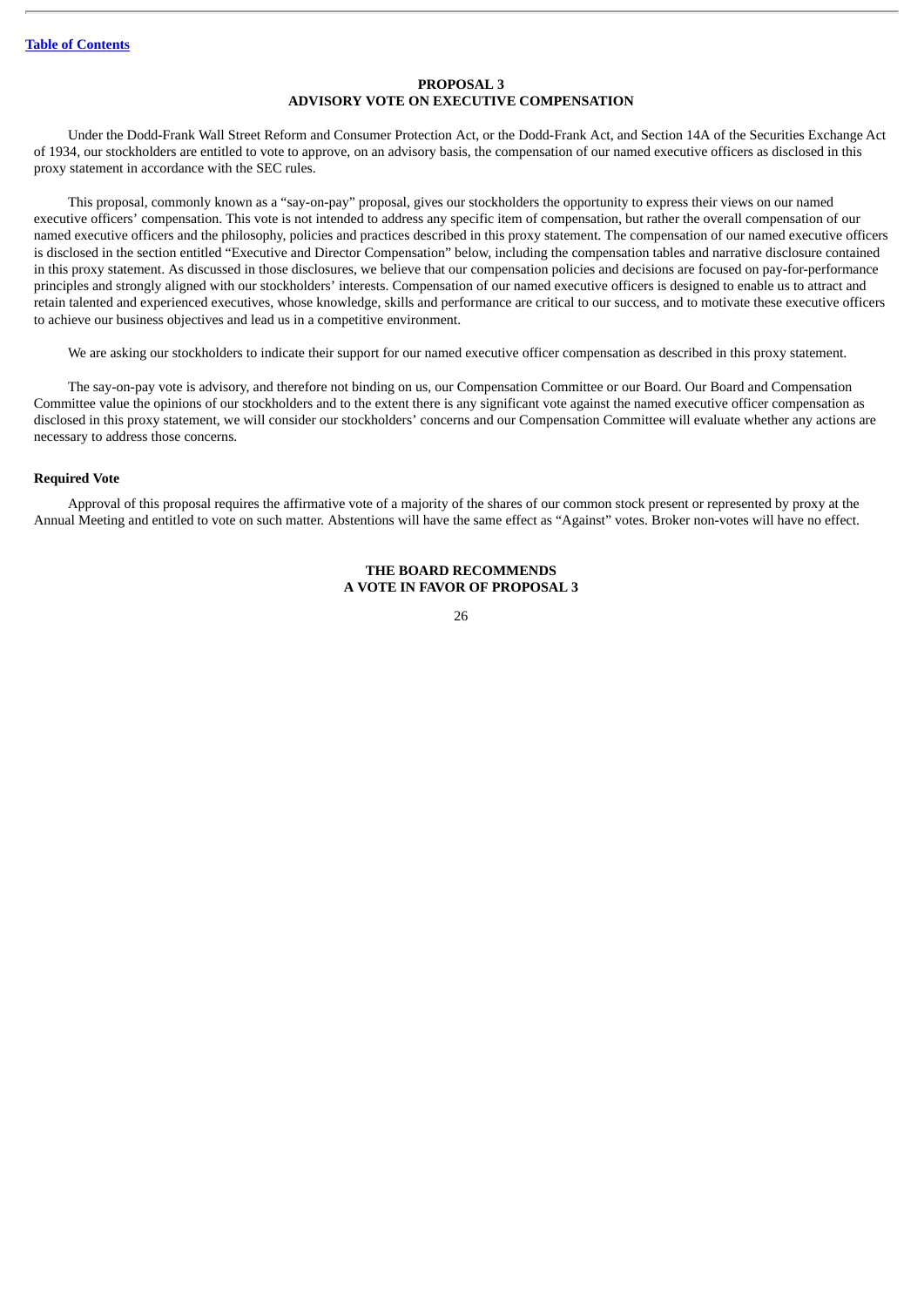## PROPOSAL 3
## ADVISORY VOTE ON EXECUTIVE COMPENSATION

Under the Dodd-Frank Wall Street Reform and Consumer Protection Act, or the Dodd-Frank Act, and Section 14A of the Securities Exchange Act of 1934, our stockholders are entitled to vote to approve, on an advisory basis, the compensation of our named executive officers as disclosed in this proxy statement in accordance with the SEC rules.

This proposal, commonly known as a "say-on-pay" proposal, gives our stockholders the opportunity to express their views on our named executive officers' compensation. This vote is not intended to address any specific item of compensation, but rather the overall compensation of our named executive officers and the philosophy, policies and practices described in this proxy statement. The compensation of our named executive officers is disclosed in the section entitled "Executive and Director Compensation" below, including the compensation tables and narrative disclosure contained in this proxy statement. As discussed in those disclosures, we believe that our compensation policies and decisions are focused on pay-for-performance principles and strongly aligned with our stockholders' interests. Compensation of our named executive officers is designed to enable us to attract and retain talented and experienced executives, whose knowledge, skills and performance are critical to our success, and to motivate these executive officers to achieve our business objectives and lead us in a competitive environment.

We are asking our stockholders to indicate their support for our named executive officer compensation as described in this proxy statement.

The say-on-pay vote is advisory, and therefore not binding on us, our Compensation Committee or our Board. Our Board and Compensation Committee value the opinions of our stockholders and to the extent there is any significant vote against the named executive officer compensation as disclosed in this proxy statement, we will consider our stockholders' concerns and our Compensation Committee will evaluate whether any actions are necessary to address those concerns.

**Required Vote**

Approval of this proposal requires the affirmative vote of a majority of the shares of our common stock present or represented by proxy at the Annual Meeting and entitled to vote on such matter. Abstentions will have the same effect as "Against" votes. Broker non-votes will have no effect.

**THE BOARD RECOMMENDS**
**A VOTE IN FAVOR OF PROPOSAL 3**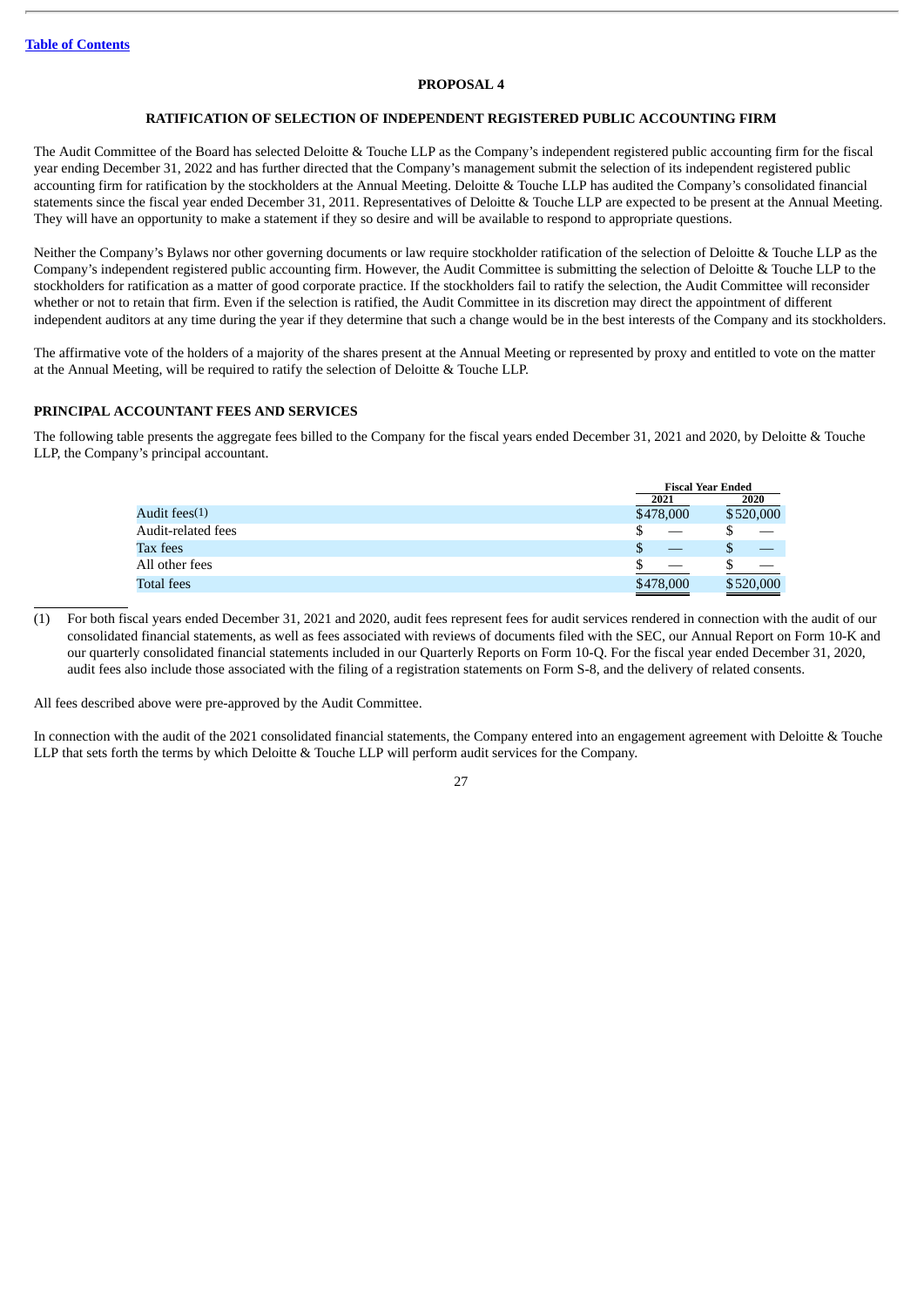### PROPOSAL 4

### RATIFICATION OF SELECTION OF INDEPENDENT REGISTERED PUBLIC ACCOUNTING FIRM

The Audit Committee of the Board has selected Deloitte & Touche LLP as the Company's independent registered public accounting firm for the fiscal year ending December 31, 2022 and has further directed that the Company's management submit the selection of its independent registered public accounting firm for ratification by the stockholders at the Annual Meeting. Deloitte & Touche LLP has audited the Company's consolidated financial statements since the fiscal year ended December 31, 2011. Representatives of Deloitte & Touche LLP are expected to be present at the Annual Meeting. They will have an opportunity to make a statement if they so desire and will be available to respond to appropriate questions.

Neither the Company's Bylaws nor other governing documents or law require stockholder ratification of the selection of Deloitte & Touche LLP as the Company's independent registered public accounting firm. However, the Audit Committee is submitting the selection of Deloitte & Touche LLP to the stockholders for ratification as a matter of good corporate practice. If the stockholders fail to ratify the selection, the Audit Committee will reconsider whether or not to retain that firm. Even if the selection is ratified, the Audit Committee in its discretion may direct the appointment of different independent auditors at any time during the year if they determine that such a change would be in the best interests of the Company and its stockholders.

The affirmative vote of the holders of a majority of the shares present at the Annual Meeting or represented by proxy and entitled to vote on the matter at the Annual Meeting, will be required to ratify the selection of Deloitte & Touche LLP.

**PRINCIPAL ACCOUNTANT FEES AND SERVICES**

The following table presents the aggregate fees billed to the Company for the fiscal years ended December 31, 2021 and 2020, by Deloitte & Touche LLP, the Company's principal accountant.

| | Fiscal Year Ended | |
|---|---|---|
| | 2021 | 2020 |
| Audit fees(1) | $478,000 | $520,000 |
| Audit-related fees | $ — | $ — |
| Tax fees | $ — | $ — |
| All other fees | $ — | $ — |
| Total fees | $478,000 | $520,000 |

(1) For both fiscal years ended December 31, 2021 and 2020, audit fees represent fees for audit services rendered in connection with the audit of our consolidated financial statements, as well as fees associated with reviews of documents filed with the SEC, our Annual Report on Form 10-K and our quarterly consolidated financial statements included in our Quarterly Reports on Form 10-Q. For the fiscal year ended December 31, 2020, audit fees also include those associated with the filing of a registration statements on Form S-8, and the delivery of related consents.

All fees described above were pre-approved by the Audit Committee.

In connection with the audit of the 2021 consolidated financial statements, the Company entered into an engagement agreement with Deloitte & Touche LLP that sets forth the terms by which Deloitte & Touche LLP will perform audit services for the Company.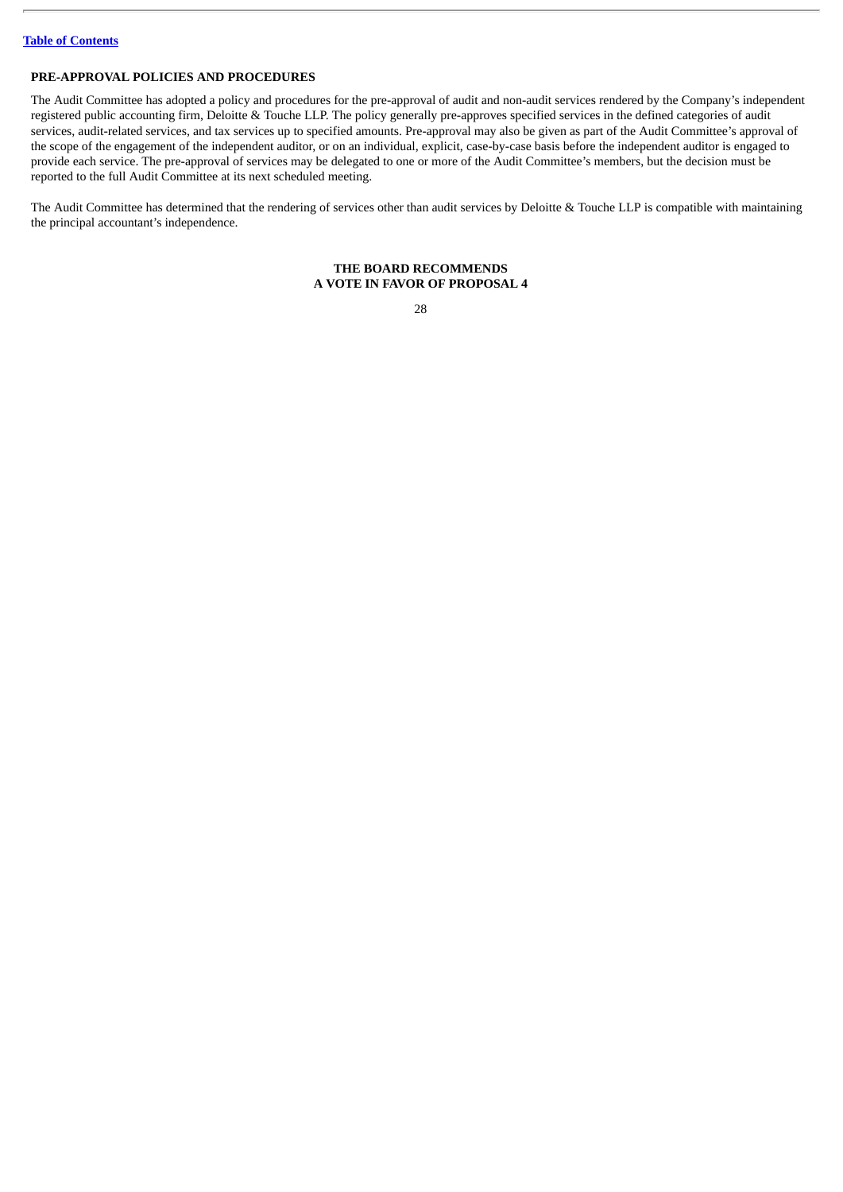### PRE-APPROVAL POLICIES AND PROCEDURES

The Audit Committee has adopted a policy and procedures for the pre-approval of audit and non-audit services rendered by the Company's independent registered public accounting firm, Deloitte & Touche LLP. The policy generally pre-approves specified services in the defined categories of audit services, audit-related services, and tax services up to specified amounts. Pre-approval may also be given as part of the Audit Committee's approval of the scope of the engagement of the independent auditor, or on an individual, explicit, case-by-case basis before the independent auditor is engaged to provide each service. The pre-approval of services may be delegated to one or more of the Audit Committee's members, but the decision must be reported to the full Audit Committee at its next scheduled meeting.

The Audit Committee has determined that the rendering of services other than audit services by Deloitte & Touche LLP is compatible with maintaining the principal accountant's independence.

**THE BOARD RECOMMENDS**
**A VOTE IN FAVOR OF PROPOSAL 4**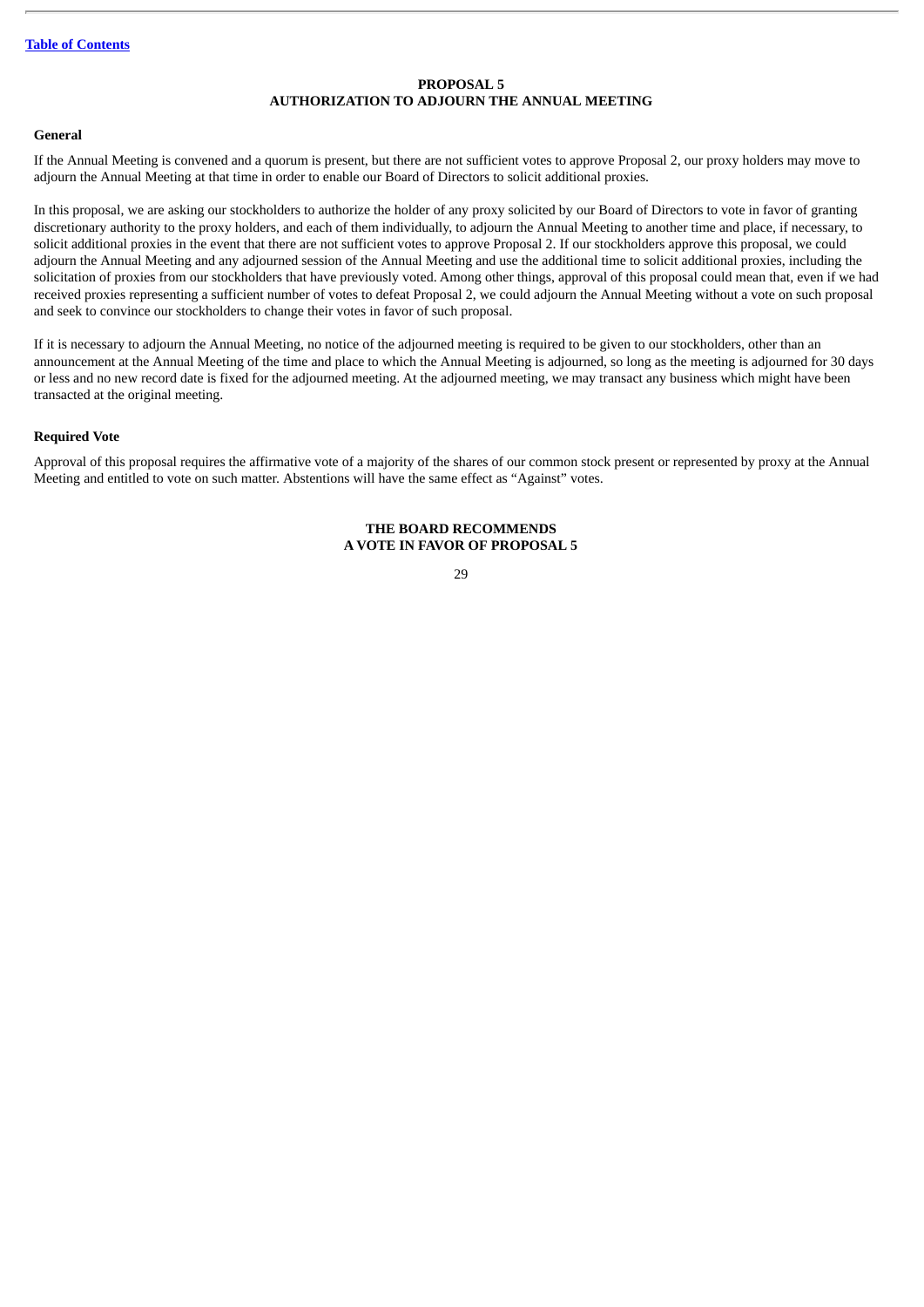# PROPOSAL 5
# AUTHORIZATION TO ADJOURN THE ANNUAL MEETING

## General

If the Annual Meeting is convened and a quorum is present, but there are not sufficient votes to approve Proposal 2, our proxy holders may move to adjourn the Annual Meeting at that time in order to enable our Board of Directors to solicit additional proxies.

In this proposal, we are asking our stockholders to authorize the holder of any proxy solicited by our Board of Directors to vote in favor of granting discretionary authority to the proxy holders, and each of them individually, to adjourn the Annual Meeting to another time and place, if necessary, to solicit additional proxies in the event that there are not sufficient votes to approve Proposal 2. If our stockholders approve this proposal, we could adjourn the Annual Meeting and any adjourned session of the Annual Meeting and use the additional time to solicit additional proxies, including the solicitation of proxies from our stockholders that have previously voted. Among other things, approval of this proposal could mean that, even if we had received proxies representing a sufficient number of votes to defeat Proposal 2, we could adjourn the Annual Meeting without a vote on such proposal and seek to convince our stockholders to change their votes in favor of such proposal.

If it is necessary to adjourn the Annual Meeting, no notice of the adjourned meeting is required to be given to our stockholders, other than an announcement at the Annual Meeting of the time and place to which the Annual Meeting is adjourned, so long as the meeting is adjourned for 30 days or less and no new record date is fixed for the adjourned meeting. At the adjourned meeting, we may transact any business which might have been transacted at the original meeting.

## Required Vote

Approval of this proposal requires the affirmative vote of a majority of the shares of our common stock present or represented by proxy at the Annual Meeting and entitled to vote on such matter. Abstentions will have the same effect as "Against" votes.

**THE BOARD RECOMMENDS**
**A VOTE IN FAVOR OF PROPOSAL 5**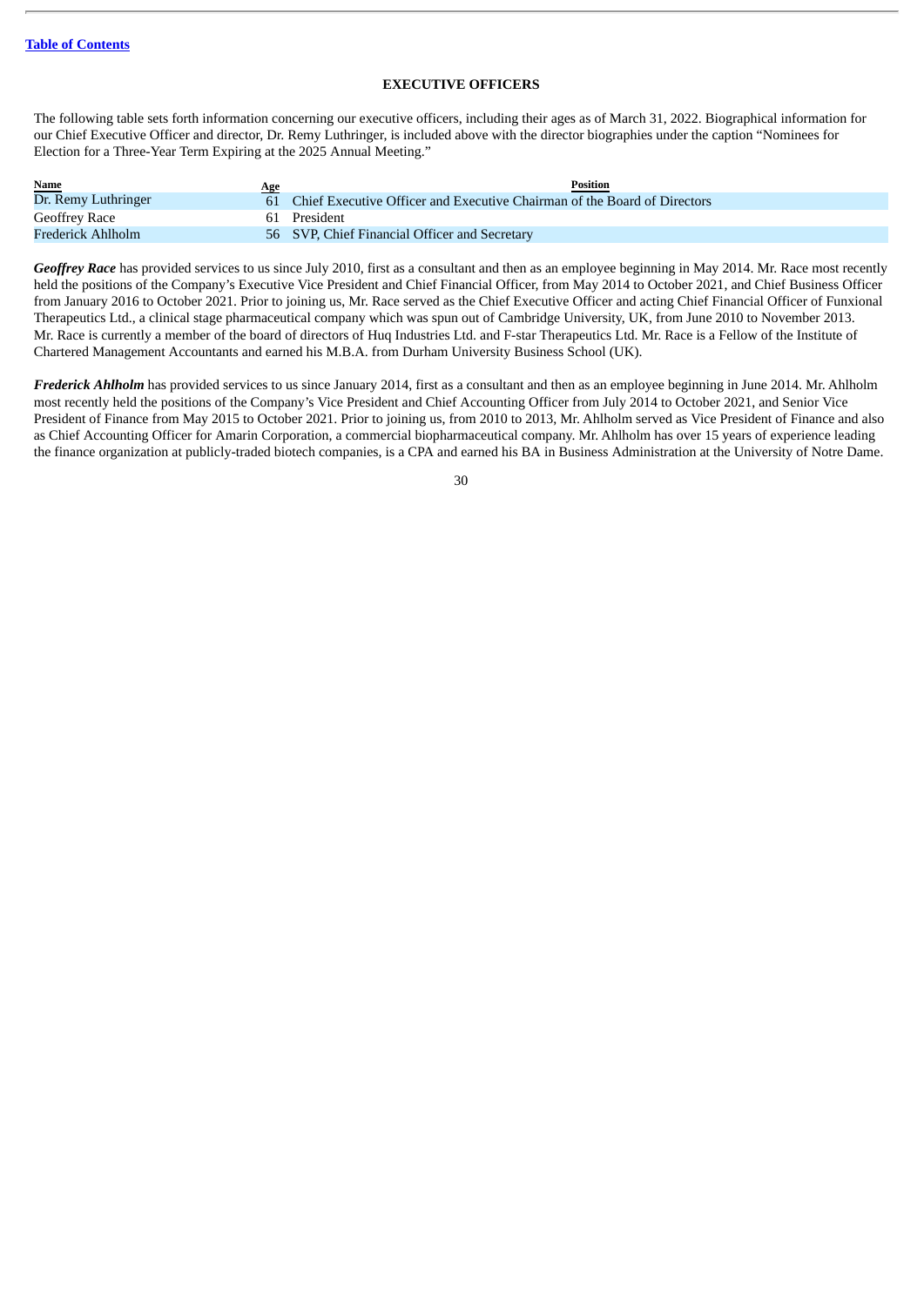# EXECUTIVE OFFICERS

The following table sets forth information concerning our executive officers, including their ages as of March 31, 2022. Biographical information for our Chief Executive Officer and director, Dr. Remy Luthringer, is included above with the director biographies under the caption "Nominees for Election for a Three-Year Term Expiring at the 2025 Annual Meeting."

| Name | Age | Position |
|---|---|---|
| Dr. Remy Luthringer | 61 | Chief Executive Officer and Executive Chairman of the Board of Directors |
| Geoffrey Race | 61 | President |
| Frederick Ahlholm | 56 | SVP, Chief Financial Officer and Secretary |

***Geoffrey Race*** has provided services to us since July 2010, first as a consultant and then as an employee beginning in May 2014. Mr. Race most recently held the positions of the Company's Executive Vice President and Chief Financial Officer, from May 2014 to October 2021, and Chief Business Officer from January 2016 to October 2021. Prior to joining us, Mr. Race served as the Chief Executive Officer and acting Chief Financial Officer of Funxional Therapeutics Ltd., a clinical stage pharmaceutical company which was spun out of Cambridge University, UK, from June 2010 to November 2013. Mr. Race is currently a member of the board of directors of Huq Industries Ltd. and F-star Therapeutics Ltd. Mr. Race is a Fellow of the Institute of Chartered Management Accountants and earned his M.B.A. from Durham University Business School (UK).

***Frederick Ahlholm*** has provided services to us since January 2014, first as a consultant and then as an employee beginning in June 2014. Mr. Ahlholm most recently held the positions of the Company's Vice President and Chief Accounting Officer from July 2014 to October 2021, and Senior Vice President of Finance from May 2015 to October 2021. Prior to joining us, from 2010 to 2013, Mr. Ahlholm served as Vice President of Finance and also as Chief Accounting Officer for Amarin Corporation, a commercial biopharmaceutical company. Mr. Ahlholm has over 15 years of experience leading the finance organization at publicly-traded biotech companies, is a CPA and earned his BA in Business Administration at the University of Notre Dame.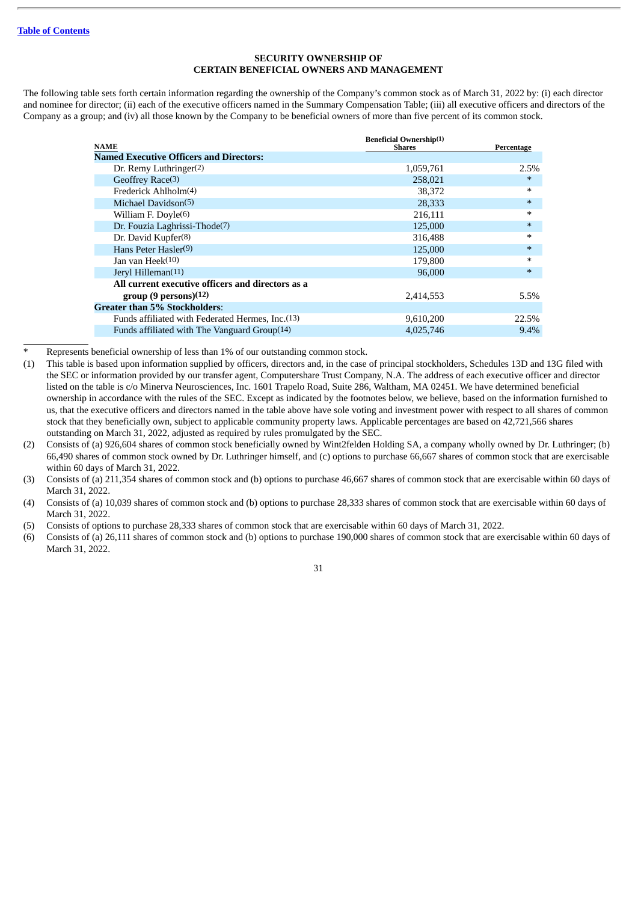[Table of Contents]

## SECURITY OWNERSHIP OF CERTAIN BENEFICIAL OWNERS AND MANAGEMENT

The following table sets forth certain information regarding the ownership of the Company's common stock as of March 31, 2022 by: (i) each director and nominee for director; (ii) each of the executive officers named in the Summary Compensation Table; (iii) all executive officers and directors of the Company as a group; and (iv) all those known by the Company to be beneficial owners of more than five percent of its common stock.

| NAME | Beneficial Ownership(1) Shares | Percentage |
|---|---|---|
| **Named Executive Officers and Directors:** | | |
| Dr. Remy Luthringer(2) | 1,059,761 | 2.5% |
| Geoffrey Race(3) | 258,021 | * |
| Frederick Ahlholm(4) | 38,372 | * |
| Michael Davidson(5) | 28,333 | * |
| William F. Doyle(6) | 216,111 | * |
| Dr. Fouzia Laghrissi-Thode(7) | 125,000 | * |
| Dr. David Kupfer(8) | 316,488 | * |
| Hans Peter Hasler(9) | 125,000 | * |
| Jan van Heek(10) | 179,800 | * |
| Jeryl Hilleman(11) | 96,000 | * |
| **All current executive officers and directors as a group (9 persons)(12)** | 2,414,553 | 5.5% |
| **Greater than 5% Stockholders**: | | |
| Funds affiliated with Federated Hermes, Inc.(13) | 9,610,200 | 22.5% |
| Funds affiliated with The Vanguard Group(14) | 4,025,746 | 9.4% |

\* Represents beneficial ownership of less than 1% of our outstanding common stock.

(1) This table is based upon information supplied by officers, directors and, in the case of principal stockholders, Schedules 13D and 13G filed with the SEC or information provided by our transfer agent, Computershare Trust Company, N.A. The address of each executive officer and director listed on the table is c/o Minerva Neurosciences, Inc. 1601 Trapelo Road, Suite 286, Waltham, MA 02451. We have determined beneficial ownership in accordance with the rules of the SEC. Except as indicated by the footnotes below, we believe, based on the information furnished to us, that the executive officers and directors named in the table above have sole voting and investment power with respect to all shares of common stock that they beneficially own, subject to applicable community property laws. Applicable percentages are based on 42,721,566 shares outstanding on March 31, 2022, adjusted as required by rules promulgated by the SEC.

(2) Consists of (a) 926,604 shares of common stock beneficially owned by Wint2felden Holding SA, a company wholly owned by Dr. Luthringer; (b) 66,490 shares of common stock owned by Dr. Luthringer himself, and (c) options to purchase 66,667 shares of common stock that are exercisable within 60 days of March 31, 2022.

(3) Consists of (a) 211,354 shares of common stock and (b) options to purchase 46,667 shares of common stock that are exercisable within 60 days of March 31, 2022.

(4) Consists of (a) 10,039 shares of common stock and (b) options to purchase 28,333 shares of common stock that are exercisable within 60 days of March 31, 2022.

(5) Consists of options to purchase 28,333 shares of common stock that are exercisable within 60 days of March 31, 2022.

(6) Consists of (a) 26,111 shares of common stock and (b) options to purchase 190,000 shares of common stock that are exercisable within 60 days of March 31, 2022.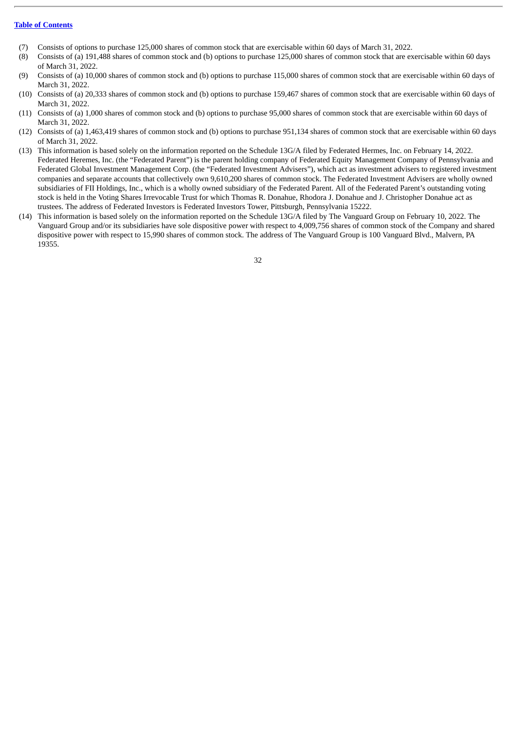(7) Consists of options to purchase 125,000 shares of common stock that are exercisable within 60 days of March 31, 2022.

(8) Consists of (a) 191,488 shares of common stock and (b) options to purchase 125,000 shares of common stock that are exercisable within 60 days of March 31, 2022.

(9) Consists of (a) 10,000 shares of common stock and (b) options to purchase 115,000 shares of common stock that are exercisable within 60 days of March 31, 2022.

(10) Consists of (a) 20,333 shares of common stock and (b) options to purchase 159,467 shares of common stock that are exercisable within 60 days of March 31, 2022.

(11) Consists of (a) 1,000 shares of common stock and (b) options to purchase 95,000 shares of common stock that are exercisable within 60 days of March 31, 2022.

(12) Consists of (a) 1,463,419 shares of common stock and (b) options to purchase 951,134 shares of common stock that are exercisable within 60 days of March 31, 2022.

(13) This information is based solely on the information reported on the Schedule 13G/A filed by Federated Hermes, Inc. on February 14, 2022. Federated Heremes, Inc. (the "Federated Parent") is the parent holding company of Federated Equity Management Company of Pennsylvania and Federated Global Investment Management Corp. (the "Federated Investment Advisers"), which act as investment advisers to registered investment companies and separate accounts that collectively own 9,610,200 shares of common stock. The Federated Investment Advisers are wholly owned subsidiaries of FII Holdings, Inc., which is a wholly owned subsidiary of the Federated Parent. All of the Federated Parent's outstanding voting stock is held in the Voting Shares Irrevocable Trust for which Thomas R. Donahue, Rhodora J. Donahue and J. Christopher Donahue act as trustees. The address of Federated Investors is Federated Investors Tower, Pittsburgh, Pennsylvania 15222.

(14) This information is based solely on the information reported on the Schedule 13G/A filed by The Vanguard Group on February 10, 2022. The Vanguard Group and/or its subsidiaries have sole dispositive power with respect to 4,009,756 shares of common stock of the Company and shared dispositive power with respect to 15,990 shares of common stock. The address of The Vanguard Group is 100 Vanguard Blvd., Malvern, PA 19355.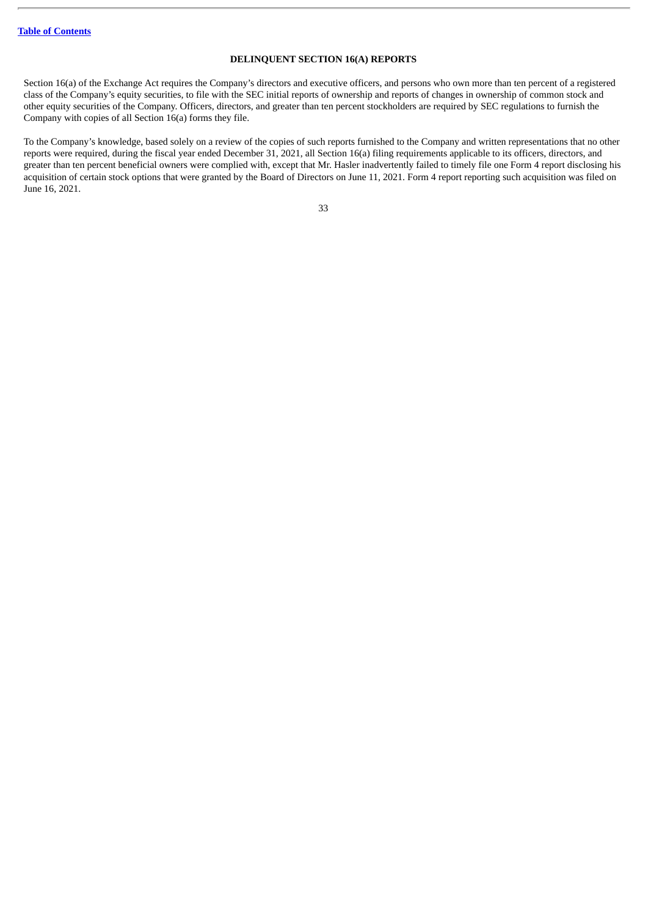## DELINQUENT SECTION 16(A) REPORTS

Section 16(a) of the Exchange Act requires the Company's directors and executive officers, and persons who own more than ten percent of a registered class of the Company's equity securities, to file with the SEC initial reports of ownership and reports of changes in ownership of common stock and other equity securities of the Company. Officers, directors, and greater than ten percent stockholders are required by SEC regulations to furnish the Company with copies of all Section 16(a) forms they file.

To the Company's knowledge, based solely on a review of the copies of such reports furnished to the Company and written representations that no other reports were required, during the fiscal year ended December 31, 2021, all Section 16(a) filing requirements applicable to its officers, directors, and greater than ten percent beneficial owners were complied with, except that Mr. Hasler inadvertently failed to timely file one Form 4 report disclosing his acquisition of certain stock options that were granted by the Board of Directors on June 11, 2021. Form 4 report reporting such acquisition was filed on June 16, 2021.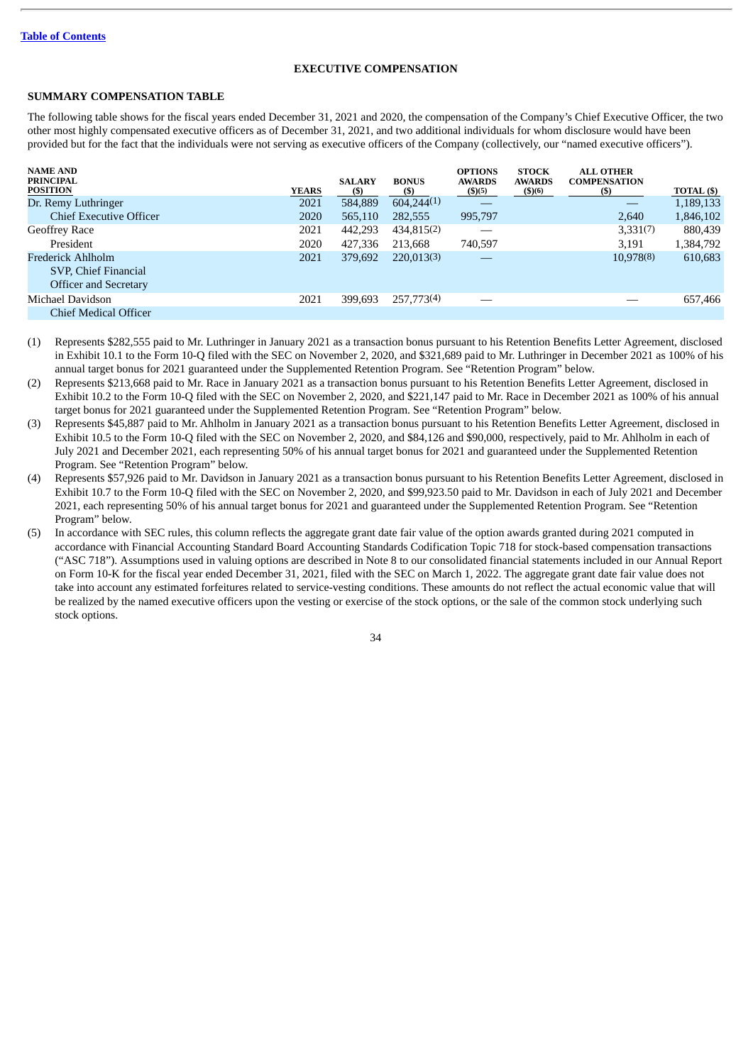## EXECUTIVE COMPENSATION

### SUMMARY COMPENSATION TABLE

The following table shows for the fiscal years ended December 31, 2021 and 2020, the compensation of the Company's Chief Executive Officer, the two other most highly compensated executive officers as of December 31, 2021, and two additional individuals for whom disclosure would have been provided but for the fact that the individuals were not serving as executive officers of the Company (collectively, our "named executive officers").

| NAME AND PRINCIPAL POSITION | YEARS | SALARY ($) | BONUS ($) | OPTIONS AWARDS ($)(5) | STOCK AWARDS ($)(6) | ALL OTHER COMPENSATION ($) | TOTAL ($) |
|---|---|---|---|---|---|---|---|
| Dr. Remy Luthringer | 2021 | 584,889 | 604,244(1) | — | | — | 1,189,133 |
| Chief Executive Officer | 2020 | 565,110 | 282,555 | 995,797 | | 2,640 | 1,846,102 |
| Geoffrey Race | 2021 | 442,293 | 434,815(2) | — | | 3,331(7) | 880,439 |
| President | 2020 | 427,336 | 213,668 | 740,597 | | 3,191 | 1,384,792 |
| Frederick Ahlholm SVP, Chief Financial Officer and Secretary | 2021 | 379,692 | 220,013(3) | — | | 10,978(8) | 610,683 |
| Michael Davidson Chief Medical Officer | 2021 | 399,693 | 257,773(4) | — | | — | 657,466 |

(1) Represents $282,555 paid to Mr. Luthringer in January 2021 as a transaction bonus pursuant to his Retention Benefits Letter Agreement, disclosed in Exhibit 10.1 to the Form 10-Q filed with the SEC on November 2, 2020, and $321,689 paid to Mr. Luthringer in December 2021 as 100% of his annual target bonus for 2021 guaranteed under the Supplemented Retention Program. See "Retention Program" below.

(2) Represents $213,668 paid to Mr. Race in January 2021 as a transaction bonus pursuant to his Retention Benefits Letter Agreement, disclosed in Exhibit 10.2 to the Form 10-Q filed with the SEC on November 2, 2020, and $221,147 paid to Mr. Race in December 2021 as 100% of his annual target bonus for 2021 guaranteed under the Supplemented Retention Program. See "Retention Program" below.

(3) Represents $45,887 paid to Mr. Ahlholm in January 2021 as a transaction bonus pursuant to his Retention Benefits Letter Agreement, disclosed in Exhibit 10.5 to the Form 10-Q filed with the SEC on November 2, 2020, and $84,126 and $90,000, respectively, paid to Mr. Ahlholm in each of July 2021 and December 2021, each representing 50% of his annual target bonus for 2021 and guaranteed under the Supplemented Retention Program. See "Retention Program" below.

(4) Represents $57,926 paid to Mr. Davidson in January 2021 as a transaction bonus pursuant to his Retention Benefits Letter Agreement, disclosed in Exhibit 10.7 to the Form 10-Q filed with the SEC on November 2, 2020, and $99,923.50 paid to Mr. Davidson in each of July 2021 and December 2021, each representing 50% of his annual target bonus for 2021 and guaranteed under the Supplemented Retention Program. See "Retention Program" below.

(5) In accordance with SEC rules, this column reflects the aggregate grant date fair value of the option awards granted during 2021 computed in accordance with Financial Accounting Standard Board Accounting Standards Codification Topic 718 for stock-based compensation transactions ("ASC 718"). Assumptions used in valuing options are described in Note 8 to our consolidated financial statements included in our Annual Report on Form 10-K for the fiscal year ended December 31, 2021, filed with the SEC on March 1, 2022. The aggregate grant date fair value does not take into account any estimated forfeitures related to service-vesting conditions. These amounts do not reflect the actual economic value that will be realized by the named executive officers upon the vesting or exercise of the stock options, or the sale of the common stock underlying such stock options.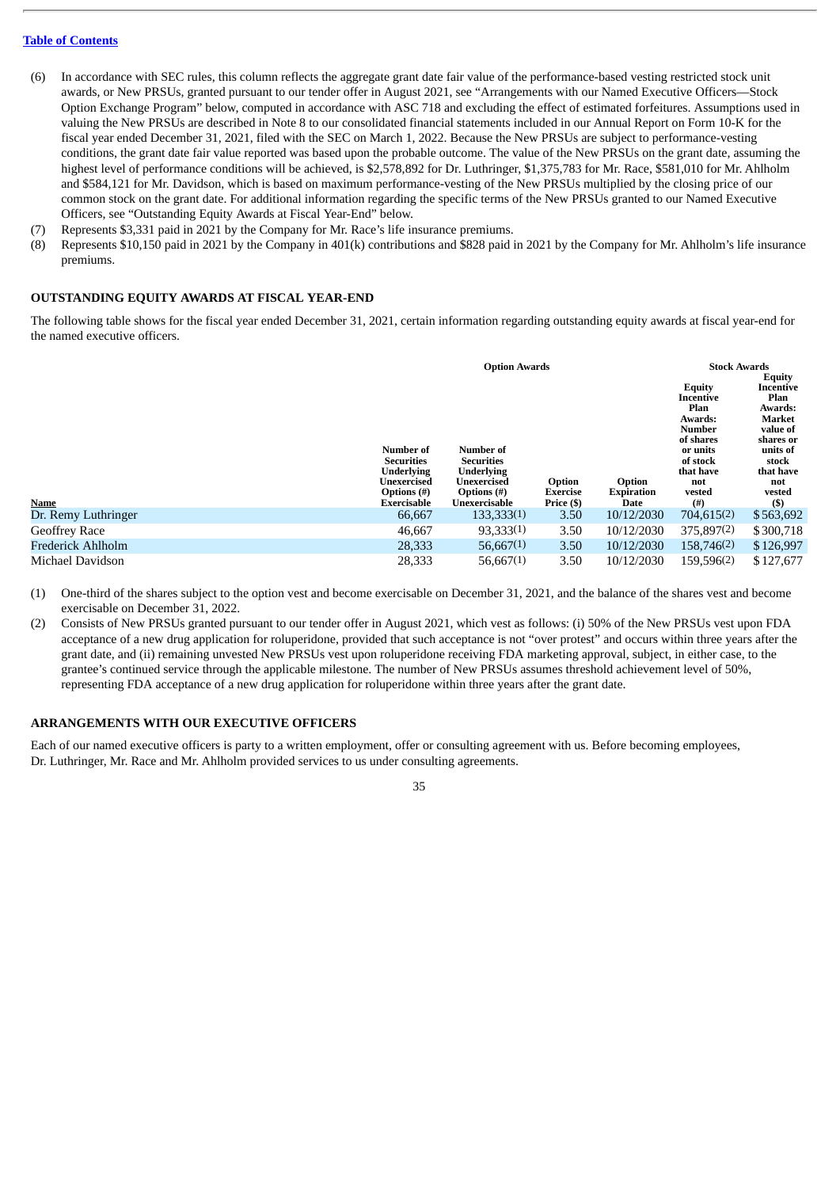Table of Contents

(6) In accordance with SEC rules, this column reflects the aggregate grant date fair value of the performance-based vesting restricted stock unit awards, or New PRSUs, granted pursuant to our tender offer in August 2021, see "Arrangements with our Named Executive Officers—Stock Option Exchange Program" below, computed in accordance with ASC 718 and excluding the effect of estimated forfeitures. Assumptions used in valuing the New PRSUs are described in Note 8 to our consolidated financial statements included in our Annual Report on Form 10-K for the fiscal year ended December 31, 2021, filed with the SEC on March 1, 2022. Because the New PRSUs are subject to performance-vesting conditions, the grant date fair value reported was based upon the probable outcome. The value of the New PRSUs on the grant date, assuming the highest level of performance conditions will be achieved, is $2,578,892 for Dr. Luthringer, $1,375,783 for Mr. Race, $581,010 for Mr. Ahlholm and $584,121 for Mr. Davidson, which is based on maximum performance-vesting of the New PRSUs multiplied by the closing price of our common stock on the grant date. For additional information regarding the specific terms of the New PRSUs granted to our Named Executive Officers, see "Outstanding Equity Awards at Fiscal Year-End" below.

(7) Represents $3,331 paid in 2021 by the Company for Mr. Race's life insurance premiums.

(8) Represents $10,150 paid in 2021 by the Company in 401(k) contributions and $828 paid in 2021 by the Company for Mr. Ahlholm's life insurance premiums.

## OUTSTANDING EQUITY AWARDS AT FISCAL YEAR-END

The following table shows for the fiscal year ended December 31, 2021, certain information regarding outstanding equity awards at fiscal year-end for the named executive officers.

| | Option Awards | | | | Stock Awards | |
|---|---|---|---|---|---|---|
| Name | Number of Securities Underlying Unexercised Options (#) Exercisable | Number of Securities Underlying Unexercised Options (#) Unexercisable | Option Exercise Price ($) | Option Expiration Date | Equity Incentive Plan Awards: Number of shares or units of stock that have not vested (#) | Equity Incentive Plan Awards: Market value of shares or units of stock that have not vested ($) |
| Dr. Remy Luthringer | 66,667 | 133,333(1) | 3.50 | 10/12/2030 | 704,615(2) | $563,692 |
| Geoffrey Race | 46,667 | 93,333(1) | 3.50 | 10/12/2030 | 375,897(2) | $300,718 |
| Frederick Ahlholm | 28,333 | 56,667(1) | 3.50 | 10/12/2030 | 158,746(2) | $126,997 |
| Michael Davidson | 28,333 | 56,667(1) | 3.50 | 10/12/2030 | 159,596(2) | $127,677 |

(1) One-third of the shares subject to the option vest and become exercisable on December 31, 2021, and the balance of the shares vest and become exercisable on December 31, 2022.

(2) Consists of New PRSUs granted pursuant to our tender offer in August 2021, which vest as follows: (i) 50% of the New PRSUs vest upon FDA acceptance of a new drug application for roluperidone, provided that such acceptance is not "over protest" and occurs within three years after the grant date, and (ii) remaining unvested New PRSUs vest upon roluperidone receiving FDA marketing approval, subject, in either case, to the grantee's continued service through the applicable milestone. The number of New PRSUs assumes threshold achievement level of 50%, representing FDA acceptance of a new drug application for roluperidone within three years after the grant date.

## ARRANGEMENTS WITH OUR EXECUTIVE OFFICERS

Each of our named executive officers is party to a written employment, offer or consulting agreement with us. Before becoming employees, Dr. Luthringer, Mr. Race and Mr. Ahlholm provided services to us under consulting agreements.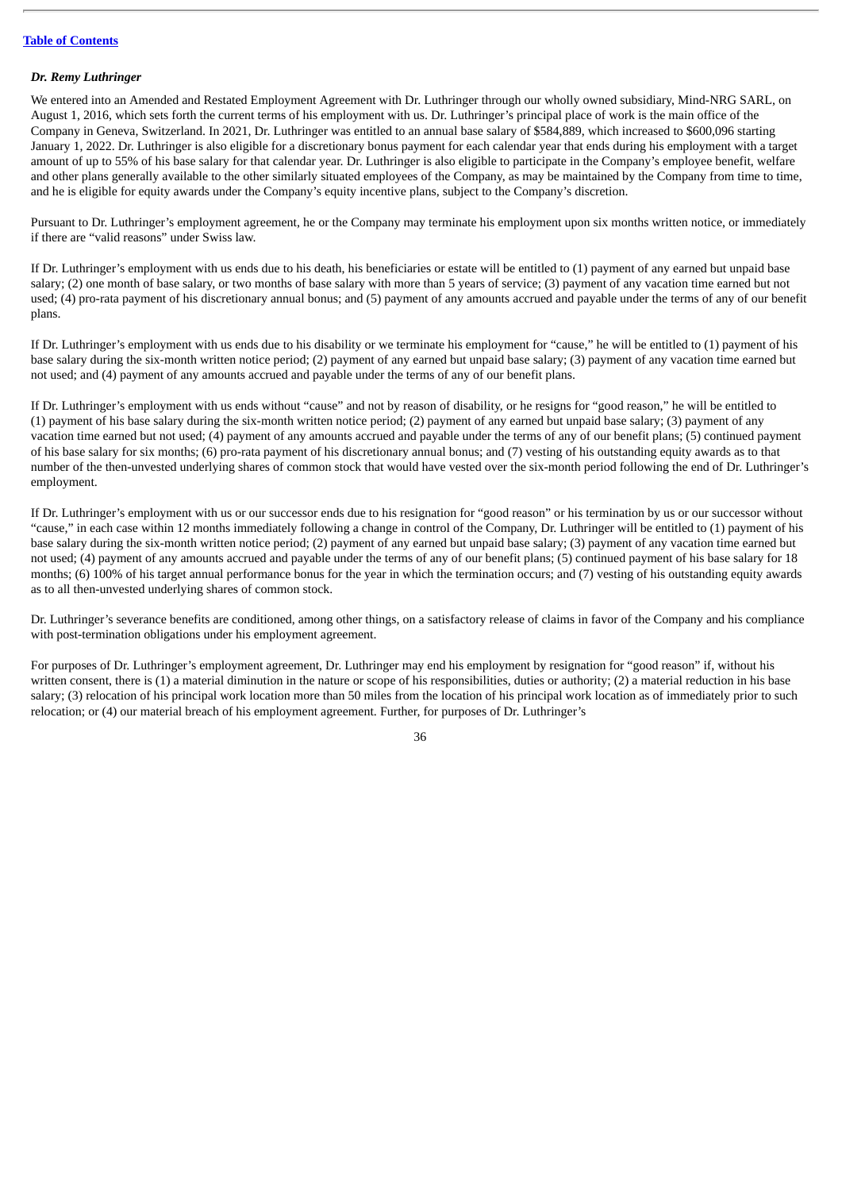### *Dr. Remy Luthringer*

We entered into an Amended and Restated Employment Agreement with Dr. Luthringer through our wholly owned subsidiary, Mind-NRG SARL, on August 1, 2016, which sets forth the current terms of his employment with us. Dr. Luthringer's principal place of work is the main office of the Company in Geneva, Switzerland. In 2021, Dr. Luthringer was entitled to an annual base salary of $584,889, which increased to $600,096 starting January 1, 2022. Dr. Luthringer is also eligible for a discretionary bonus payment for each calendar year that ends during his employment with a target amount of up to 55% of his base salary for that calendar year. Dr. Luthringer is also eligible to participate in the Company's employee benefit, welfare and other plans generally available to the other similarly situated employees of the Company, as may be maintained by the Company from time to time, and he is eligible for equity awards under the Company's equity incentive plans, subject to the Company's discretion.

Pursuant to Dr. Luthringer's employment agreement, he or the Company may terminate his employment upon six months written notice, or immediately if there are "valid reasons" under Swiss law.

If Dr. Luthringer's employment with us ends due to his death, his beneficiaries or estate will be entitled to (1) payment of any earned but unpaid base salary; (2) one month of base salary, or two months of base salary with more than 5 years of service; (3) payment of any vacation time earned but not used; (4) pro-rata payment of his discretionary annual bonus; and (5) payment of any amounts accrued and payable under the terms of any of our benefit plans.

If Dr. Luthringer's employment with us ends due to his disability or we terminate his employment for "cause," he will be entitled to (1) payment of his base salary during the six-month written notice period; (2) payment of any earned but unpaid base salary; (3) payment of any vacation time earned but not used; and (4) payment of any amounts accrued and payable under the terms of any of our benefit plans.

If Dr. Luthringer's employment with us ends without "cause" and not by reason of disability, or he resigns for "good reason," he will be entitled to (1) payment of his base salary during the six-month written notice period; (2) payment of any earned but unpaid base salary; (3) payment of any vacation time earned but not used; (4) payment of any amounts accrued and payable under the terms of any of our benefit plans; (5) continued payment of his base salary for six months; (6) pro-rata payment of his discretionary annual bonus; and (7) vesting of his outstanding equity awards as to that number of the then-unvested underlying shares of common stock that would have vested over the six-month period following the end of Dr. Luthringer's employment.

If Dr. Luthringer's employment with us or our successor ends due to his resignation for "good reason" or his termination by us or our successor without "cause," in each case within 12 months immediately following a change in control of the Company, Dr. Luthringer will be entitled to (1) payment of his base salary during the six-month written notice period; (2) payment of any earned but unpaid base salary; (3) payment of any vacation time earned but not used; (4) payment of any amounts accrued and payable under the terms of any of our benefit plans; (5) continued payment of his base salary for 18 months; (6) 100% of his target annual performance bonus for the year in which the termination occurs; and (7) vesting of his outstanding equity awards as to all then-unvested underlying shares of common stock.

Dr. Luthringer's severance benefits are conditioned, among other things, on a satisfactory release of claims in favor of the Company and his compliance with post-termination obligations under his employment agreement.

For purposes of Dr. Luthringer's employment agreement, Dr. Luthringer may end his employment by resignation for "good reason" if, without his written consent, there is (1) a material diminution in the nature or scope of his responsibilities, duties or authority; (2) a material reduction in his base salary; (3) relocation of his principal work location more than 50 miles from the location of his principal work location as of immediately prior to such relocation; or (4) our material breach of his employment agreement. Further, for purposes of Dr. Luthringer's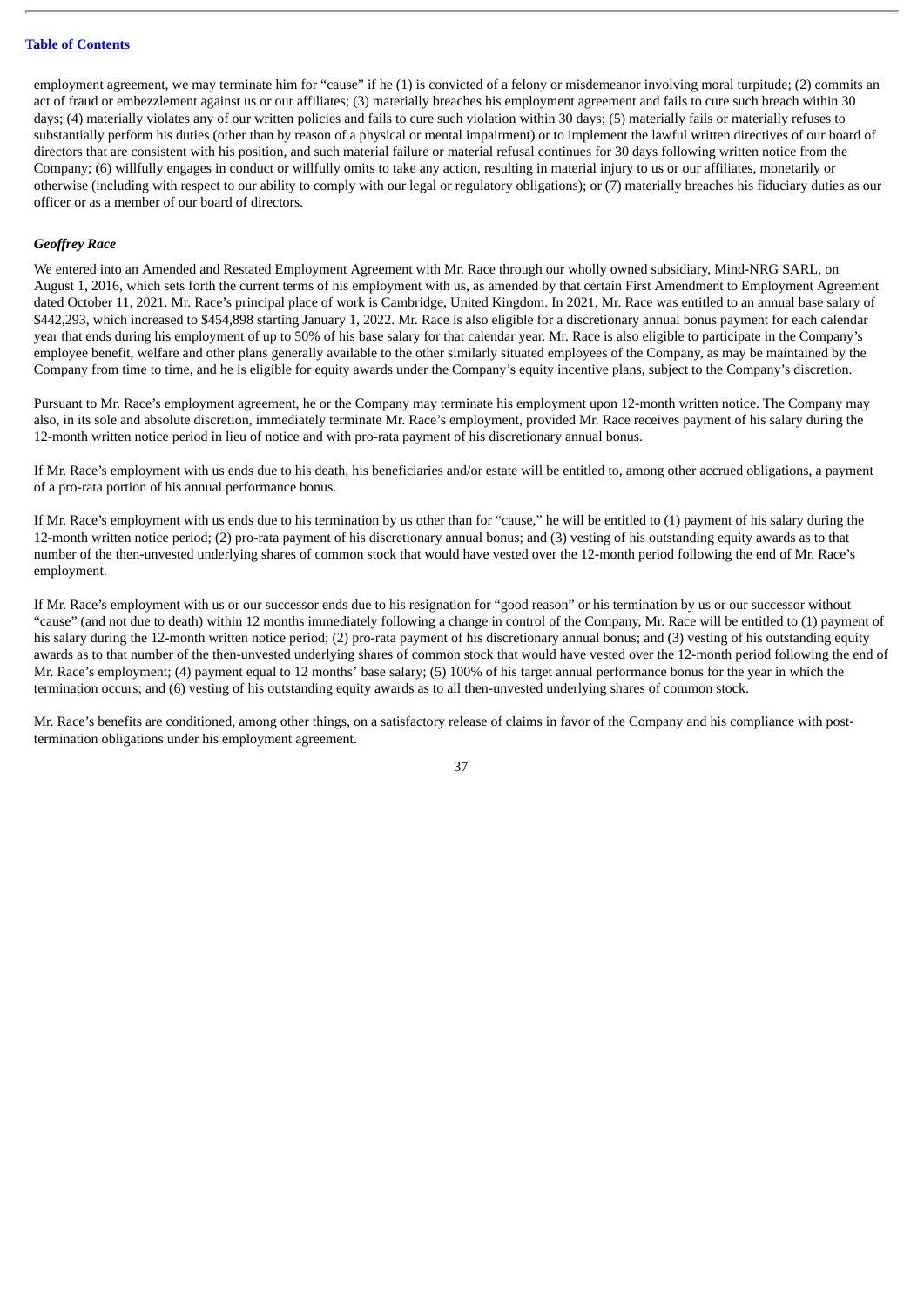employment agreement, we may terminate him for "cause" if he (1) is convicted of a felony or misdemeanor involving moral turpitude; (2) commits an act of fraud or embezzlement against us or our affiliates; (3) materially breaches his employment agreement and fails to cure such breach within 30 days; (4) materially violates any of our written policies and fails to cure such violation within 30 days; (5) materially fails or materially refuses to substantially perform his duties (other than by reason of a physical or mental impairment) or to implement the lawful written directives of our board of directors that are consistent with his position, and such material failure or material refusal continues for 30 days following written notice from the Company; (6) willfully engages in conduct or willfully omits to take any action, resulting in material injury to us or our affiliates, monetarily or otherwise (including with respect to our ability to comply with our legal or regulatory obligations); or (7) materially breaches his fiduciary duties as our officer or as a member of our board of directors.

***Geoffrey Race***

We entered into an Amended and Restated Employment Agreement with Mr. Race through our wholly owned subsidiary, Mind-NRG SARL, on August 1, 2016, which sets forth the current terms of his employment with us, as amended by that certain First Amendment to Employment Agreement dated October 11, 2021. Mr. Race's principal place of work is Cambridge, United Kingdom. In 2021, Mr. Race was entitled to an annual base salary of $442,293, which increased to $454,898 starting January 1, 2022. Mr. Race is also eligible for a discretionary annual bonus payment for each calendar year that ends during his employment of up to 50% of his base salary for that calendar year. Mr. Race is also eligible to participate in the Company's employee benefit, welfare and other plans generally available to the other similarly situated employees of the Company, as may be maintained by the Company from time to time, and he is eligible for equity awards under the Company's equity incentive plans, subject to the Company's discretion.

Pursuant to Mr. Race's employment agreement, he or the Company may terminate his employment upon 12-month written notice. The Company may also, in its sole and absolute discretion, immediately terminate Mr. Race's employment, provided Mr. Race receives payment of his salary during the 12-month written notice period in lieu of notice and with pro-rata payment of his discretionary annual bonus.

If Mr. Race's employment with us ends due to his death, his beneficiaries and/or estate will be entitled to, among other accrued obligations, a payment of a pro-rata portion of his annual performance bonus.

If Mr. Race's employment with us ends due to his termination by us other than for "cause," he will be entitled to (1) payment of his salary during the 12-month written notice period; (2) pro-rata payment of his discretionary annual bonus; and (3) vesting of his outstanding equity awards as to that number of the then-unvested underlying shares of common stock that would have vested over the 12-month period following the end of Mr. Race's employment.

If Mr. Race's employment with us or our successor ends due to his resignation for "good reason" or his termination by us or our successor without "cause" (and not due to death) within 12 months immediately following a change in control of the Company, Mr. Race will be entitled to (1) payment of his salary during the 12-month written notice period; (2) pro-rata payment of his discretionary annual bonus; and (3) vesting of his outstanding equity awards as to that number of the then-unvested underlying shares of common stock that would have vested over the 12-month period following the end of Mr. Race's employment; (4) payment equal to 12 months' base salary; (5) 100% of his target annual performance bonus for the year in which the termination occurs; and (6) vesting of his outstanding equity awards as to all then-unvested underlying shares of common stock.

Mr. Race's benefits are conditioned, among other things, on a satisfactory release of claims in favor of the Company and his compliance with post-termination obligations under his employment agreement.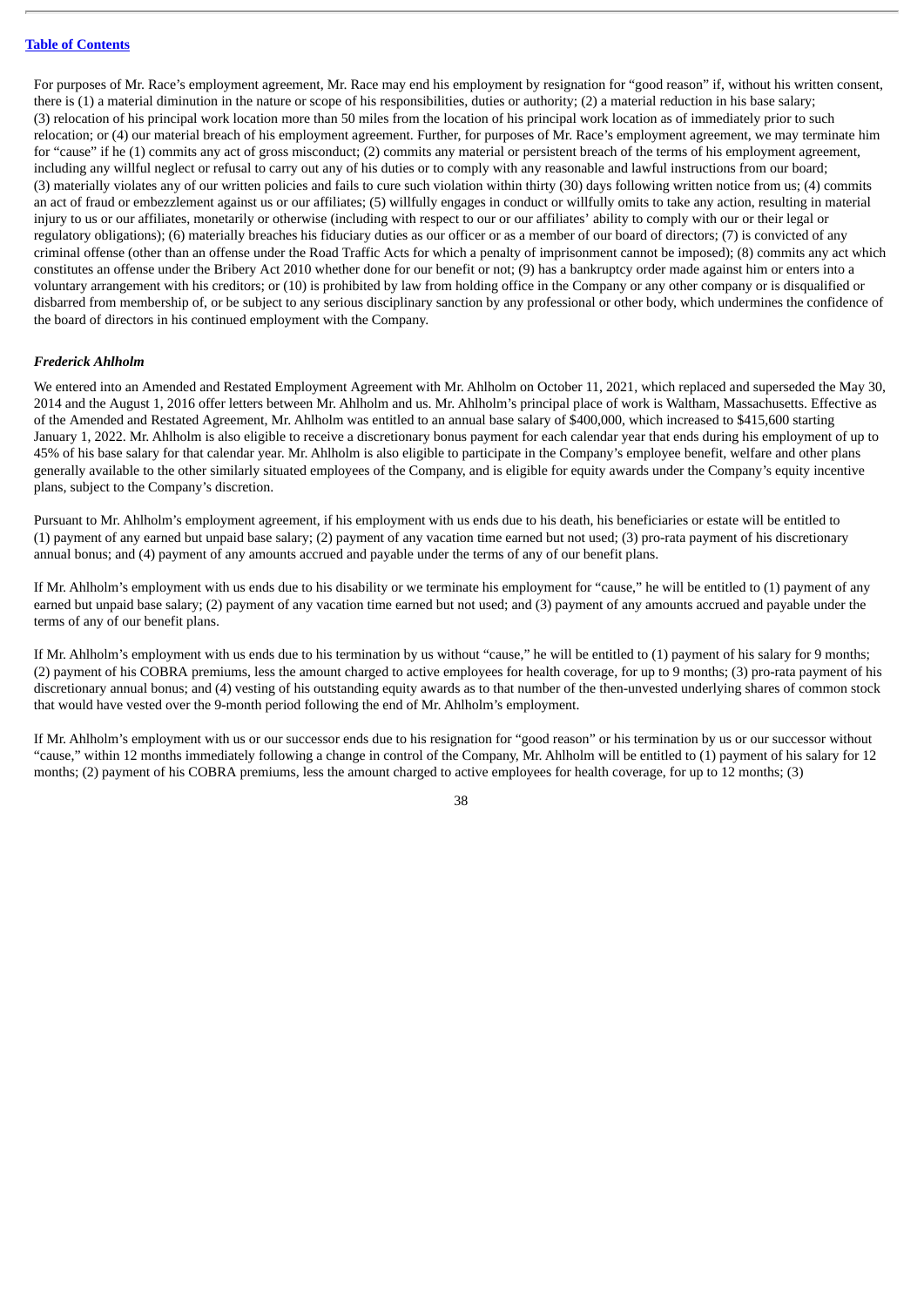For purposes of Mr. Race's employment agreement, Mr. Race may end his employment by resignation for "good reason" if, without his written consent, there is (1) a material diminution in the nature or scope of his responsibilities, duties or authority; (2) a material reduction in his base salary; (3) relocation of his principal work location more than 50 miles from the location of his principal work location as of immediately prior to such relocation; or (4) our material breach of his employment agreement. Further, for purposes of Mr. Race's employment agreement, we may terminate him for "cause" if he (1) commits any act of gross misconduct; (2) commits any material or persistent breach of the terms of his employment agreement, including any willful neglect or refusal to carry out any of his duties or to comply with any reasonable and lawful instructions from our board; (3) materially violates any of our written policies and fails to cure such violation within thirty (30) days following written notice from us; (4) commits an act of fraud or embezzlement against us or our affiliates; (5) willfully engages in conduct or willfully omits to take any action, resulting in material injury to us or our affiliates, monetarily or otherwise (including with respect to our or our affiliates' ability to comply with our or their legal or regulatory obligations); (6) materially breaches his fiduciary duties as our officer or as a member of our board of directors; (7) is convicted of any criminal offense (other than an offense under the Road Traffic Acts for which a penalty of imprisonment cannot be imposed); (8) commits any act which constitutes an offense under the Bribery Act 2010 whether done for our benefit or not; (9) has a bankruptcy order made against him or enters into a voluntary arrangement with his creditors; or (10) is prohibited by law from holding office in the Company or any other company or is disqualified or disbarred from membership of, or be subject to any serious disciplinary sanction by any professional or other body, which undermines the confidence of the board of directors in his continued employment with the Company.

***Frederick Ahlholm***

We entered into an Amended and Restated Employment Agreement with Mr. Ahlholm on October 11, 2021, which replaced and superseded the May 30, 2014 and the August 1, 2016 offer letters between Mr. Ahlholm and us. Mr. Ahlholm's principal place of work is Waltham, Massachusetts. Effective as of the Amended and Restated Agreement, Mr. Ahlholm was entitled to an annual base salary of $400,000, which increased to $415,600 starting January 1, 2022. Mr. Ahlholm is also eligible to receive a discretionary bonus payment for each calendar year that ends during his employment of up to 45% of his base salary for that calendar year. Mr. Ahlholm is also eligible to participate in the Company's employee benefit, welfare and other plans generally available to the other similarly situated employees of the Company, and is eligible for equity awards under the Company's equity incentive plans, subject to the Company's discretion.

Pursuant to Mr. Ahlholm's employment agreement, if his employment with us ends due to his death, his beneficiaries or estate will be entitled to (1) payment of any earned but unpaid base salary; (2) payment of any vacation time earned but not used; (3) pro-rata payment of his discretionary annual bonus; and (4) payment of any amounts accrued and payable under the terms of any of our benefit plans.

If Mr. Ahlholm's employment with us ends due to his disability or we terminate his employment for "cause," he will be entitled to (1) payment of any earned but unpaid base salary; (2) payment of any vacation time earned but not used; and (3) payment of any amounts accrued and payable under the terms of any of our benefit plans.

If Mr. Ahlholm's employment with us ends due to his termination by us without "cause," he will be entitled to (1) payment of his salary for 9 months; (2) payment of his COBRA premiums, less the amount charged to active employees for health coverage, for up to 9 months; (3) pro-rata payment of his discretionary annual bonus; and (4) vesting of his outstanding equity awards as to that number of the then-unvested underlying shares of common stock that would have vested over the 9-month period following the end of Mr. Ahlholm's employment.

If Mr. Ahlholm's employment with us or our successor ends due to his resignation for "good reason" or his termination by us or our successor without "cause," within 12 months immediately following a change in control of the Company, Mr. Ahlholm will be entitled to (1) payment of his salary for 12 months; (2) payment of his COBRA premiums, less the amount charged to active employees for health coverage, for up to 12 months; (3)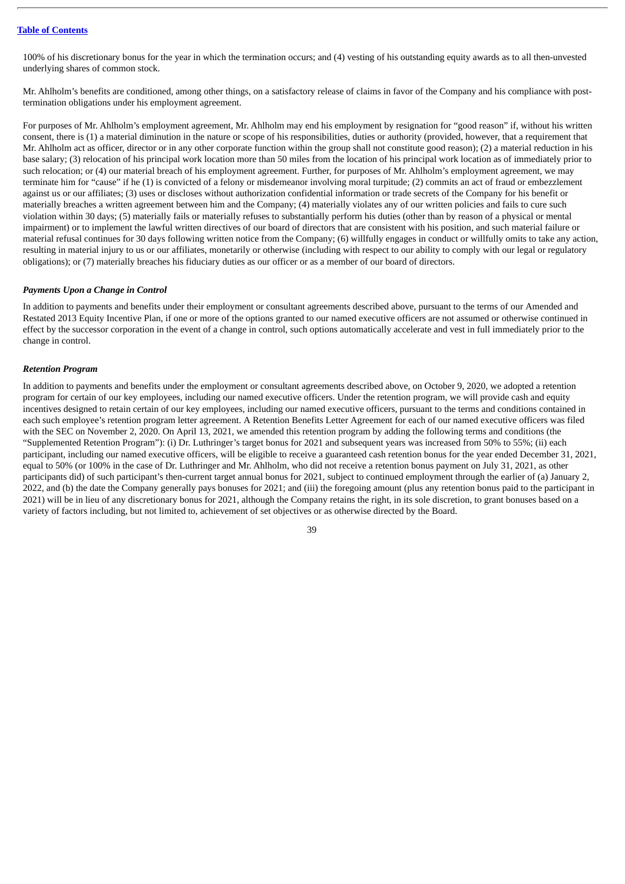100% of his discretionary bonus for the year in which the termination occurs; and (4) vesting of his outstanding equity awards as to all then-unvested underlying shares of common stock.

Mr. Ahlholm's benefits are conditioned, among other things, on a satisfactory release of claims in favor of the Company and his compliance with post-termination obligations under his employment agreement.

For purposes of Mr. Ahlholm's employment agreement, Mr. Ahlholm may end his employment by resignation for "good reason" if, without his written consent, there is (1) a material diminution in the nature or scope of his responsibilities, duties or authority (provided, however, that a requirement that Mr. Ahlholm act as officer, director or in any other corporate function within the group shall not constitute good reason); (2) a material reduction in his base salary; (3) relocation of his principal work location more than 50 miles from the location of his principal work location as of immediately prior to such relocation; or (4) our material breach of his employment agreement. Further, for purposes of Mr. Ahlholm's employment agreement, we may terminate him for "cause" if he (1) is convicted of a felony or misdemeanor involving moral turpitude; (2) commits an act of fraud or embezzlement against us or our affiliates; (3) uses or discloses without authorization confidential information or trade secrets of the Company for his benefit or materially breaches a written agreement between him and the Company; (4) materially violates any of our written policies and fails to cure such violation within 30 days; (5) materially fails or materially refuses to substantially perform his duties (other than by reason of a physical or mental impairment) or to implement the lawful written directives of our board of directors that are consistent with his position, and such material failure or material refusal continues for 30 days following written notice from the Company; (6) willfully engages in conduct or willfully omits to take any action, resulting in material injury to us or our affiliates, monetarily or otherwise (including with respect to our ability to comply with our legal or regulatory obligations); or (7) materially breaches his fiduciary duties as our officer or as a member of our board of directors.

***Payments Upon a Change in Control***

In addition to payments and benefits under their employment or consultant agreements described above, pursuant to the terms of our Amended and Restated 2013 Equity Incentive Plan, if one or more of the options granted to our named executive officers are not assumed or otherwise continued in effect by the successor corporation in the event of a change in control, such options automatically accelerate and vest in full immediately prior to the change in control.

***Retention Program***

In addition to payments and benefits under the employment or consultant agreements described above, on October 9, 2020, we adopted a retention program for certain of our key employees, including our named executive officers. Under the retention program, we will provide cash and equity incentives designed to retain certain of our key employees, including our named executive officers, pursuant to the terms and conditions contained in each such employee's retention program letter agreement. A Retention Benefits Letter Agreement for each of our named executive officers was filed with the SEC on November 2, 2020. On April 13, 2021, we amended this retention program by adding the following terms and conditions (the "Supplemented Retention Program"): (i) Dr. Luthringer's target bonus for 2021 and subsequent years was increased from 50% to 55%; (ii) each participant, including our named executive officers, will be eligible to receive a guaranteed cash retention bonus for the year ended December 31, 2021, equal to 50% (or 100% in the case of Dr. Luthringer and Mr. Ahlholm, who did not receive a retention bonus payment on July 31, 2021, as other participants did) of such participant's then-current target annual bonus for 2021, subject to continued employment through the earlier of (a) January 2, 2022, and (b) the date the Company generally pays bonuses for 2021; and (iii) the foregoing amount (plus any retention bonus paid to the participant in 2021) will be in lieu of any discretionary bonus for 2021, although the Company retains the right, in its sole discretion, to grant bonuses based on a variety of factors including, but not limited to, achievement of set objectives or as otherwise directed by the Board.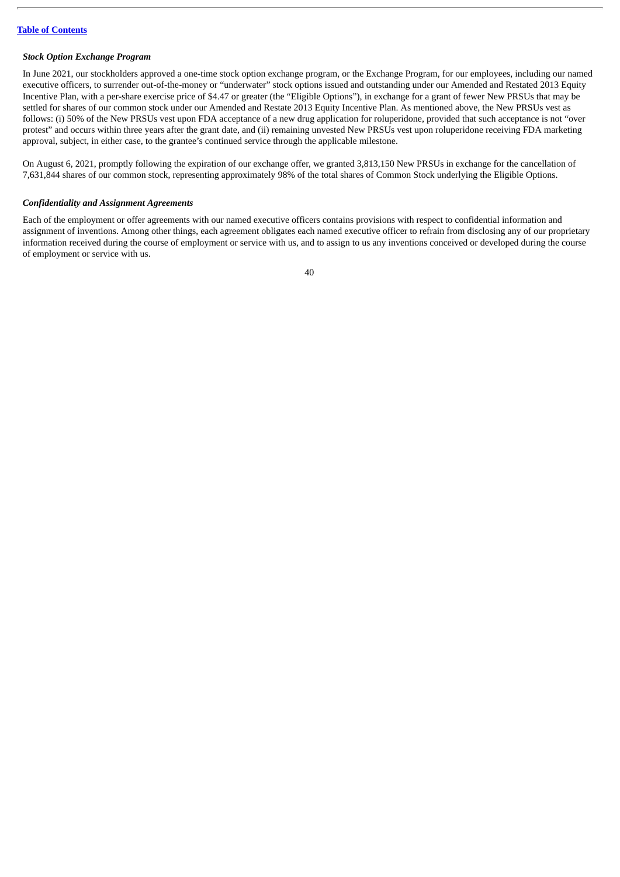***Stock Option Exchange Program***

In June 2021, our stockholders approved a one-time stock option exchange program, or the Exchange Program, for our employees, including our named executive officers, to surrender out-of-the-money or "underwater" stock options issued and outstanding under our Amended and Restated 2013 Equity Incentive Plan, with a per-share exercise price of $4.47 or greater (the "Eligible Options"), in exchange for a grant of fewer New PRSUs that may be settled for shares of our common stock under our Amended and Restate 2013 Equity Incentive Plan. As mentioned above, the New PRSUs vest as follows: (i) 50% of the New PRSUs vest upon FDA acceptance of a new drug application for roluperidone, provided that such acceptance is not "over protest" and occurs within three years after the grant date, and (ii) remaining unvested New PRSUs vest upon roluperidone receiving FDA marketing approval, subject, in either case, to the grantee's continued service through the applicable milestone.

On August 6, 2021, promptly following the expiration of our exchange offer, we granted 3,813,150 New PRSUs in exchange for the cancellation of 7,631,844 shares of our common stock, representing approximately 98% of the total shares of Common Stock underlying the Eligible Options.

***Confidentiality and Assignment Agreements***

Each of the employment or offer agreements with our named executive officers contains provisions with respect to confidential information and assignment of inventions. Among other things, each agreement obligates each named executive officer to refrain from disclosing any of our proprietary information received during the course of employment or service with us, and to assign to us any inventions conceived or developed during the course of employment or service with us.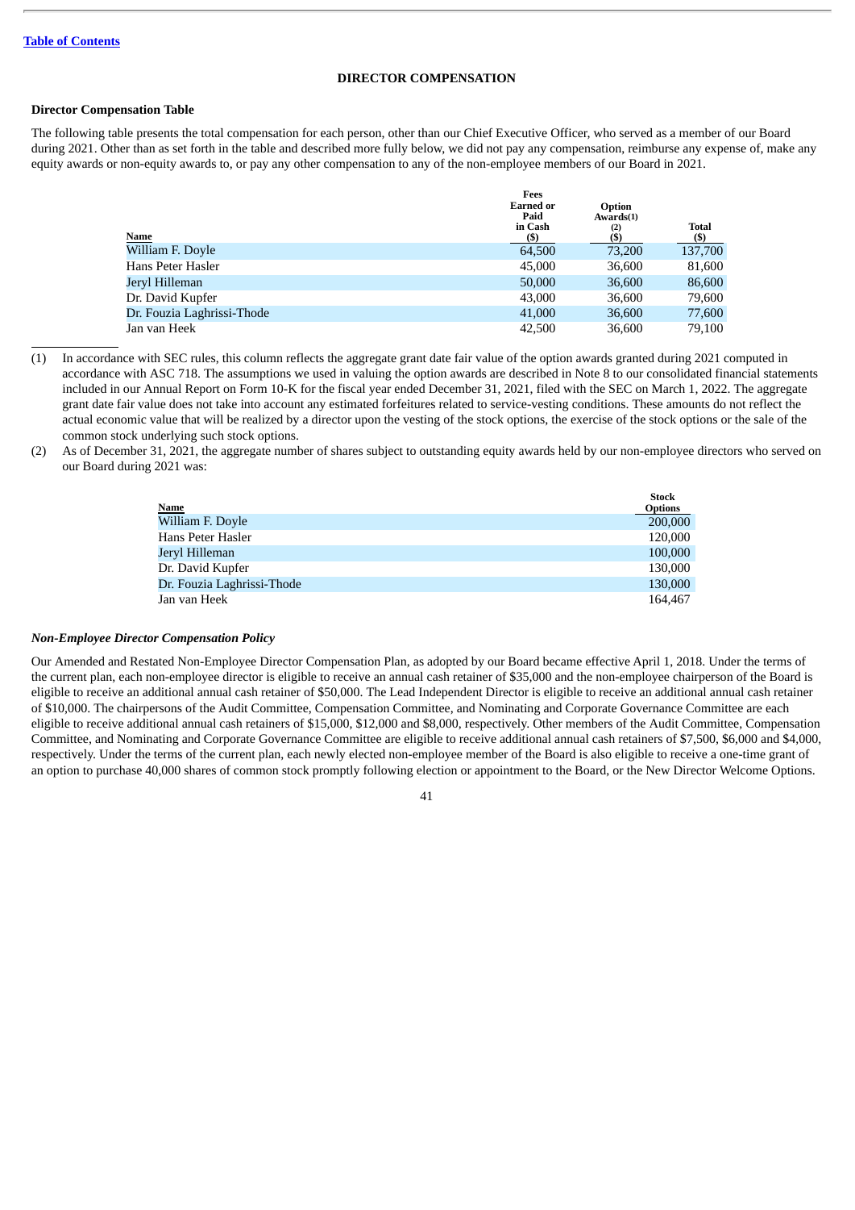## DIRECTOR COMPENSATION

### Director Compensation Table

The following table presents the total compensation for each person, other than our Chief Executive Officer, who served as a member of our Board during 2021. Other than as set forth in the table and described more fully below, we did not pay any compensation, reimburse any expense of, make any equity awards or non-equity awards to, or pay any other compensation to any of the non-employee members of our Board in 2021.

| Name | Fees Earned or Paid in Cash ($) | Option Awards(1) (2) ($) | Total ($) |
|---|---|---|---|
| William F. Doyle | 64,500 | 73,200 | 137,700 |
| Hans Peter Hasler | 45,000 | 36,600 | 81,600 |
| Jeryl Hilleman | 50,000 | 36,600 | 86,600 |
| Dr. David Kupfer | 43,000 | 36,600 | 79,600 |
| Dr. Fouzia Laghrissi-Thode | 41,000 | 36,600 | 77,600 |
| Jan van Heek | 42,500 | 36,600 | 79,100 |

(1) In accordance with SEC rules, this column reflects the aggregate grant date fair value of the option awards granted during 2021 computed in accordance with ASC 718. The assumptions we used in valuing the option awards are described in Note 8 to our consolidated financial statements included in our Annual Report on Form 10-K for the fiscal year ended December 31, 2021, filed with the SEC on March 1, 2022. The aggregate grant date fair value does not take into account any estimated forfeitures related to service-vesting conditions. These amounts do not reflect the actual economic value that will be realized by a director upon the vesting of the stock options, the exercise of the stock options or the sale of the common stock underlying such stock options.

(2) As of December 31, 2021, the aggregate number of shares subject to outstanding equity awards held by our non-employee directors who served on our Board during 2021 was:

| Name | Stock Options |
|---|---|
| William F. Doyle | 200,000 |
| Hans Peter Hasler | 120,000 |
| Jeryl Hilleman | 100,000 |
| Dr. David Kupfer | 130,000 |
| Dr. Fouzia Laghrissi-Thode | 130,000 |
| Jan van Heek | 164,467 |

### *Non-Employee Director Compensation Policy*

Our Amended and Restated Non-Employee Director Compensation Plan, as adopted by our Board became effective April 1, 2018. Under the terms of the current plan, each non-employee director is eligible to receive an annual cash retainer of $35,000 and the non-employee chairperson of the Board is eligible to receive an additional annual cash retainer of $50,000. The Lead Independent Director is eligible to receive an additional annual cash retainer of $10,000. The chairpersons of the Audit Committee, Compensation Committee, and Nominating and Corporate Governance Committee are each eligible to receive additional annual cash retainers of $15,000, $12,000 and $8,000, respectively. Other members of the Audit Committee, Compensation Committee, and Nominating and Corporate Governance Committee are eligible to receive additional annual cash retainers of $7,500, $6,000 and $4,000, respectively. Under the terms of the current plan, each newly elected non-employee member of the Board is also eligible to receive a one-time grant of an option to purchase 40,000 shares of common stock promptly following election or appointment to the Board, or the New Director Welcome Options.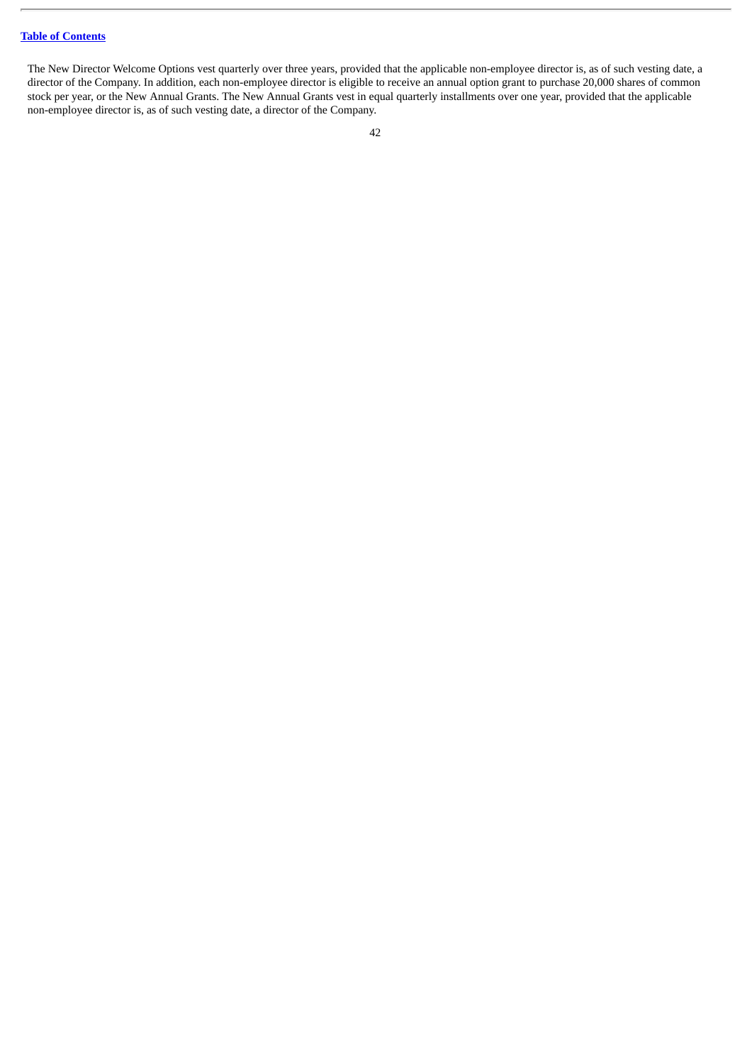The New Director Welcome Options vest quarterly over three years, provided that the applicable non-employee director is, as of such vesting date, a director of the Company. In addition, each non-employee director is eligible to receive an annual option grant to purchase 20,000 shares of common stock per year, or the New Annual Grants. The New Annual Grants vest in equal quarterly installments over one year, provided that the applicable non-employee director is, as of such vesting date, a director of the Company.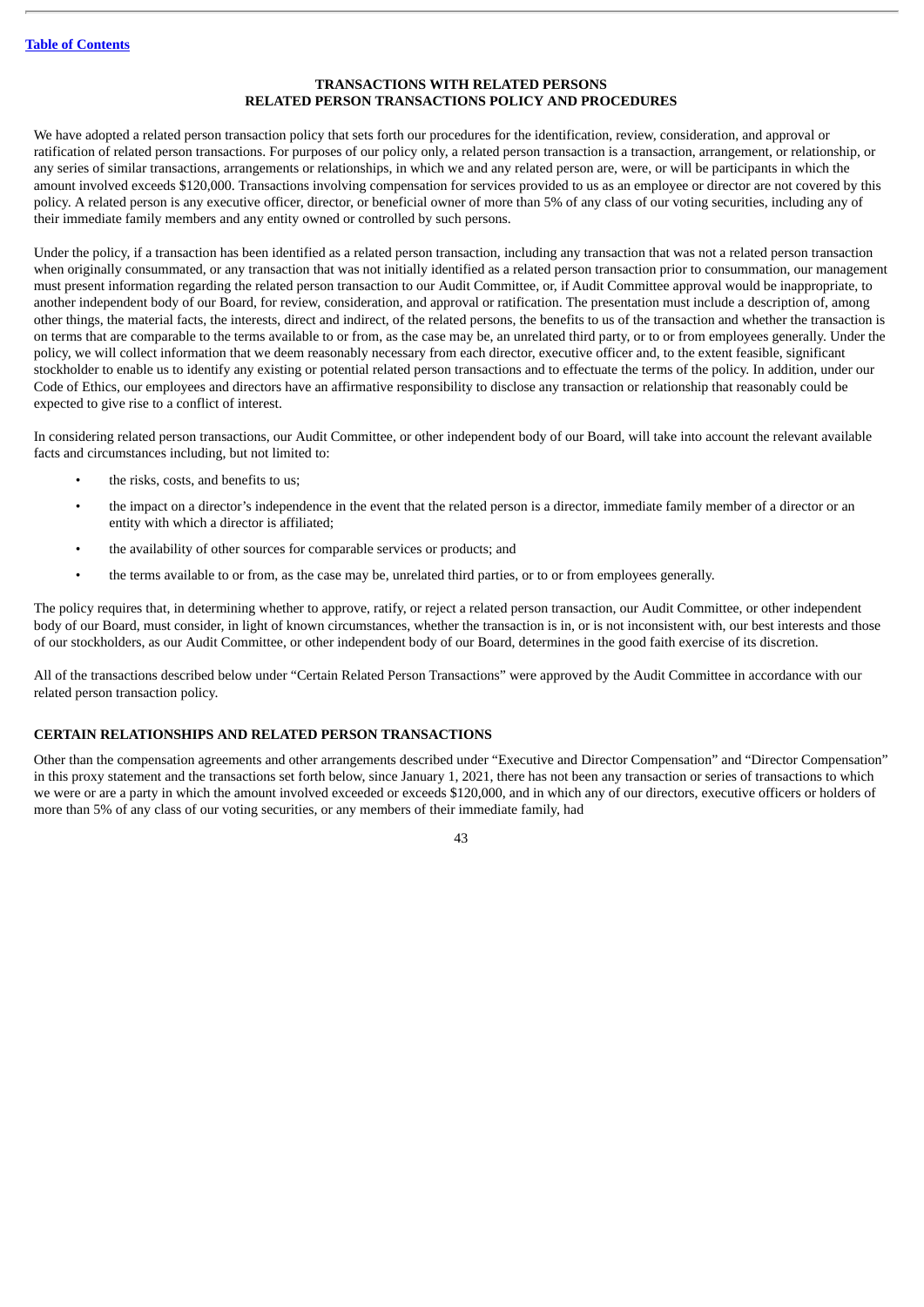# TRANSACTIONS WITH RELATED PERSONS
## RELATED PERSON TRANSACTIONS POLICY AND PROCEDURES

We have adopted a related person transaction policy that sets forth our procedures for the identification, review, consideration, and approval or ratification of related person transactions. For purposes of our policy only, a related person transaction is a transaction, arrangement, or relationship, or any series of similar transactions, arrangements or relationships, in which we and any related person are, were, or will be participants in which the amount involved exceeds $120,000. Transactions involving compensation for services provided to us as an employee or director are not covered by this policy. A related person is any executive officer, director, or beneficial owner of more than 5% of any class of our voting securities, including any of their immediate family members and any entity owned or controlled by such persons.

Under the policy, if a transaction has been identified as a related person transaction, including any transaction that was not a related person transaction when originally consummated, or any transaction that was not initially identified as a related person transaction prior to consummation, our management must present information regarding the related person transaction to our Audit Committee, or, if Audit Committee approval would be inappropriate, to another independent body of our Board, for review, consideration, and approval or ratification. The presentation must include a description of, among other things, the material facts, the interests, direct and indirect, of the related persons, the benefits to us of the transaction and whether the transaction is on terms that are comparable to the terms available to or from, as the case may be, an unrelated third party, or to or from employees generally. Under the policy, we will collect information that we deem reasonably necessary from each director, executive officer and, to the extent feasible, significant stockholder to enable us to identify any existing or potential related person transactions and to effectuate the terms of the policy. In addition, under our Code of Ethics, our employees and directors have an affirmative responsibility to disclose any transaction or relationship that reasonably could be expected to give rise to a conflict of interest.

In considering related person transactions, our Audit Committee, or other independent body of our Board, will take into account the relevant available facts and circumstances including, but not limited to:

- the risks, costs, and benefits to us;
- the impact on a director's independence in the event that the related person is a director, immediate family member of a director or an entity with which a director is affiliated;
- the availability of other sources for comparable services or products; and
- the terms available to or from, as the case may be, unrelated third parties, or to or from employees generally.

The policy requires that, in determining whether to approve, ratify, or reject a related person transaction, our Audit Committee, or other independent body of our Board, must consider, in light of known circumstances, whether the transaction is in, or is not inconsistent with, our best interests and those of our stockholders, as our Audit Committee, or other independent body of our Board, determines in the good faith exercise of its discretion.

All of the transactions described below under "Certain Related Person Transactions" were approved by the Audit Committee in accordance with our related person transaction policy.

## CERTAIN RELATIONSHIPS AND RELATED PERSON TRANSACTIONS

Other than the compensation agreements and other arrangements described under "Executive and Director Compensation" and "Director Compensation" in this proxy statement and the transactions set forth below, since January 1, 2021, there has not been any transaction or series of transactions to which we were or are a party in which the amount involved exceeded or exceeds $120,000, and in which any of our directors, executive officers or holders of more than 5% of any class of our voting securities, or any members of their immediate family, had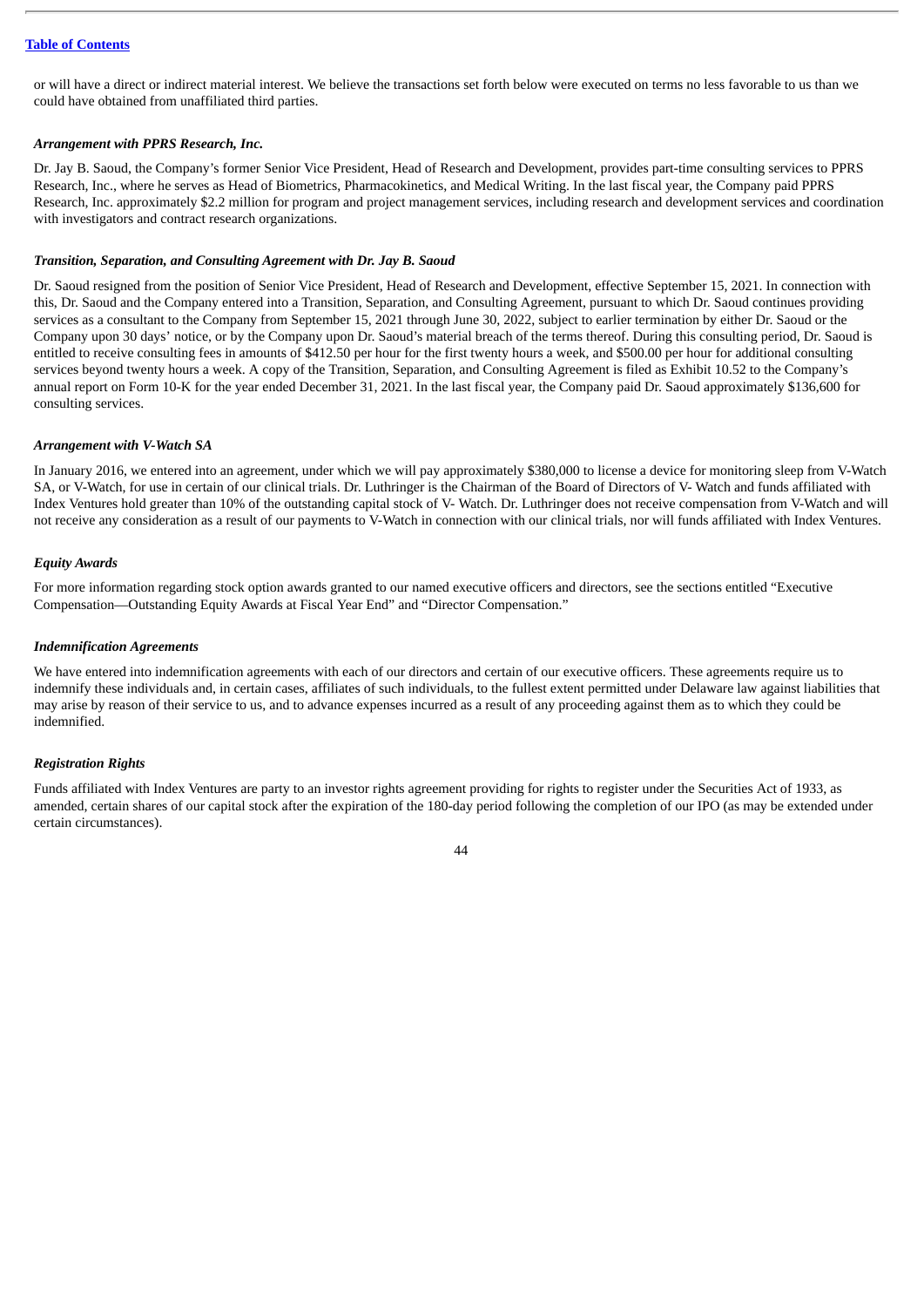or will have a direct or indirect material interest. We believe the transactions set forth below were executed on terms no less favorable to us than we could have obtained from unaffiliated third parties.

***Arrangement with PPRS Research, Inc.***

Dr. Jay B. Saoud, the Company's former Senior Vice President, Head of Research and Development, provides part-time consulting services to PPRS Research, Inc., where he serves as Head of Biometrics, Pharmacokinetics, and Medical Writing. In the last fiscal year, the Company paid PPRS Research, Inc. approximately $2.2 million for program and project management services, including research and development services and coordination with investigators and contract research organizations.

***Transition, Separation, and Consulting Agreement with Dr. Jay B. Saoud***

Dr. Saoud resigned from the position of Senior Vice President, Head of Research and Development, effective September 15, 2021. In connection with this, Dr. Saoud and the Company entered into a Transition, Separation, and Consulting Agreement, pursuant to which Dr. Saoud continues providing services as a consultant to the Company from September 15, 2021 through June 30, 2022, subject to earlier termination by either Dr. Saoud or the Company upon 30 days' notice, or by the Company upon Dr. Saoud's material breach of the terms thereof. During this consulting period, Dr. Saoud is entitled to receive consulting fees in amounts of $412.50 per hour for the first twenty hours a week, and $500.00 per hour for additional consulting services beyond twenty hours a week. A copy of the Transition, Separation, and Consulting Agreement is filed as Exhibit 10.52 to the Company's annual report on Form 10-K for the year ended December 31, 2021. In the last fiscal year, the Company paid Dr. Saoud approximately $136,600 for consulting services.

***Arrangement with V-Watch SA***

In January 2016, we entered into an agreement, under which we will pay approximately $380,000 to license a device for monitoring sleep from V-Watch SA, or V-Watch, for use in certain of our clinical trials. Dr. Luthringer is the Chairman of the Board of Directors of V- Watch and funds affiliated with Index Ventures hold greater than 10% of the outstanding capital stock of V- Watch. Dr. Luthringer does not receive compensation from V-Watch and will not receive any consideration as a result of our payments to V-Watch in connection with our clinical trials, nor will funds affiliated with Index Ventures.

***Equity Awards***

For more information regarding stock option awards granted to our named executive officers and directors, see the sections entitled "Executive Compensation—Outstanding Equity Awards at Fiscal Year End" and "Director Compensation."

***Indemnification Agreements***

We have entered into indemnification agreements with each of our directors and certain of our executive officers. These agreements require us to indemnify these individuals and, in certain cases, affiliates of such individuals, to the fullest extent permitted under Delaware law against liabilities that may arise by reason of their service to us, and to advance expenses incurred as a result of any proceeding against them as to which they could be indemnified.

***Registration Rights***

Funds affiliated with Index Ventures are party to an investor rights agreement providing for rights to register under the Securities Act of 1933, as amended, certain shares of our capital stock after the expiration of the 180-day period following the completion of our IPO (as may be extended under certain circumstances).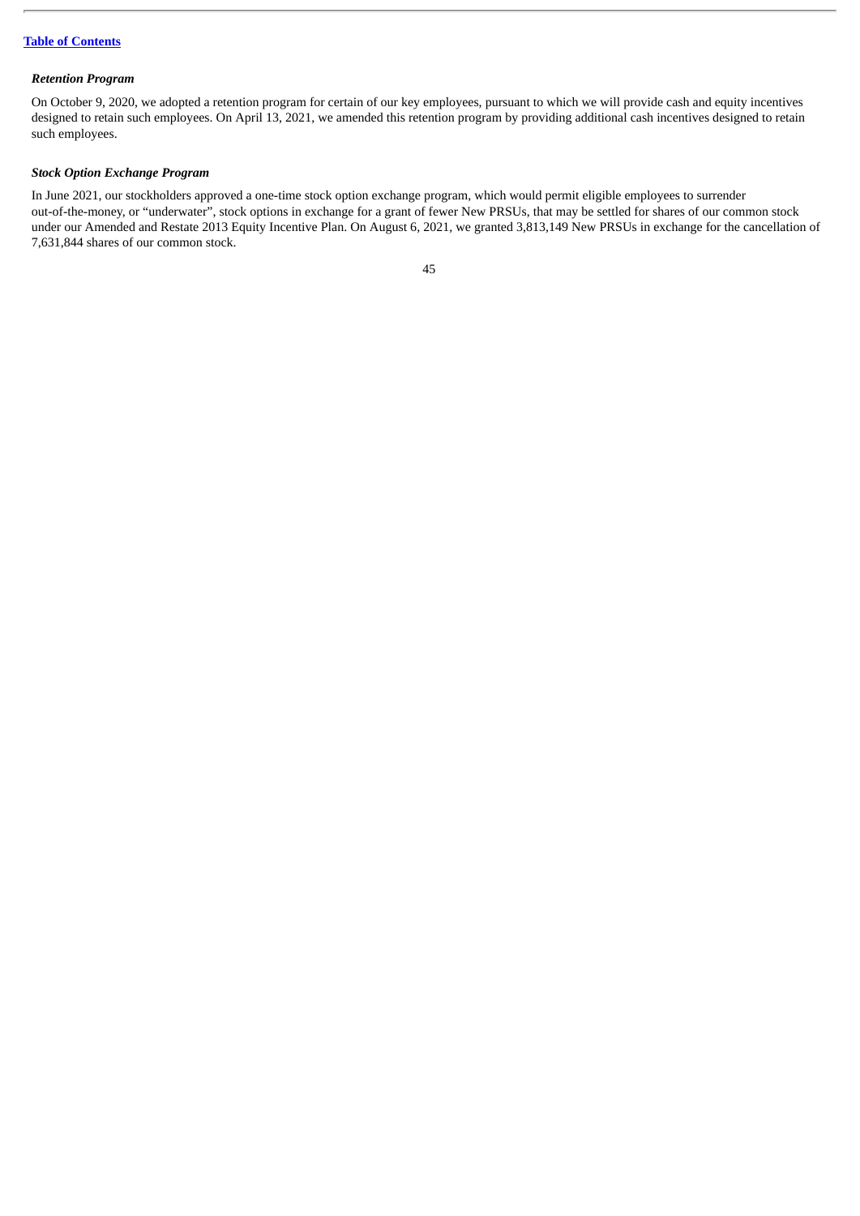### *Retention Program*

On October 9, 2020, we adopted a retention program for certain of our key employees, pursuant to which we will provide cash and equity incentives designed to retain such employees. On April 13, 2021, we amended this retention program by providing additional cash incentives designed to retain such employees.

### *Stock Option Exchange Program*

In June 2021, our stockholders approved a one-time stock option exchange program, which would permit eligible employees to surrender out-of-the-money, or "underwater", stock options in exchange for a grant of fewer New PRSUs, that may be settled for shares of our common stock under our Amended and Restate 2013 Equity Incentive Plan. On August 6, 2021, we granted 3,813,149 New PRSUs in exchange for the cancellation of 7,631,844 shares of our common stock.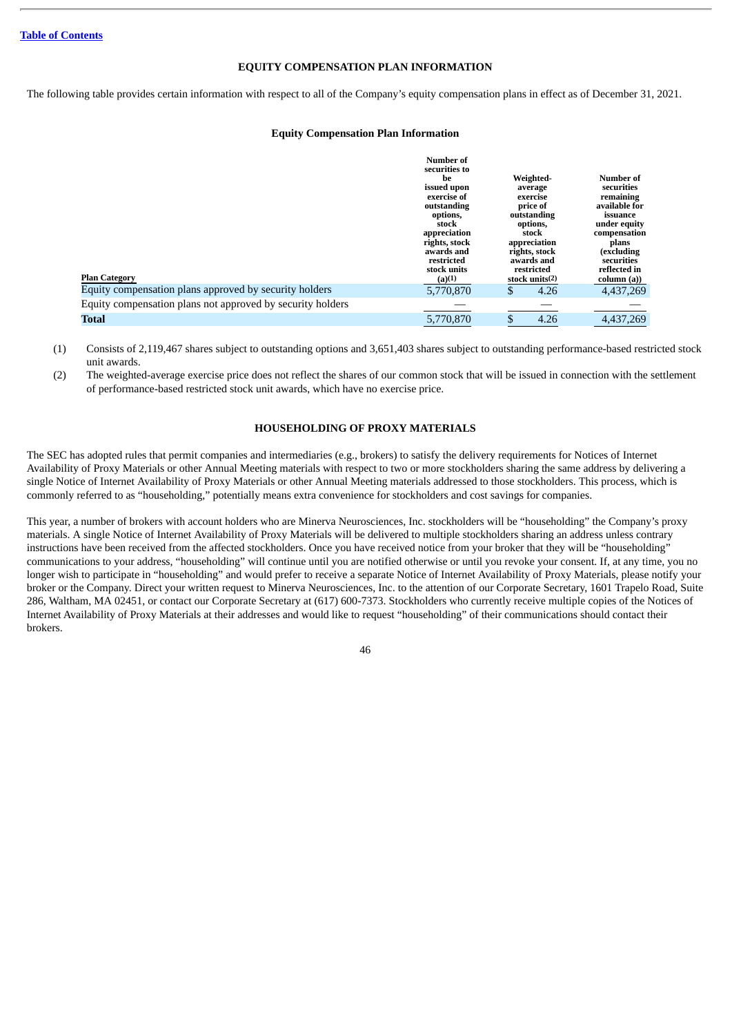[Table of Contents](#)

## EQUITY COMPENSATION PLAN INFORMATION

The following table provides certain information with respect to all of the Company's equity compensation plans in effect as of December 31, 2021.

### Equity Compensation Plan Information

| Plan Category | Number of securities to be issued upon exercise of outstanding options, stock appreciation rights, stock awards and restricted stock units (a)(1) | Weighted-average exercise price of outstanding options, stock appreciation rights, stock awards and restricted stock units(2) | Number of securities remaining available for issuance under equity compensation plans (excluding securities reflected in column (a)) |
|---|---|---|---|
| Equity compensation plans approved by security holders | 5,770,870 | $ 4.26 | 4,437,269 |
| Equity compensation plans not approved by security holders | — | — | — |
| **Total** | 5,770,870 | $ 4.26 | 4,437,269 |

(1) Consists of 2,119,467 shares subject to outstanding options and 3,651,403 shares subject to outstanding performance-based restricted stock unit awards.

(2) The weighted-average exercise price does not reflect the shares of our common stock that will be issued in connection with the settlement of performance-based restricted stock unit awards, which have no exercise price.

## HOUSEHOLDING OF PROXY MATERIALS

The SEC has adopted rules that permit companies and intermediaries (e.g., brokers) to satisfy the delivery requirements for Notices of Internet Availability of Proxy Materials or other Annual Meeting materials with respect to two or more stockholders sharing the same address by delivering a single Notice of Internet Availability of Proxy Materials or other Annual Meeting materials addressed to those stockholders. This process, which is commonly referred to as "householding," potentially means extra convenience for stockholders and cost savings for companies.

This year, a number of brokers with account holders who are Minerva Neurosciences, Inc. stockholders will be "householding" the Company's proxy materials. A single Notice of Internet Availability of Proxy Materials will be delivered to multiple stockholders sharing an address unless contrary instructions have been received from the affected stockholders. Once you have received notice from your broker that they will be "householding" communications to your address, "householding" will continue until you are notified otherwise or until you revoke your consent. If, at any time, you no longer wish to participate in "householding" and would prefer to receive a separate Notice of Internet Availability of Proxy Materials, please notify your broker or the Company. Direct your written request to Minerva Neurosciences, Inc. to the attention of our Corporate Secretary, 1601 Trapelo Road, Suite 286, Waltham, MA 02451, or contact our Corporate Secretary at (617) 600-7373. Stockholders who currently receive multiple copies of the Notices of Internet Availability of Proxy Materials at their addresses and would like to request "householding" of their communications should contact their brokers.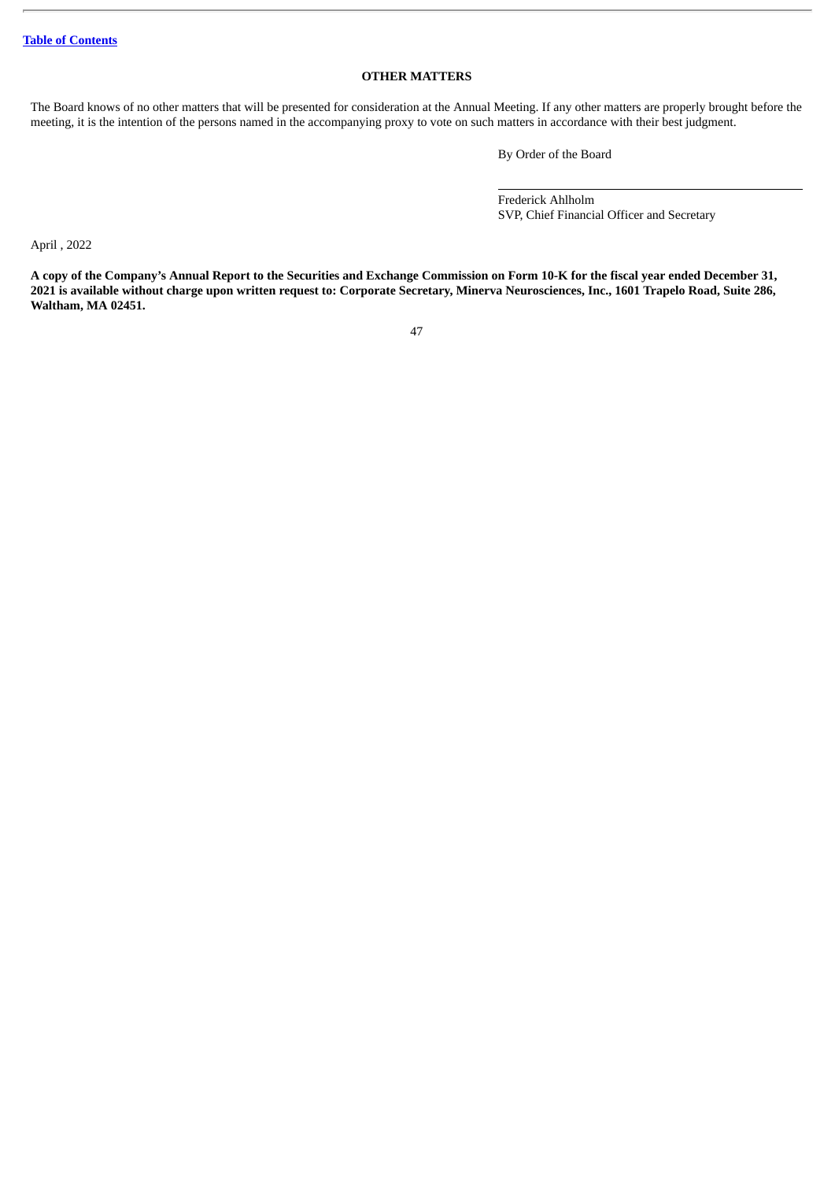[Table of Contents](#)

## OTHER MATTERS

The Board knows of no other matters that will be presented for consideration at the Annual Meeting. If any other matters are properly brought before the meeting, it is the intention of the persons named in the accompanying proxy to vote on such matters in accordance with their best judgment.

By Order of the Board

Frederick Ahlholm
SVP, Chief Financial Officer and Secretary

April , 2022

**A copy of the Company's Annual Report to the Securities and Exchange Commission on Form 10-K for the fiscal year ended December 31, 2021 is available without charge upon written request to: Corporate Secretary, Minerva Neurosciences, Inc., 1601 Trapelo Road, Suite 286, Waltham, MA 02451.**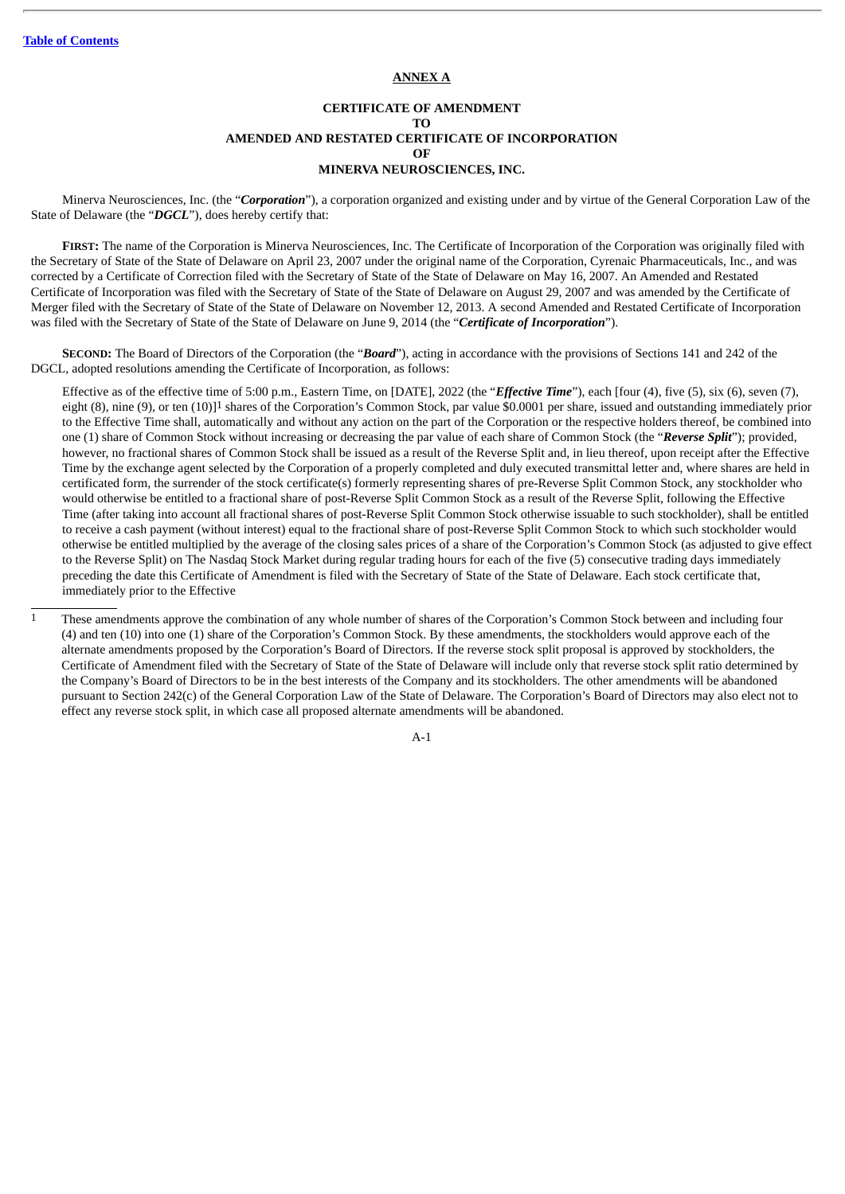[Table of Contents](#)

**ANNEX A**

**CERTIFICATE OF AMENDMENT**
**TO**
**AMENDED AND RESTATED CERTIFICATE OF INCORPORATION**
**OF**
**MINERVA NEUROSCIENCES, INC.**

Minerva Neurosciences, Inc. (the "***Corporation***"), a corporation organized and existing under and by virtue of the General Corporation Law of the State of Delaware (the "***DGCL***"), does hereby certify that:

**FIRST:** The name of the Corporation is Minerva Neurosciences, Inc. The Certificate of Incorporation of the Corporation was originally filed with the Secretary of State of the State of Delaware on April 23, 2007 under the original name of the Corporation, Cyrenaic Pharmaceuticals, Inc., and was corrected by a Certificate of Correction filed with the Secretary of State of the State of Delaware on May 16, 2007. An Amended and Restated Certificate of Incorporation was filed with the Secretary of State of the State of Delaware on August 29, 2007 and was amended by the Certificate of Merger filed with the Secretary of State of the State of Delaware on November 12, 2013. A second Amended and Restated Certificate of Incorporation was filed with the Secretary of State of the State of Delaware on June 9, 2014 (the "***Certificate of Incorporation***").

**SECOND:** The Board of Directors of the Corporation (the "***Board***"), acting in accordance with the provisions of Sections 141 and 242 of the DGCL, adopted resolutions amending the Certificate of Incorporation, as follows:

Effective as of the effective time of 5:00 p.m., Eastern Time, on [DATE], 2022 (the "***Effective Time***"), each [four (4), five (5), six (6), seven (7), eight (8), nine (9), or ten (10)][1] shares of the Corporation's Common Stock, par value $0.0001 per share, issued and outstanding immediately prior to the Effective Time shall, automatically and without any action on the part of the Corporation or the respective holders thereof, be combined into one (1) share of Common Stock without increasing or decreasing the par value of each share of Common Stock (the "***Reverse Split***"); provided, however, no fractional shares of Common Stock shall be issued as a result of the Reverse Split and, in lieu thereof, upon receipt after the Effective Time by the exchange agent selected by the Corporation of a properly completed and duly executed transmittal letter and, where shares are held in certificated form, the surrender of the stock certificate(s) formerly representing shares of pre-Reverse Split Common Stock, any stockholder who would otherwise be entitled to a fractional share of post-Reverse Split Common Stock as a result of the Reverse Split, following the Effective Time (after taking into account all fractional shares of post-Reverse Split Common Stock otherwise issuable to such stockholder), shall be entitled to receive a cash payment (without interest) equal to the fractional share of post-Reverse Split Common Stock to which such stockholder would otherwise be entitled multiplied by the average of the closing sales prices of a share of the Corporation's Common Stock (as adjusted to give effect to the Reverse Split) on The Nasdaq Stock Market during regular trading hours for each of the five (5) consecutive trading days immediately preceding the date this Certificate of Amendment is filed with the Secretary of State of the State of Delaware. Each stock certificate that, immediately prior to the Effective

[1] These amendments approve the combination of any whole number of shares of the Corporation's Common Stock between and including four (4) and ten (10) into one (1) share of the Corporation's Common Stock. By these amendments, the stockholders would approve each of the alternate amendments proposed by the Corporation's Board of Directors. If the reverse stock split proposal is approved by stockholders, the Certificate of Amendment filed with the Secretary of State of the State of Delaware will include only that reverse stock split ratio determined by the Company's Board of Directors to be in the best interests of the Company and its stockholders. The other amendments will be abandoned pursuant to Section 242(c) of the General Corporation Law of the State of Delaware. The Corporation's Board of Directors may also elect not to effect any reverse stock split, in which case all proposed alternate amendments will be abandoned.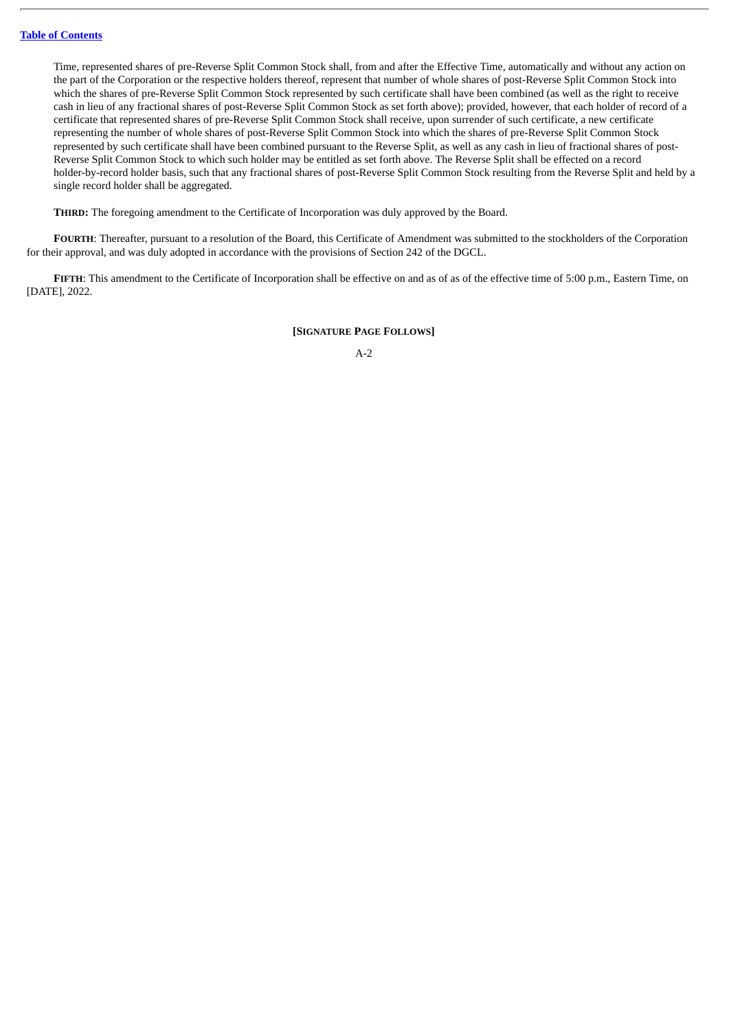Time, represented shares of pre-Reverse Split Common Stock shall, from and after the Effective Time, automatically and without any action on the part of the Corporation or the respective holders thereof, represent that number of whole shares of post-Reverse Split Common Stock into which the shares of pre-Reverse Split Common Stock represented by such certificate shall have been combined (as well as the right to receive cash in lieu of any fractional shares of post-Reverse Split Common Stock as set forth above); provided, however, that each holder of record of a certificate that represented shares of pre-Reverse Split Common Stock shall receive, upon surrender of such certificate, a new certificate representing the number of whole shares of post-Reverse Split Common Stock into which the shares of pre-Reverse Split Common Stock represented by such certificate shall have been combined pursuant to the Reverse Split, as well as any cash in lieu of fractional shares of post-Reverse Split Common Stock to which such holder may be entitled as set forth above. The Reverse Split shall be effected on a record holder-by-record holder basis, such that any fractional shares of post-Reverse Split Common Stock resulting from the Reverse Split and held by a single record holder shall be aggregated.

**THIRD:** The foregoing amendment to the Certificate of Incorporation was duly approved by the Board.

**FOURTH**: Thereafter, pursuant to a resolution of the Board, this Certificate of Amendment was submitted to the stockholders of the Corporation for their approval, and was duly adopted in accordance with the provisions of Section 242 of the DGCL.

**FIFTH**: This amendment to the Certificate of Incorporation shall be effective on and as of as of the effective time of 5:00 p.m., Eastern Time, on [DATE], 2022.

**[SIGNATURE PAGE FOLLOWS]**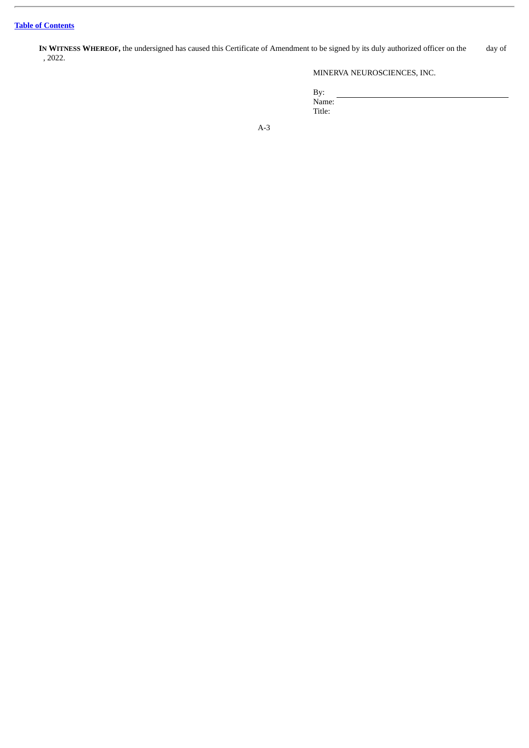**IN WITNESS WHEREOF,** the undersigned has caused this Certificate of Amendment to be signed by its duly authorized officer on the day of , 2022.

MINERVA NEUROSCIENCES, INC.

By: \_\_\_\_\_\_\_\_\_\_\_\_\_\_\_\_\_\_\_\_\_\_\_\_\_\_\_\_\_\_\_\_\_\_\_\_\_\_\_\_

Name:

Title: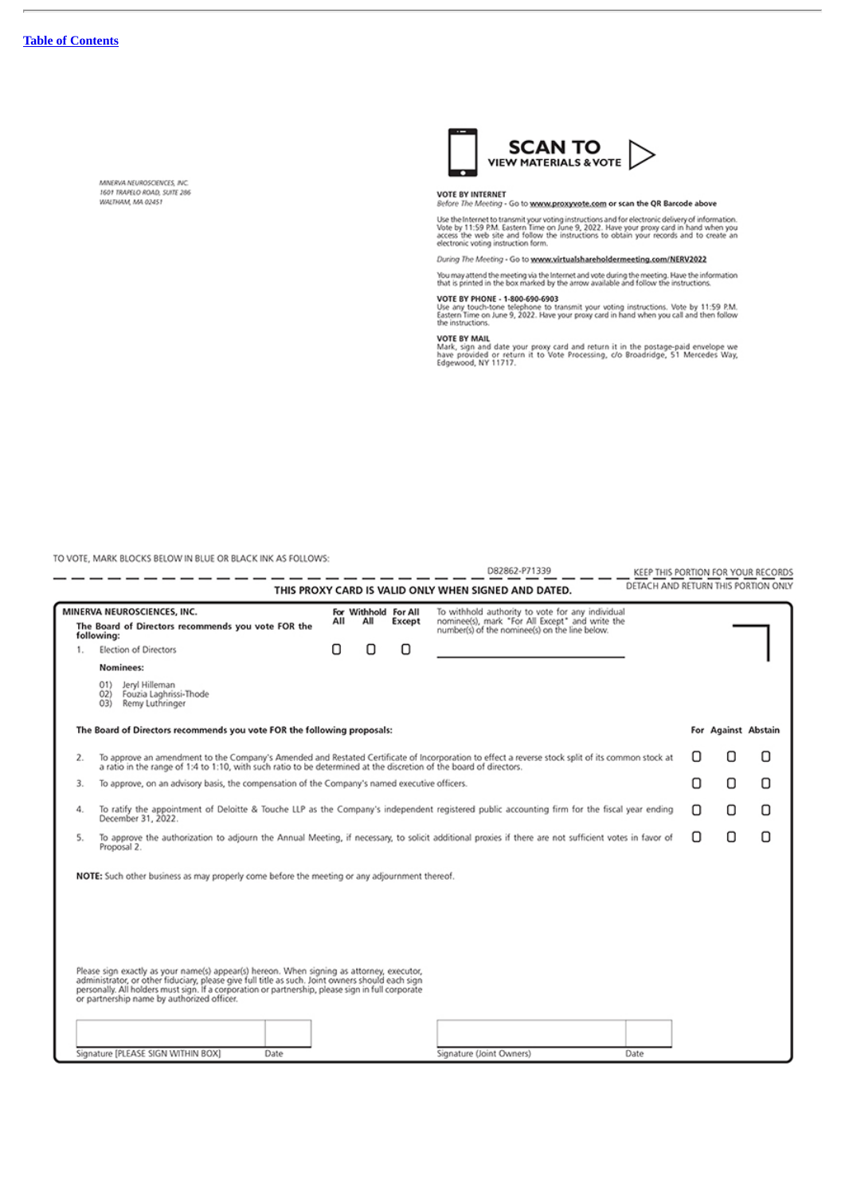[Table of Contents](#)

MINERVA NEUROSCIENCES, INC.
1601 TRAPELO ROAD, SUITE 286
WALTHAM, MA 02451

**SCAN TO VIEW MATERIALS & VOTE**

**VOTE BY INTERNET**
*Before The Meeting* - Go to **www.proxyvote.com** or scan the QR Barcode above

Use the Internet to transmit your voting instructions and for electronic delivery of information. Vote by 11:59 P.M. Eastern Time on June 9, 2022. Have your proxy card in hand when you access the web site and follow the instructions to obtain your records and to create an electronic voting instruction form.

*During The Meeting* - Go to **www.virtualshareholdermeeting.com/NERV2022**

You may attend the meeting via the Internet and vote during the meeting. Have the information that is printed in the box marked by the arrow available and follow the instructions.

**VOTE BY PHONE - 1-800-690-6903**
Use any touch-tone telephone to transmit your voting instructions. Vote by 11:59 P.M. Eastern Time on June 9, 2022. Have your proxy card in hand when you call and then follow the instructions.

**VOTE BY MAIL**
Mark, sign and date your proxy card and return it in the postage-paid envelope we have provided or return it to Vote Processing, c/o Broadridge, 51 Mercedes Way, Edgewood, NY 11717.

TO VOTE, MARK BLOCKS BELOW IN BLUE OR BLACK INK AS FOLLOWS:

D82862-P71339 KEEP THIS PORTION FOR YOUR RECORDS

DETACH AND RETURN THIS PORTION ONLY

**THIS PROXY CARD IS VALID ONLY WHEN SIGNED AND DATED.**

**MINERVA NEUROSCIENCES, INC.**

**The Board of Directors recommends you vote FOR the following:**

| | For All | Withhold All | For All Except |
|---|---|---|---|
| 1. Election of Directors | ☐ | ☐ | ☐ |

To withhold authority to vote for any individual nominee(s), mark "For All Except" and write the number(s) of the nominee(s) on the line below.

**Nominees:**

01) Jeryl Hilleman
02) Fouzia Laghrissi-Thode
03) Remy Luthringer

**The Board of Directors recommends you vote FOR the following proposals:**

| | | For | Against | Abstain |
|---|---|---|---|---|
| 2. | To approve an amendment to the Company's Amended and Restated Certificate of Incorporation to effect a reverse stock split of its common stock at a ratio in the range of 1:4 to 1:10, with such ratio to be determined at the discretion of the board of directors. | ☐ | ☐ | ☐ |
| 3. | To approve, on an advisory basis, the compensation of the Company's named executive officers. | ☐ | ☐ | ☐ |
| 4. | To ratify the appointment of Deloitte & Touche LLP as the Company's independent registered public accounting firm for the fiscal year ending December 31, 2022. | ☐ | ☐ | ☐ |
| 5. | To approve the authorization to adjourn the Annual Meeting, if necessary, to solicit additional proxies if there are not sufficient votes in favor of Proposal 2. | ☐ | ☐ | ☐ |

**NOTE:** Such other business as may properly come before the meeting or any adjournment thereof.

Please sign exactly as your name(s) appear(s) hereon. When signing as attorney, executor, administrator, or other fiduciary, please give full title as such. Joint owners should each sign personally. All holders must sign. If a corporation or partnership, please sign in full corporate or partnership name by authorized officer.

| Signature [PLEASE SIGN WITHIN BOX] | Date | Signature (Joint Owners) | Date |
|---|---|---|---|
| | | | |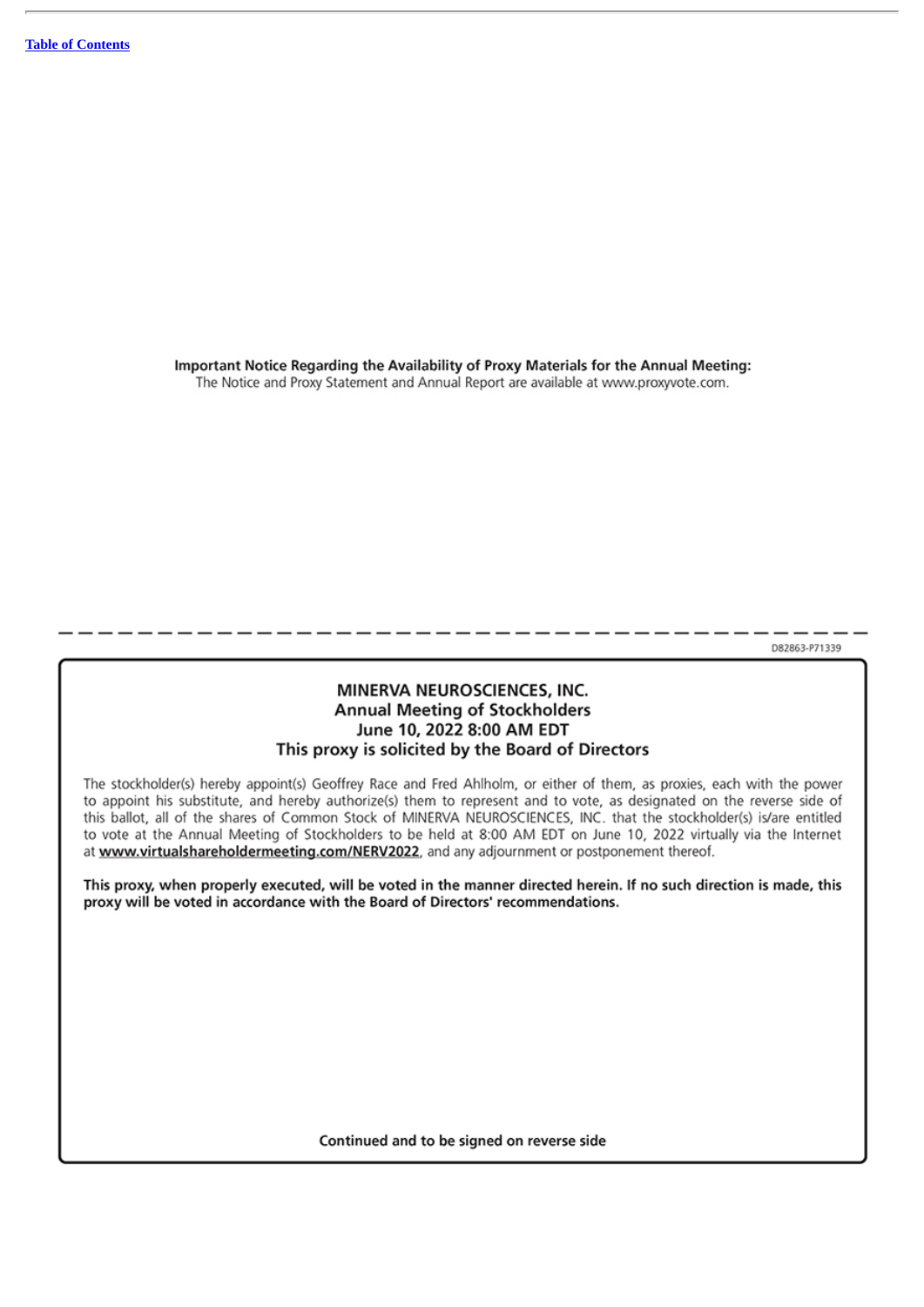[Table of Contents](#)

**Important Notice Regarding the Availability of Proxy Materials for the Annual Meeting:**
The Notice and Proxy Statement and Annual Report are available at www.proxyvote.com.

D82863-P71339

**MINERVA NEUROSCIENCES, INC.**
**Annual Meeting of Stockholders**
**June 10, 2022 8:00 AM EDT**
**This proxy is solicited by the Board of Directors**

The stockholder(s) hereby appoint(s) Geoffrey Race and Fred Ahlholm, or either of them, as proxies, each with the power to appoint his substitute, and hereby authorize(s) them to represent and to vote, as designated on the reverse side of this ballot, all of the shares of Common Stock of MINERVA NEUROSCIENCES, INC. that the stockholder(s) is/are entitled to vote at the Annual Meeting of Stockholders to be held at 8:00 AM EDT on June 10, 2022 virtually via the Internet at **www.virtualshareholdermeeting.com/NERV2022**, and any adjournment or postponement thereof.

**This proxy, when properly executed, will be voted in the manner directed herein. If no such direction is made, this proxy will be voted in accordance with the Board of Directors' recommendations.**

**Continued and to be signed on reverse side**